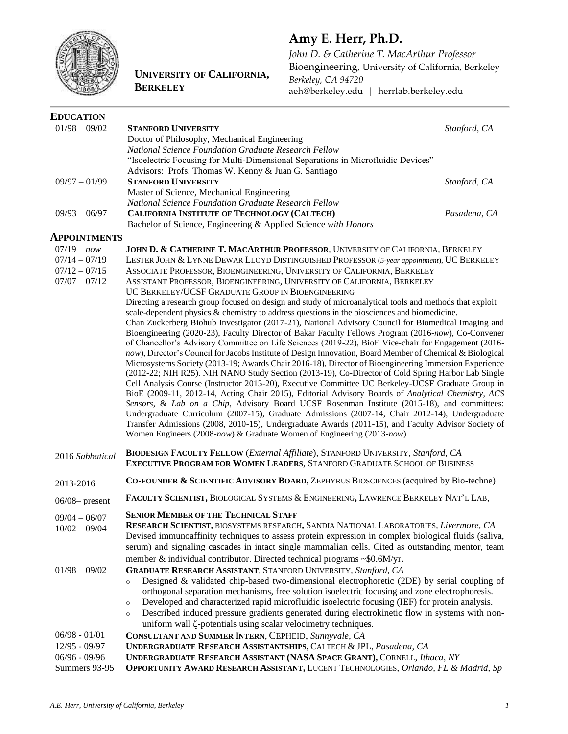# Amy E. Herr, Ph.D.

**UNIVERSITY OF CALIFORNIA, BERKELEY**

*John D. & Catherine T. MacArthur Professor*
Bioengineering, University of California, Berkeley
*Berkeley, CA 94720*
aeh@berkeley.edu | herrlab.berkeley.edu

---

## EDUCATION

**01/98 – 09/02** — **STANFORD UNIVERSITY** — *Stanford, CA*
Doctor of Philosophy, Mechanical Engineering
*National Science Foundation Graduate Research Fellow*
"Isoelectric Focusing for Multi-Dimensional Separations in Microfluidic Devices"
Advisors: Profs. Thomas W. Kenny & Juan G. Santiago

**09/97 – 01/99** — **STANFORD UNIVERSITY** — *Stanford, CA*
Master of Science, Mechanical Engineering
*National Science Foundation Graduate Research Fellow*

**09/93 – 06/97** — **CALIFORNIA INSTITUTE OF TECHNOLOGY (CALTECH)** — *Pasadena, CA*
Bachelor of Science, Engineering & Applied Science *with Honors*

## APPOINTMENTS

*07/19 – now* — **JOHN D. & CATHERINE T. MACARTHUR PROFESSOR**, UNIVERSITY OF CALIFORNIA, BERKELEY
07/14 – 07/19 — LESTER JOHN & LYNNE DEWAR LLOYD DISTINGUISHED PROFESSOR (*5-year appointment*), UC BERKELEY
07/12 – 07/15 — ASSOCIATE PROFESSOR, BIOENGINEERING, UNIVERSITY OF CALIFORNIA, BERKELEY
07/07 – 07/12 — ASSISTANT PROFESSOR, BIOENGINEERING, UNIVERSITY OF CALIFORNIA, BERKELEY
UC BERKELEY/UCSF GRADUATE GROUP IN BIOENGINEERING

Directing a research group focused on design and study of microanalytical tools and methods that exploit scale-dependent physics & chemistry to address questions in the biosciences and biomedicine. Chan Zuckerberg Biohub Investigator (2017-21), National Advisory Council for Biomedical Imaging and Bioengineering (2020-23), Faculty Director of Bakar Faculty Fellows Program (2016-*now*), Co-Convener of Chancellor's Advisory Committee on Life Sciences (2019-22), BioE Vice-chair for Engagement (2016-*now*), Director's Council for Jacobs Institute of Design Innovation, Board Member of Chemical & Biological Microsystems Society (2013-19; Awards Chair 2016-18), Director of Bioengineering Immersion Experience (2012-22; NIH R25). NIH NANO Study Section (2013-19), Co-Director of Cold Spring Harbor Lab Single Cell Analysis Course (Instructor 2015-20), Executive Committee UC Berkeley-UCSF Graduate Group in BioE (2009-11, 2012-14, Acting Chair 2015), Editorial Advisory Boards of *Analytical Chemistry, ACS Sensors*, & *Lab on a Chip*, Advisory Board UCSF Rosenman Institute (2015-18), and committees: Undergraduate Curriculum (2007-15), Graduate Admissions (2007-14, Chair 2012-14), Undergraduate Transfer Admissions (2008, 2010-15), Undergraduate Awards (2011-15), and Faculty Advisor Society of Women Engineers (2008-*now*) & Graduate Women of Engineering (2013-*now*)

2016 *Sabbatical* — **BIODESIGN FACULTY FELLOW** (*External Affiliate*), STANFORD UNIVERSITY, *Stanford, CA*
**EXECUTIVE PROGRAM FOR WOMEN LEADERS**, STANFORD GRADUATE SCHOOL OF BUSINESS

2013-2016 — **CO-FOUNDER & SCIENTIFIC ADVISORY BOARD,** ZEPHYRUS BIOSCIENCES (acquired by Bio-techne)

06/08– present — **FACULTY SCIENTIST,** BIOLOGICAL SYSTEMS & ENGINEERING**,** LAWRENCE BERKELEY NAT'L LAB,

09/04 – 06/07 — **SENIOR MEMBER OF THE TECHNICAL STAFF**
10/02 – 09/04 — **RESEARCH SCIENTIST,** BIOSYSTEMS RESEARCH**,** SANDIA NATIONAL LABORATORIES, *Livermore, CA*
Devised immunoaffinity techniques to assess protein expression in complex biological fluids (saliva, serum) and signaling cascades in intact single mammalian cells. Cited as outstanding mentor, team member & individual contributor. Directed technical programs ~\$0.6M/yr.

01/98 – 09/02 — **GRADUATE RESEARCH ASSISTANT**, STANFORD UNIVERSITY, *Stanford, CA*
- Designed & validated chip-based two-dimensional electrophoretic (2DE) by serial coupling of orthogonal separation mechanisms, free solution isoelectric focusing and zone electrophoresis.
- Developed and characterized rapid microfluidic isoelectric focusing (IEF) for protein analysis.
- Described induced pressure gradients generated during electrokinetic flow in systems with non-uniform wall $\zeta$-potentials using scalar velocimetry techniques.

06/98 - 01/01 — **CONSULTANT AND SUMMER INTERN**, CEPHEID, *Sunnyvale, CA*
12/95 - 09/97 — **UNDERGRADUATE RESEARCH ASSISTANTSHIPS,** CALTECH & JPL, *Pasadena, CA*
06/96 - 09/96 — **UNDERGRADUATE RESEARCH ASSISTANT (NASA SPACE GRANT),** CORNELL, *Ithaca, NY*
Summers 93-95 — **OPPORTUNITY AWARD RESEARCH ASSISTANT,** LUCENT TECHNOLOGIES, *Orlando, FL & Madrid, Sp*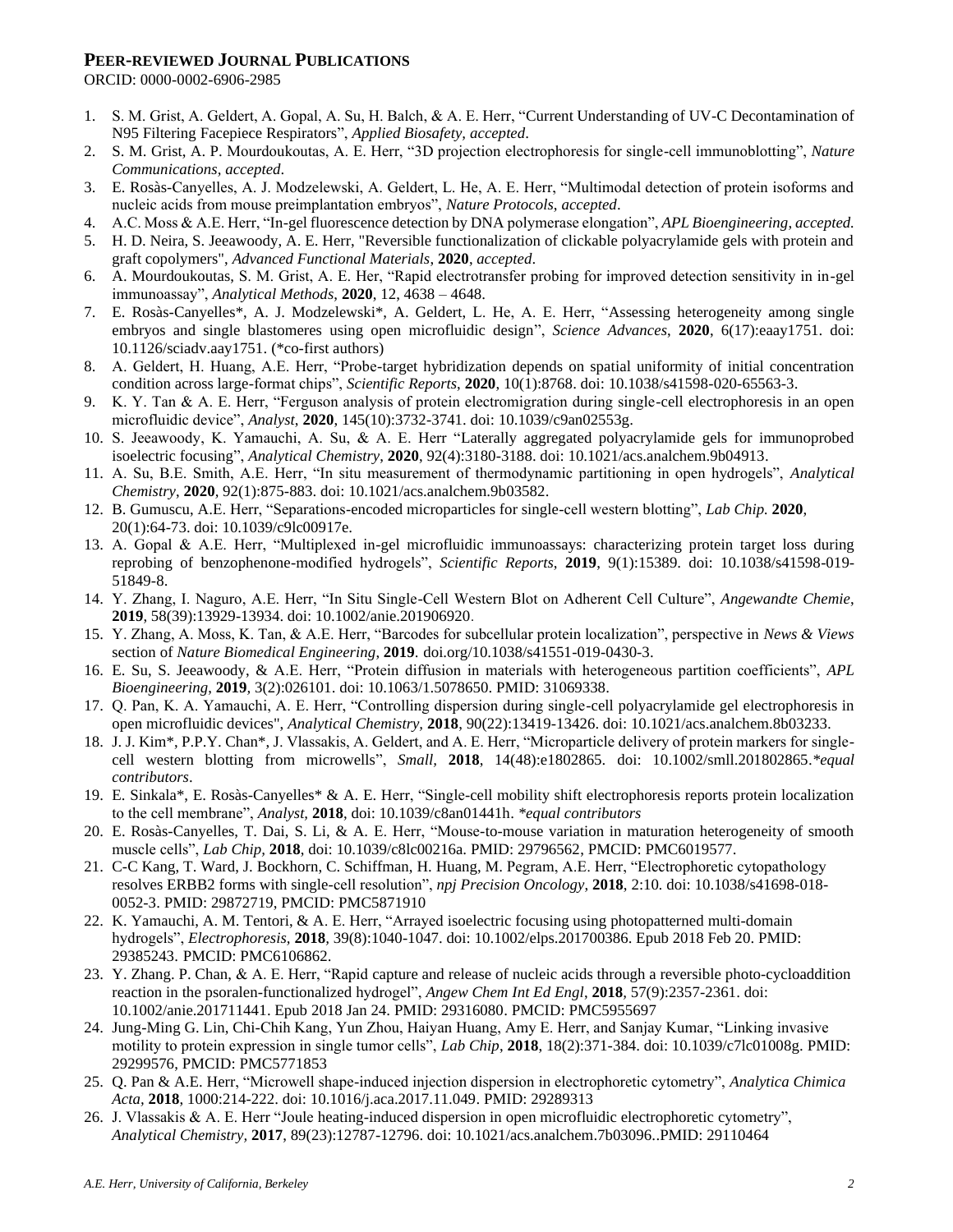## Peer-reviewed Journal Publications

ORCID: 0000-0002-6906-2985

1. S. M. Grist, A. Geldert, A. Gopal, A. Su, H. Balch, & A. E. Herr, "Current Understanding of UV-C Decontamination of N95 Filtering Facepiece Respirators", *Applied Biosafety, accepted*.
2. S. M. Grist, A. P. Mourdoukoutas, A. E. Herr, "3D projection electrophoresis for single-cell immunoblotting", *Nature Communications, accepted*.
3. E. Rosàs-Canyelles, A. J. Modzelewski, A. Geldert, L. He, A. E. Herr, "Multimodal detection of protein isoforms and nucleic acids from mouse preimplantation embryos", *Nature Protocols, accepted*.
4. A.C. Moss & A.E. Herr, "In-gel fluorescence detection by DNA polymerase elongation", *APL Bioengineering, accepted.*
5. H. D. Neira, S. Jeeawoody, A. E. Herr, "Reversible functionalization of clickable polyacrylamide gels with protein and graft copolymers", *Advanced Functional Materials*, **2020**, *accepted*.
6. A. Mourdoukoutas, S. M. Grist, A. E. Her, "Rapid electrotransfer probing for improved detection sensitivity in in-gel immunoassay", *Analytical Methods*, **2020**, 12, 4638 – 4648.
7. E. Rosàs-Canyelles*, A. J. Modzelewski*, A. Geldert, L. He, A. E. Herr, "Assessing heterogeneity among single embryos and single blastomeres using open microfluidic design", *Science Advances*, **2020**, 6(17):eaay1751. doi: 10.1126/sciadv.aay1751. (*co-first authors)
8. A. Geldert, H. Huang, A.E. Herr, "Probe-target hybridization depends on spatial uniformity of initial concentration condition across large-format chips", *Scientific Reports*, **2020**, 10(1):8768. doi: 10.1038/s41598-020-65563-3.
9. K. Y. Tan & A. E. Herr, "Ferguson analysis of protein electromigration during single-cell electrophoresis in an open microfluidic device", *Analyst*, **2020**, 145(10):3732-3741. doi: 10.1039/c9an02553g.
10. S. Jeeawoody, K. Yamauchi, A. Su, & A. E. Herr "Laterally aggregated polyacrylamide gels for immunoprobed isoelectric focusing", *Analytical Chemistry*, **2020**, 92(4):3180-3188. doi: 10.1021/acs.analchem.9b04913.
11. A. Su, B.E. Smith, A.E. Herr, "In situ measurement of thermodynamic partitioning in open hydrogels", *Analytical Chemistry*, **2020**, 92(1):875-883. doi: 10.1021/acs.analchem.9b03582.
12. B. Gumuscu, A.E. Herr, "Separations-encoded microparticles for single-cell western blotting", *Lab Chip.* **2020**, 20(1):64-73. doi: 10.1039/c9lc00917e.
13. A. Gopal & A.E. Herr, "Multiplexed in-gel microfluidic immunoassays: characterizing protein target loss during reprobing of benzophenone-modified hydrogels", *Scientific Reports*, **2019**, 9(1):15389. doi: 10.1038/s41598-019-51849-8.
14. Y. Zhang, I. Naguro, A.E. Herr, "In Situ Single-Cell Western Blot on Adherent Cell Culture", *Angewandte Chemie*, **2019**, 58(39):13929-13934. doi: 10.1002/anie.201906920.
15. Y. Zhang, A. Moss, K. Tan, & A.E. Herr, "Barcodes for subcellular protein localization", perspective in *News & Views* section of *Nature Biomedical Engineering*, **2019**. doi.org/10.1038/s41551-019-0430-3.
16. E. Su, S. Jeeawoody, & A.E. Herr, "Protein diffusion in materials with heterogeneous partition coefficients", *APL Bioengineering*, **2019**, 3(2):026101. doi: 10.1063/1.5078650. PMID: 31069338.
17. Q. Pan, K. A. Yamauchi, A. E. Herr, "Controlling dispersion during single-cell polyacrylamide gel electrophoresis in open microfluidic devices", *Analytical Chemistry,* **2018**, 90(22):13419-13426. doi: 10.1021/acs.analchem.8b03233.
18. J. J. Kim*, P.P.Y. Chan*, J. Vlassakis, A. Geldert, and A. E. Herr, "Microparticle delivery of protein markers for single-cell western blotting from microwells", *Small,* **2018**, 14(48):e1802865. doi: 10.1002/smll.201802865.**equal contributors*.
19. E. Sinkala*, E. Rosàs-Canyelles* & A. E. Herr, "Single-cell mobility shift electrophoresis reports protein localization to the cell membrane", *Analyst*, **2018**, doi: 10.1039/c8an01441h. **equal contributors*
20. E. Rosàs-Canyelles, T. Dai, S. Li, & A. E. Herr, "Mouse-to-mouse variation in maturation heterogeneity of smooth muscle cells", *Lab Chip,* **2018**, doi: 10.1039/c8lc00216a. PMID: 29796562, PMCID: PMC6019577.
21. C-C Kang, T. Ward, J. Bockhorn, C. Schiffman, H. Huang, M. Pegram, A.E. Herr, "Electrophoretic cytopathology resolves ERBB2 forms with single-cell resolution", *npj Precision Oncology*, **2018**, 2:10. doi: 10.1038/s41698-018-0052-3. PMID: 29872719, PMCID: PMC5871910
22. K. Yamauchi, A. M. Tentori, & A. E. Herr, "Arrayed isoelectric focusing using photopatterned multi-domain hydrogels", *Electrophoresis*, **2018**, 39(8):1040-1047. doi: 10.1002/elps.201700386. Epub 2018 Feb 20. PMID: 29385243. PMCID: PMC6106862.
23. Y. Zhang. P. Chan, & A. E. Herr, "Rapid capture and release of nucleic acids through a reversible photo-cycloaddition reaction in the psoralen-functionalized hydrogel", *Angew Chem Int Ed Engl*, **2018**, 57(9):2357-2361. doi: 10.1002/anie.201711441. Epub 2018 Jan 24. PMID: 29316080. PMCID: PMC5955697
24. Jung-Ming G. Lin, Chi-Chih Kang, Yun Zhou, Haiyan Huang, Amy E. Herr, and Sanjay Kumar, "Linking invasive motility to protein expression in single tumor cells", *Lab Chip*, **2018**, 18(2):371-384. doi: 10.1039/c7lc01008g. PMID: 29299576, PMCID: PMC5771853
25. Q. Pan & A.E. Herr, "Microwell shape-induced injection dispersion in electrophoretic cytometry", *Analytica Chimica Acta,* **2018**, 1000:214-222. doi: 10.1016/j.aca.2017.11.049. PMID: 29289313
26. J. Vlassakis & A. E. Herr "Joule heating-induced dispersion in open microfluidic electrophoretic cytometry", *Analytical Chemistry,* **2017**, 89(23):12787-12796. doi: 10.1021/acs.analchem.7b03096..PMID: 29110464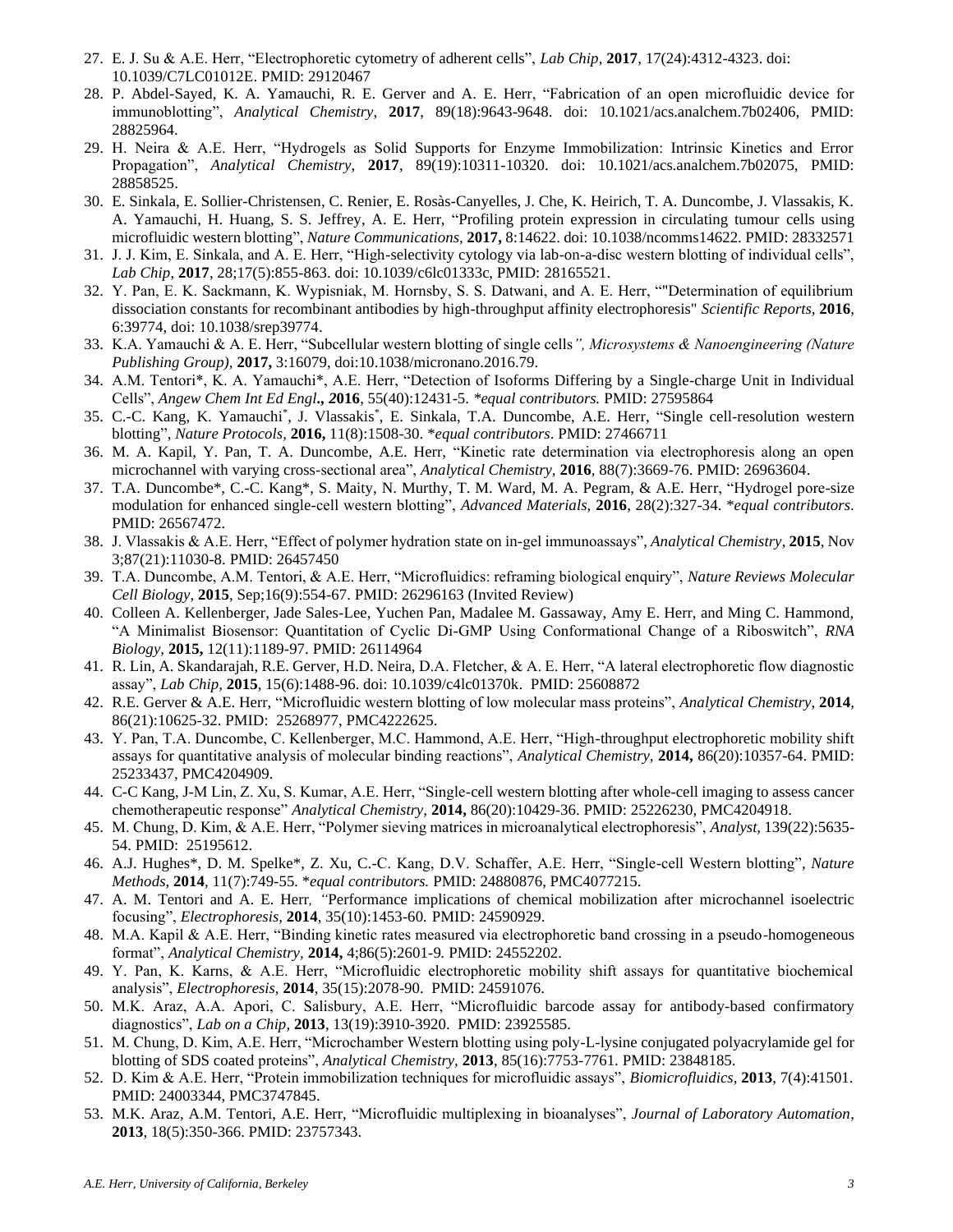27. E. J. Su & A.E. Herr, "Electrophoretic cytometry of adherent cells", *Lab Chip*, **2017**, 17(24):4312-4323. doi: 10.1039/C7LC01012E. PMID: 29120467
28. P. Abdel-Sayed, K. A. Yamauchi, R. E. Gerver and A. E. Herr, "Fabrication of an open microfluidic device for immunoblotting", *Analytical Chemistry*, **2017**, 89(18):9643-9648. doi: 10.1021/acs.analchem.7b02406, PMID: 28825964.
29. H. Neira & A.E. Herr, "Hydrogels as Solid Supports for Enzyme Immobilization: Intrinsic Kinetics and Error Propagation", *Analytical Chemistry*, **2017**, 89(19):10311-10320. doi: 10.1021/acs.analchem.7b02075, PMID: 28858525.
30. E. Sinkala, E. Sollier-Christensen, C. Renier, E. Rosàs-Canyelles, J. Che, K. Heirich, T. A. Duncombe, J. Vlassakis, K. A. Yamauchi, H. Huang, S. S. Jeffrey, A. E. Herr, "Profiling protein expression in circulating tumour cells using microfluidic western blotting", *Nature Communications*, **2017,** 8:14622. doi: 10.1038/ncomms14622. PMID: 28332571
31. J. J. Kim, E. Sinkala, and A. E. Herr, "High-selectivity cytology via lab-on-a-disc western blotting of individual cells", *Lab Chip*, **2017**, 28;17(5):855-863. doi: 10.1039/c6lc01333c, PMID: 28165521.
32. Y. Pan, E. K. Sackmann, K. Wypisniak, M. Hornsby, S. S. Datwani, and A. E. Herr, ""Determination of equilibrium dissociation constants for recombinant antibodies by high-throughput affinity electrophoresis" *Scientific Reports*, **2016**, 6:39774, doi: 10.1038/srep39774.
33. K.A. Yamauchi & A. E. Herr, "Subcellular western blotting of single cells*", Microsystems & Nanoengineering (Nature Publishing Group)*, **2017,** 3:16079, doi:10.1038/micronano.2016.79.
34. A.M. Tentori*, K. A. Yamauchi*, A.E. Herr, "Detection of Isoforms Differing by a Single-charge Unit in Individual Cells", *Angew Chem Int Ed Engl*.**,** **2016**, 55(40):12431-5. *\*equal contributors.* PMID: 27595864
35. C.-C. Kang, K. Yamauchi*, J. Vlassakis*, E. Sinkala, T.A. Duncombe, A.E. Herr, "Single cell-resolution western blotting", *Nature Protocols*, **2016,** 11(8):1508-30. \**equal contributors*. PMID: 27466711
36. M. A. Kapil, Y. Pan, T. A. Duncombe, A.E. Herr, "Kinetic rate determination via electrophoresis along an open microchannel with varying cross-sectional area", *Analytical Chemistry*, **2016**, 88(7):3669-76. PMID: 26963604.
37. T.A. Duncombe*, C.-C. Kang*, S. Maity, N. Murthy, T. M. Ward, M. A. Pegram, & A.E. Herr, "Hydrogel pore-size modulation for enhanced single-cell western blotting", *Advanced Materials*, **2016**, 28(2):327-34. \**equal contributors*. PMID: 26567472.
38. J. Vlassakis & A.E. Herr, "Effect of polymer hydration state on in-gel immunoassays", *Analytical Chemistry*, **2015**, Nov 3;87(21):11030-8. PMID: 26457450
39. T.A. Duncombe, A.M. Tentori, & A.E. Herr, "Microfluidics: reframing biological enquiry", *Nature Reviews Molecular Cell Biology*, **2015**, Sep;16(9):554-67. PMID: 26296163 (Invited Review)
40. Colleen A. Kellenberger, Jade Sales-Lee, Yuchen Pan, Madalee M. Gassaway, Amy E. Herr, and Ming C. Hammond, "A Minimalist Biosensor: Quantitation of Cyclic Di-GMP Using Conformational Change of a Riboswitch", *RNA Biology*, **2015,** 12(11):1189-97. PMID: 26114964
41. R. Lin, A. Skandarajah, R.E. Gerver, H.D. Neira, D.A. Fletcher, & A. E. Herr, "A lateral electrophoretic flow diagnostic assay", *Lab Chip*, **2015**, 15(6):1488-96. doi: 10.1039/c4lc01370k. PMID: 25608872
42. R.E. Gerver & A.E. Herr, "Microfluidic western blotting of low molecular mass proteins", *Analytical Chemistry,* **2014**, 86(21):10625-32. PMID: 25268977, PMC4222625.
43. Y. Pan, T.A. Duncombe, C. Kellenberger, M.C. Hammond, A.E. Herr, "High-throughput electrophoretic mobility shift assays for quantitative analysis of molecular binding reactions", *Analytical Chemistry,* **2014,** 86(20):10357-64. PMID: 25233437, PMC4204909.
44. C-C Kang, J-M Lin, Z. Xu, S. Kumar, A.E. Herr, "Single-cell western blotting after whole-cell imaging to assess cancer chemotherapeutic response" *Analytical Chemistry,* **2014,** 86(20):10429-36. PMID: 25226230, PMC4204918.
45. M. Chung, D. Kim, & A.E. Herr, "Polymer sieving matrices in microanalytical electrophoresis", *Analyst*, 139(22):5635-54. PMID: 25195612.
46. A.J. Hughes*, D. M. Spelke*, Z. Xu, C.-C. Kang, D.V. Schaffer, A.E. Herr, "Single-cell Western blotting", *Nature Methods*, **2014**, 11(7):749-55. *\*equal contributors.* PMID: 24880876, PMC4077215.
47. A. M. Tentori and A. E. Herr*, "*Performance implications of chemical mobilization after microchannel isoelectric focusing", *Electrophoresis*, **2014**, 35(10):1453-60*.* PMID: 24590929.
48. M.A. Kapil & A.E. Herr, "Binding kinetic rates measured via electrophoretic band crossing in a pseudo-homogeneous format", *Analytical Chemistry,* **2014,** 4;86(5):2601-9*.* PMID: 24552202.
49. Y. Pan, K. Karns, & A.E. Herr, "Microfluidic electrophoretic mobility shift assays for quantitative biochemical analysis", *Electrophoresis,* **2014**, 35(15):2078-90. PMID: 24591076.
50. M.K. Araz, A.A. Apori, C. Salisbury, A.E. Herr, "Microfluidic barcode assay for antibody-based confirmatory diagnostics", *Lab on a Chip,* **2013**, 13(19):3910-3920. PMID: 23925585.
51. M. Chung, D. Kim, A.E. Herr, "Microchamber Western blotting using poly-L-lysine conjugated polyacrylamide gel for blotting of SDS coated proteins", *Analytical Chemistry*, **2013**, 85(16):7753-7761. PMID: 23848185.
52. D. Kim & A.E. Herr, "Protein immobilization techniques for microfluidic assays", *Biomicrofluidics*, **2013**, 7(4):41501. PMID: 24003344, PMC3747845.
53. M.K. Araz, A.M. Tentori, A.E. Herr, "Microfluidic multiplexing in bioanalyses", *Journal of Laboratory Automation*, **2013**, 18(5):350-366. PMID: 23757343.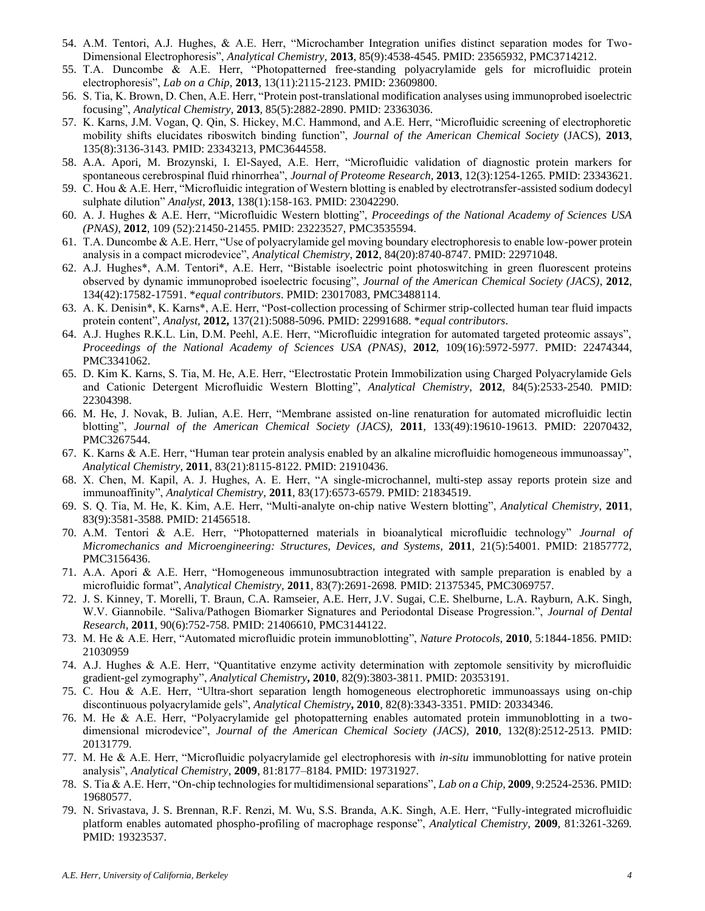54. A.M. Tentori, A.J. Hughes, & A.E. Herr, "Microchamber Integration unifies distinct separation modes for Two-Dimensional Electrophoresis", *Analytical Chemistry*, **2013**, 85(9):4538-4545. PMID: 23565932, PMC3714212.
55. T.A. Duncombe & A.E. Herr, "Photopatterned free-standing polyacrylamide gels for microfluidic protein electrophoresis", *Lab on a Chip*, **2013**, 13(11):2115-2123. PMID: 23609800.
56. S. Tia, K. Brown, D. Chen, A.E. Herr, "Protein post-translational modification analyses using immunoprobed isoelectric focusing", *Analytical Chemistry*, **2013**, 85(5):2882-2890. PMID: 23363036.
57. K. Karns, J.M. Vogan, Q. Qin, S. Hickey, M.C. Hammond, and A.E. Herr, "Microfluidic screening of electrophoretic mobility shifts elucidates riboswitch binding function", *Journal of the American Chemical Society* (JACS), **2013**, 135(8):3136-3143. PMID: 23343213, PMC3644558.
58. A.A. Apori, M. Brozynski, I. El-Sayed, A.E. Herr, "Microfluidic validation of diagnostic protein markers for spontaneous cerebrospinal fluid rhinorrhea", *Journal of Proteome Research*, **2013**, 12(3):1254-1265. PMID: 23343621.
59. C. Hou & A.E. Herr, "Microfluidic integration of Western blotting is enabled by electrotransfer-assisted sodium dodecyl sulphate dilution" *Analyst*, **2013**, 138(1):158-163. PMID: 23042290.
60. A. J. Hughes & A.E. Herr, "Microfluidic Western blotting", *Proceedings of the National Academy of Sciences USA (PNAS)*, **2012**, 109 (52):21450-21455. PMID: 23223527, PMC3535594.
61. T.A. Duncombe & A.E. Herr, "Use of polyacrylamide gel moving boundary electrophoresis to enable low-power protein analysis in a compact microdevice", *Analytical Chemistry*, **2012**, 84(20):8740-8747. PMID: 22971048.
62. A.J. Hughes*, A.M. Tentori*, A.E. Herr, "Bistable isoelectric point photoswitching in green fluorescent proteins observed by dynamic immunoprobed isoelectric focusing", *Journal of the American Chemical Society (JACS)*, **2012**, 134(42):17582-17591. *equal contributors*. PMID: 23017083, PMC3488114.
63. A. K. Denisin*, K. Karns*, A.E. Herr, "Post-collection processing of Schirmer strip-collected human tear fluid impacts protein content", *Analyst,* **2012,** 137(21):5088-5096. PMID: 22991688. *equal contributors*.
64. A.J. Hughes R.K.L. Lin, D.M. Peehl, A.E. Herr, "Microfluidic integration for automated targeted proteomic assays", *Proceedings of the National Academy of Sciences USA (PNAS)*, **2012**, 109(16):5972-5977. PMID: 22474344, PMC3341062.
65. D. Kim K. Karns, S. Tia, M. He, A.E. Herr, "Electrostatic Protein Immobilization using Charged Polyacrylamide Gels and Cationic Detergent Microfluidic Western Blotting", *Analytical Chemistry*, **2012**, 84(5):2533-2540. PMID: 22304398.
66. M. He, J. Novak, B. Julian, A.E. Herr, "Membrane assisted on-line renaturation for automated microfluidic lectin blotting", *Journal of the American Chemical Society (JACS)*, **2011**, 133(49):19610-19613. PMID: 22070432, PMC3267544.
67. K. Karns & A.E. Herr, "Human tear protein analysis enabled by an alkaline microfluidic homogeneous immunoassay", *Analytical Chemistry*, **2011**, 83(21):8115-8122. PMID: 21910436.
68. X. Chen, M. Kapil, A. J. Hughes, A. E. Herr, "A single-microchannel, multi-step assay reports protein size and immunoaffinity", *Analytical Chemistry*, **2011**, 83(17):6573-6579. PMID: 21834519.
69. S. Q. Tia, M. He, K. Kim, A.E. Herr, "Multi-analyte on-chip native Western blotting", *Analytical Chemistry*, **2011**, 83(9):3581-3588. PMID: 21456518.
70. A.M. Tentori & A.E. Herr, "Photopatterned materials in bioanalytical microfluidic technology" *Journal of Micromechanics and Microengineering: Structures, Devices, and Systems*, **2011**, 21(5):54001. PMID: 21857772, PMC3156436.
71. A.A. Apori & A.E. Herr, "Homogeneous immunosubtraction integrated with sample preparation is enabled by a microfluidic format", *Analytical Chemistry*, **2011**, 83(7):2691-2698. PMID: 21375345, PMC3069757.
72. J. S. Kinney, T. Morelli, T. Braun, C.A. Ramseier, A.E. Herr, J.V. Sugai, C.E. Shelburne, L.A. Rayburn, A.K. Singh, W.V. Giannobile. "Saliva/Pathogen Biomarker Signatures and Periodontal Disease Progression.", *Journal of Dental Research*, **2011**, 90(6):752-758. PMID: 21406610, PMC3144122.
73. M. He & A.E. Herr, "Automated microfluidic protein immunoblotting", *Nature Protocols*, **2010**, 5:1844-1856. PMID: 21030959
74. A.J. Hughes & A.E. Herr, "Quantitative enzyme activity determination with zeptomole sensitivity by microfluidic gradient-gel zymography", *Analytical Chemistry***, 2010**, 82(9):3803-3811. PMID: 20353191.
75. C. Hou & A.E. Herr, "Ultra-short separation length homogeneous electrophoretic immunoassays using on-chip discontinuous polyacrylamide gels", *Analytical Chemistry***, 2010**, 82(8):3343-3351. PMID: 20334346.
76. M. He & A.E. Herr, "Polyacrylamide gel photopatterning enables automated protein immunoblotting in a two-dimensional microdevice", *Journal of the American Chemical Society (JACS)*, **2010**, 132(8):2512-2513. PMID: 20131779.
77. M. He & A.E. Herr, "Microfluidic polyacrylamide gel electrophoresis with *in-situ* immunoblotting for native protein analysis", *Analytical Chemistry*, **2009**, 81:8177–8184. PMID: 19731927.
78. S. Tia & A.E. Herr, "On-chip technologies for multidimensional separations", *Lab on a Chip*, **2009**, 9:2524-2536. PMID: 19680577.
79. N. Srivastava, J. S. Brennan, R.F. Renzi, M. Wu, S.S. Branda, A.K. Singh, A.E. Herr, "Fully-integrated microfluidic platform enables automated phospho-profiling of macrophage response", *Analytical Chemistry*, **2009**, 81:3261-3269. PMID: 19323537.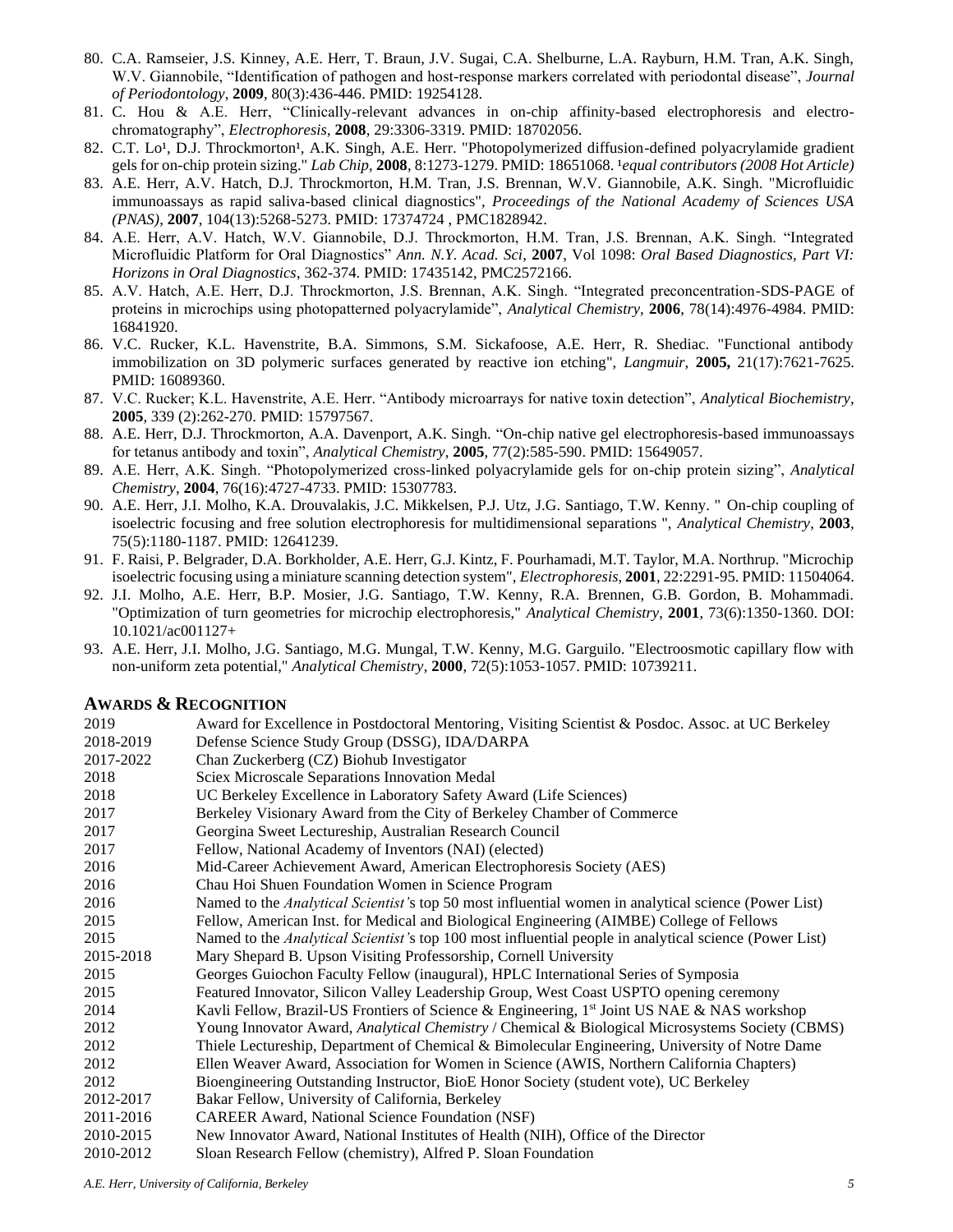80. C.A. Ramseier, J.S. Kinney, A.E. Herr, T. Braun, J.V. Sugai, C.A. Shelburne, L.A. Rayburn, H.M. Tran, A.K. Singh, W.V. Giannobile, "Identification of pathogen and host-response markers correlated with periodontal disease", *Journal of Periodontology*, **2009**, 80(3):436-446. PMID: 19254128.
81. C. Hou & A.E. Herr, "Clinically-relevant advances in on-chip affinity-based electrophoresis and electro-chromatography", *Electrophoresis*, **2008**, 29:3306-3319. PMID: 18702056.
82. C.T. Lo[1], D.J. Throckmorton[1], A.K. Singh, A.E. Herr. "Photopolymerized diffusion-defined polyacrylamide gradient gels for on-chip protein sizing." *Lab Chip*, **2008**, 8:1273-1279. PMID: 18651068. [1]*equal contributors (2008 Hot Article)*
83. A.E. Herr, A.V. Hatch, D.J. Throckmorton, H.M. Tran, J.S. Brennan, W.V. Giannobile, A.K. Singh. "Microfluidic immunoassays as rapid saliva-based clinical diagnostics", *Proceedings of the National Academy of Sciences USA (PNAS)*, **2007**, 104(13):5268-5273. PMID: 17374724 , PMC1828942.
84. A.E. Herr, A.V. Hatch, W.V. Giannobile, D.J. Throckmorton, H.M. Tran, J.S. Brennan, A.K. Singh. "Integrated Microfluidic Platform for Oral Diagnostics" *Ann. N.Y. Acad. Sci*, **2007**, Vol 1098: *Oral Based Diagnostics, Part VI: Horizons in Oral Diagnostics*, 362-374. PMID: 17435142, PMC2572166.
85. A.V. Hatch, A.E. Herr, D.J. Throckmorton, J.S. Brennan, A.K. Singh. "Integrated preconcentration-SDS-PAGE of proteins in microchips using photopatterned polyacrylamide", *Analytical Chemistry*, **2006**, 78(14):4976-4984. PMID: 16841920.
86. V.C. Rucker, K.L. Havenstrite, B.A. Simmons, S.M. Sickafoose, A.E. Herr, R. Shediac. "Functional antibody immobilization on 3D polymeric surfaces generated by reactive ion etching", *Langmuir*, **2005,** 21(17):7621-7625. PMID: 16089360.
87. V.C. Rucker; K.L. Havenstrite, A.E. Herr. "Antibody microarrays for native toxin detection", *Analytical Biochemistry*, **2005**, 339 (2):262-270. PMID: 15797567.
88. A.E. Herr, D.J. Throckmorton, A.A. Davenport, A.K. Singh. "On-chip native gel electrophoresis-based immunoassays for tetanus antibody and toxin", *Analytical Chemistry*, **2005**, 77(2):585-590. PMID: 15649057.
89. A.E. Herr, A.K. Singh. "Photopolymerized cross-linked polyacrylamide gels for on-chip protein sizing", *Analytical Chemistry*, **2004**, 76(16):4727-4733. PMID: 15307783.
90. A.E. Herr, J.I. Molho, K.A. Drouvalakis, J.C. Mikkelsen, P.J. Utz, J.G. Santiago, T.W. Kenny. " On-chip coupling of isoelectric focusing and free solution electrophoresis for multidimensional separations ", *Analytical Chemistry*, **2003**, 75(5):1180-1187. PMID: 12641239.
91. F. Raisi, P. Belgrader, D.A. Borkholder, A.E. Herr, G.J. Kintz, F. Pourhamadi, M.T. Taylor, M.A. Northrup. "Microchip isoelectric focusing using a miniature scanning detection system", *Electrophoresis*, **2001**, 22:2291-95. PMID: 11504064.
92. J.I. Molho, A.E. Herr, B.P. Mosier, J.G. Santiago, T.W. Kenny, R.A. Brennen, G.B. Gordon, B. Mohammadi. "Optimization of turn geometries for microchip electrophoresis," *Analytical Chemistry*, **2001**, 73(6):1350-1360. DOI: 10.1021/ac001127+
93. A.E. Herr, J.I. Molho, J.G. Santiago, M.G. Mungal, T.W. Kenny, M.G. Garguilo. "Electroosmotic capillary flow with non-uniform zeta potential," *Analytical Chemistry*, **2000**, 72(5):1053-1057. PMID: 10739211.

## AWARDS & RECOGNITION

| | |
|---|---|
| 2019 | Award for Excellence in Postdoctoral Mentoring, Visiting Scientist & Posdoc. Assoc. at UC Berkeley |
| 2018-2019 | Defense Science Study Group (DSSG), IDA/DARPA |
| 2017-2022 | Chan Zuckerberg (CZ) Biohub Investigator |
| 2018 | Sciex Microscale Separations Innovation Medal |
| 2018 | UC Berkeley Excellence in Laboratory Safety Award (Life Sciences) |
| 2017 | Berkeley Visionary Award from the City of Berkeley Chamber of Commerce |
| 2017 | Georgina Sweet Lectureship, Australian Research Council |
| 2017 | Fellow, National Academy of Inventors (NAI) (elected) |
| 2016 | Mid-Career Achievement Award, American Electrophoresis Society (AES) |
| 2016 | Chau Hoi Shuen Foundation Women in Science Program |
| 2016 | Named to the *Analytical Scientist'*s top 50 most influential women in analytical science (Power List) |
| 2015 | Fellow, American Inst. for Medical and Biological Engineering (AIMBE) College of Fellows |
| 2015 | Named to the *Analytical Scientist'*s top 100 most influential people in analytical science (Power List) |
| 2015-2018 | Mary Shepard B. Upson Visiting Professorship, Cornell University |
| 2015 | Georges Guiochon Faculty Fellow (inaugural), HPLC International Series of Symposia |
| 2015 | Featured Innovator, Silicon Valley Leadership Group, West Coast USPTO opening ceremony |
| 2014 | Kavli Fellow, Brazil-US Frontiers of Science & Engineering, 1st Joint US NAE & NAS workshop |
| 2012 | Young Innovator Award, *Analytical Chemistry* / Chemical & Biological Microsystems Society (CBMS) |
| 2012 | Thiele Lectureship, Department of Chemical & Bimolecular Engineering, University of Notre Dame |
| 2012 | Ellen Weaver Award, Association for Women in Science (AWIS, Northern California Chapters) |
| 2012 | Bioengineering Outstanding Instructor, BioE Honor Society (student vote), UC Berkeley |
| 2012-2017 | Bakar Fellow, University of California, Berkeley |
| 2011-2016 | CAREER Award, National Science Foundation (NSF) |
| 2010-2015 | New Innovator Award, National Institutes of Health (NIH), Office of the Director |
| 2010-2012 | Sloan Research Fellow (chemistry), Alfred P. Sloan Foundation |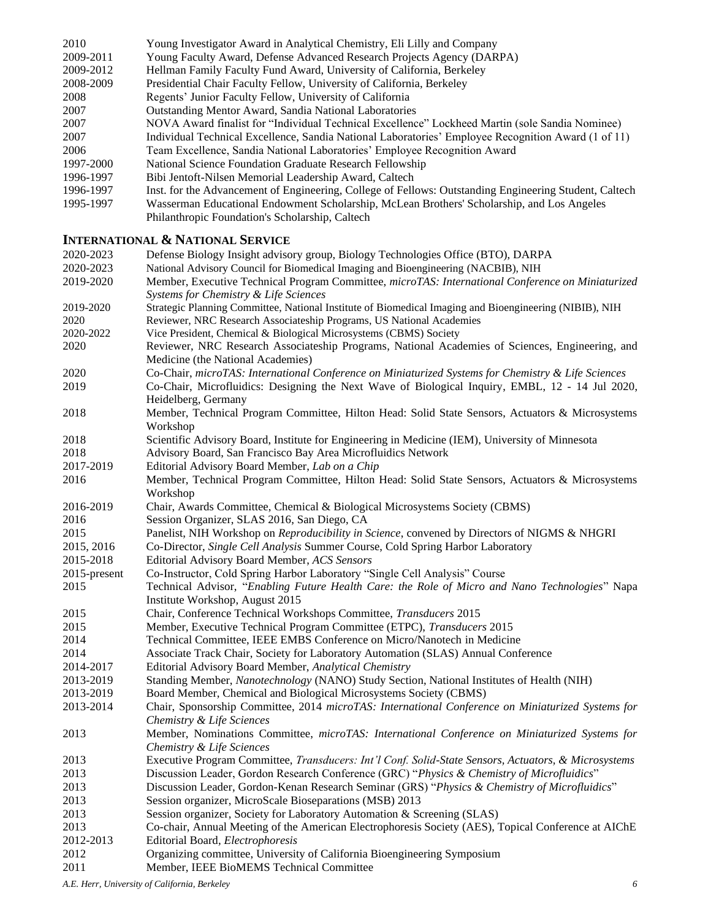| | |
|---|---|
| 2010 | Young Investigator Award in Analytical Chemistry, Eli Lilly and Company |
| 2009-2011 | Young Faculty Award, Defense Advanced Research Projects Agency (DARPA) |
| 2009-2012 | Hellman Family Faculty Fund Award, University of California, Berkeley |
| 2008-2009 | Presidential Chair Faculty Fellow, University of California, Berkeley |
| 2008 | Regents' Junior Faculty Fellow, University of California |
| 2007 | Outstanding Mentor Award, Sandia National Laboratories |
| 2007 | NOVA Award finalist for "Individual Technical Excellence" Lockheed Martin (sole Sandia Nominee) |
| 2007 | Individual Technical Excellence, Sandia National Laboratories' Employee Recognition Award (1 of 11) |
| 2006 | Team Excellence, Sandia National Laboratories' Employee Recognition Award |
| 1997-2000 | National Science Foundation Graduate Research Fellowship |
| 1996-1997 | Bibi Jentoft-Nilsen Memorial Leadership Award, Caltech |
| 1996-1997 | Inst. for the Advancement of Engineering, College of Fellows: Outstanding Engineering Student, Caltech |
| 1995-1997 | Wasserman Educational Endowment Scholarship, McLean Brothers' Scholarship, and Los Angeles Philanthropic Foundation's Scholarship, Caltech |

## INTERNATIONAL & NATIONAL SERVICE

| | |
|---|---|
| 2020-2023 | Defense Biology Insight advisory group, Biology Technologies Office (BTO), DARPA |
| 2020-2023 | National Advisory Council for Biomedical Imaging and Bioengineering (NACBIB), NIH |
| 2019-2020 | Member, Executive Technical Program Committee, *microTAS: International Conference on Miniaturized Systems for Chemistry & Life Sciences* |
| 2019-2020 | Strategic Planning Committee, National Institute of Biomedical Imaging and Bioengineering (NIBIB), NIH |
| 2020 | Reviewer, NRC Research Associateship Programs, US National Academies |
| 2020-2022 | Vice President, Chemical & Biological Microsystems (CBMS) Society |
| 2020 | Reviewer, NRC Research Associateship Programs, National Academies of Sciences, Engineering, and Medicine (the National Academies) |
| 2020 | Co-Chair, *microTAS: International Conference on Miniaturized Systems for Chemistry & Life Sciences* |
| 2019 | Co-Chair, Microfluidics: Designing the Next Wave of Biological Inquiry, EMBL, 12 - 14 Jul 2020, Heidelberg, Germany |
| 2018 | Member, Technical Program Committee, Hilton Head: Solid State Sensors, Actuators & Microsystems Workshop |
| 2018 | Scientific Advisory Board, Institute for Engineering in Medicine (IEM), University of Minnesota |
| 2018 | Advisory Board, San Francisco Bay Area Microfluidics Network |
| 2017-2019 | Editorial Advisory Board Member, *Lab on a Chip* |
| 2016 | Member, Technical Program Committee, Hilton Head: Solid State Sensors, Actuators & Microsystems Workshop |
| 2016-2019 | Chair, Awards Committee, Chemical & Biological Microsystems Society (CBMS) |
| 2016 | Session Organizer, SLAS 2016, San Diego, CA |
| 2015 | Panelist, NIH Workshop on *Reproducibility in Science*, convened by Directors of NIGMS & NHGRI |
| 2015, 2016 | Co-Director, *Single Cell Analysis* Summer Course, Cold Spring Harbor Laboratory |
| 2015-2018 | Editorial Advisory Board Member, *ACS Sensors* |
| 2015-present | Co-Instructor, Cold Spring Harbor Laboratory "Single Cell Analysis" Course |
| 2015 | Technical Advisor, "*Enabling Future Health Care: the Role of Micro and Nano Technologies*" Napa Institute Workshop, August 2015 |
| 2015 | Chair, Conference Technical Workshops Committee, *Transducers* 2015 |
| 2015 | Member, Executive Technical Program Committee (ETPC), *Transducers* 2015 |
| 2014 | Technical Committee, IEEE EMBS Conference on Micro/Nanotech in Medicine |
| 2014 | Associate Track Chair, Society for Laboratory Automation (SLAS) Annual Conference |
| 2014-2017 | Editorial Advisory Board Member, *Analytical Chemistry* |
| 2013-2019 | Standing Member, *Nanotechnology* (NANO) Study Section, National Institutes of Health (NIH) |
| 2013-2019 | Board Member, Chemical and Biological Microsystems Society (CBMS) |
| 2013-2014 | Chair, Sponsorship Committee, 2014 *microTAS: International Conference on Miniaturized Systems for Chemistry & Life Sciences* |
| 2013 | Member, Nominations Committee, *microTAS: International Conference on Miniaturized Systems for Chemistry & Life Sciences* |
| 2013 | Executive Program Committee, *Transducers: Int'l Conf. Solid-State Sensors, Actuators, & Microsystems* |
| 2013 | Discussion Leader, Gordon Research Conference (GRC) "*Physics & Chemistry of Microfluidics*" |
| 2013 | Discussion Leader, Gordon-Kenan Research Seminar (GRS) "*Physics & Chemistry of Microfluidics*" |
| 2013 | Session organizer, MicroScale Bioseparations (MSB) 2013 |
| 2013 | Session organizer, Society for Laboratory Automation & Screening (SLAS) |
| 2013 | Co-chair, Annual Meeting of the American Electrophoresis Society (AES), Topical Conference at AIChE |
| 2012-2013 | Editorial Board, *Electrophoresis* |
| 2012 | Organizing committee, University of California Bioengineering Symposium |
| 2011 | Member, IEEE BioMEMS Technical Committee |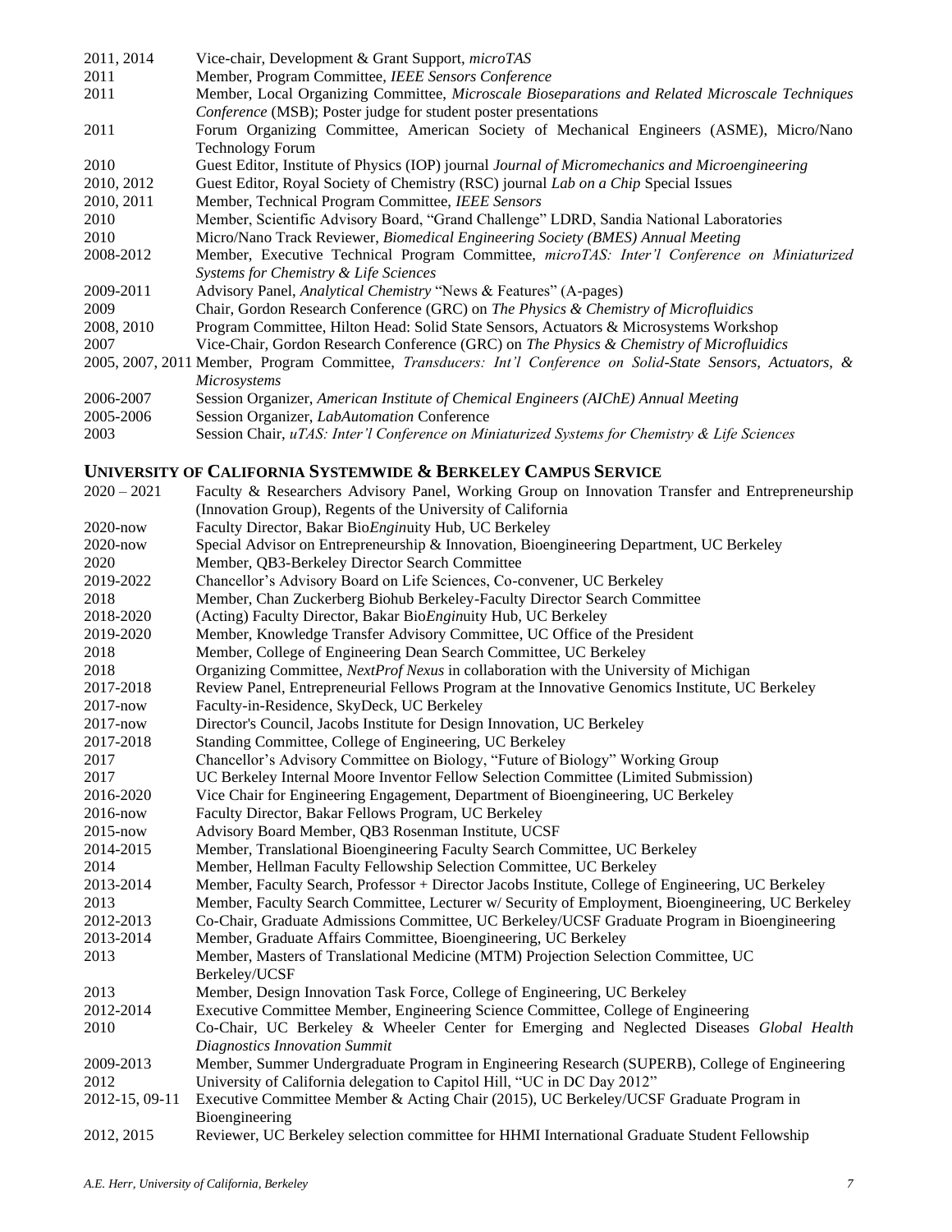2011, 2014 Vice-chair, Development & Grant Support, *microTAS*
2011 Member, Program Committee, *IEEE Sensors Conference*
2011 Member, Local Organizing Committee, *Microscale Bioseparations and Related Microscale Techniques Conference* (MSB); Poster judge for student poster presentations
2011 Forum Organizing Committee, American Society of Mechanical Engineers (ASME), Micro/Nano Technology Forum
2010 Guest Editor, Institute of Physics (IOP) journal *Journal of Micromechanics and Microengineering*
2010, 2012 Guest Editor, Royal Society of Chemistry (RSC) journal *Lab on a Chip* Special Issues
2010, 2011 Member, Technical Program Committee, *IEEE Sensors*
2010 Member, Scientific Advisory Board, "Grand Challenge" LDRD, Sandia National Laboratories
2010 Micro/Nano Track Reviewer, *Biomedical Engineering Society (BMES) Annual Meeting*
2008-2012 Member, Executive Technical Program Committee, *microTAS: Inter'l Conference on Miniaturized Systems for Chemistry & Life Sciences*
2009-2011 Advisory Panel, *Analytical Chemistry* "News & Features" (A-pages)
2009 Chair, Gordon Research Conference (GRC) on *The Physics & Chemistry of Microfluidics*
2008, 2010 Program Committee, Hilton Head: Solid State Sensors, Actuators & Microsystems Workshop
2007 Vice-Chair, Gordon Research Conference (GRC) on *The Physics & Chemistry of Microfluidics*
2005, 2007, 2011 Member, Program Committee, *Transducers: Int'l Conference on Solid-State Sensors, Actuators, & Microsystems*
2006-2007 Session Organizer, *American Institute of Chemical Engineers (AIChE) Annual Meeting*
2005-2006 Session Organizer, *LabAutomation* Conference
2003 Session Chair, *uTAS: Inter'l Conference on Miniaturized Systems for Chemistry & Life Sciences*

## UNIVERSITY OF CALIFORNIA SYSTEMWIDE & BERKELEY CAMPUS SERVICE

2020 – 2021 Faculty & Researchers Advisory Panel, Working Group on Innovation Transfer and Entrepreneurship (Innovation Group), Regents of the University of California
2020-now Faculty Director, Bakar Bio*Engin*uity Hub, UC Berkeley
2020-now Special Advisor on Entrepreneurship & Innovation, Bioengineering Department, UC Berkeley
2020 Member, QB3-Berkeley Director Search Committee
2019-2022 Chancellor's Advisory Board on Life Sciences, Co-convener, UC Berkeley
2018 Member, Chan Zuckerberg Biohub Berkeley-Faculty Director Search Committee
2018-2020 (Acting) Faculty Director, Bakar Bio*Engin*uity Hub, UC Berkeley
2019-2020 Member, Knowledge Transfer Advisory Committee, UC Office of the President
2018 Member, College of Engineering Dean Search Committee, UC Berkeley
2018 Organizing Committee, *NextProf Nexus* in collaboration with the University of Michigan
2017-2018 Review Panel, Entrepreneurial Fellows Program at the Innovative Genomics Institute, UC Berkeley
2017-now Faculty-in-Residence, SkyDeck, UC Berkeley
2017-now Director's Council, Jacobs Institute for Design Innovation, UC Berkeley
2017-2018 Standing Committee, College of Engineering, UC Berkeley
2017 Chancellor's Advisory Committee on Biology, "Future of Biology" Working Group
2017 UC Berkeley Internal Moore Inventor Fellow Selection Committee (Limited Submission)
2016-2020 Vice Chair for Engineering Engagement, Department of Bioengineering, UC Berkeley
2016-now Faculty Director, Bakar Fellows Program, UC Berkeley
2015-now Advisory Board Member, QB3 Rosenman Institute, UCSF
2014-2015 Member, Translational Bioengineering Faculty Search Committee, UC Berkeley
2014 Member, Hellman Faculty Fellowship Selection Committee, UC Berkeley
2013-2014 Member, Faculty Search, Professor + Director Jacobs Institute, College of Engineering, UC Berkeley
2013 Member, Faculty Search Committee, Lecturer w/ Security of Employment, Bioengineering, UC Berkeley
2012-2013 Co-Chair, Graduate Admissions Committee, UC Berkeley/UCSF Graduate Program in Bioengineering
2013-2014 Member, Graduate Affairs Committee, Bioengineering, UC Berkeley
2013 Member, Masters of Translational Medicine (MTM) Projection Selection Committee, UC Berkeley/UCSF
2013 Member, Design Innovation Task Force, College of Engineering, UC Berkeley
2012-2014 Executive Committee Member, Engineering Science Committee, College of Engineering
2010 Co-Chair, UC Berkeley & Wheeler Center for Emerging and Neglected Diseases *Global Health Diagnostics Innovation Summit*
2009-2013 Member, Summer Undergraduate Program in Engineering Research (SUPERB), College of Engineering
2012 University of California delegation to Capitol Hill, "UC in DC Day 2012"
2012-15, 09-11 Executive Committee Member & Acting Chair (2015), UC Berkeley/UCSF Graduate Program in Bioengineering
2012, 2015 Reviewer, UC Berkeley selection committee for HHMI International Graduate Student Fellowship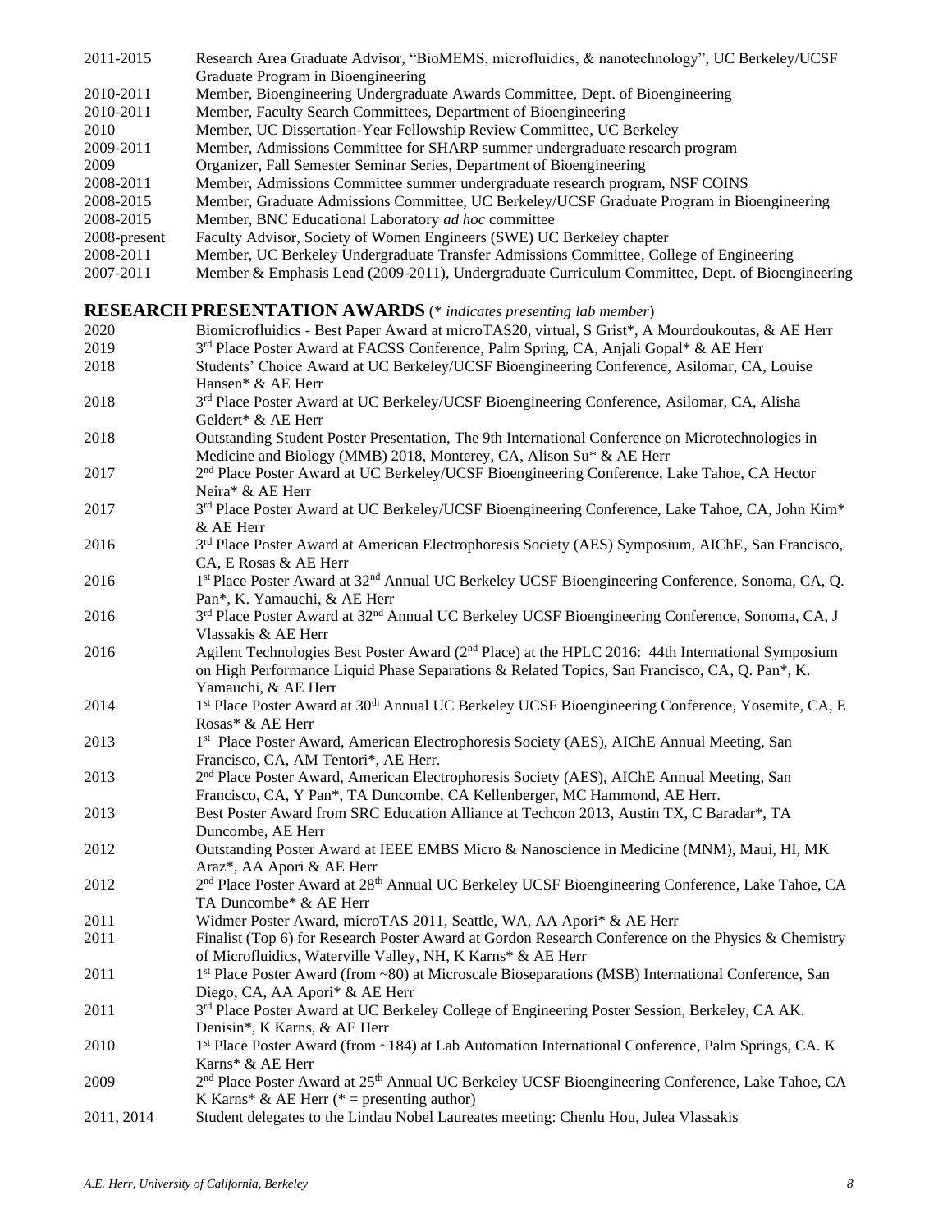| | |
|---|---|
| 2011-2015 | Research Area Graduate Advisor, "BioMEMS, microfluidics, & nanotechnology", UC Berkeley/UCSF Graduate Program in Bioengineering |
| 2010-2011 | Member, Bioengineering Undergraduate Awards Committee, Dept. of Bioengineering |
| 2010-2011 | Member, Faculty Search Committees, Department of Bioengineering |
| 2010 | Member, UC Dissertation-Year Fellowship Review Committee, UC Berkeley |
| 2009-2011 | Member, Admissions Committee for SHARP summer undergraduate research program |
| 2009 | Organizer, Fall Semester Seminar Series, Department of Bioengineering |
| 2008-2011 | Member, Admissions Committee summer undergraduate research program, NSF COINS |
| 2008-2015 | Member, Graduate Admissions Committee, UC Berkeley/UCSF Graduate Program in Bioengineering |
| 2008-2015 | Member, BNC Educational Laboratory *ad hoc* committee |
| 2008-present | Faculty Advisor, Society of Women Engineers (SWE) UC Berkeley chapter |
| 2008-2011 | Member, UC Berkeley Undergraduate Transfer Admissions Committee, College of Engineering |
| 2007-2011 | Member & Emphasis Lead (2009-2011), Undergraduate Curriculum Committee, Dept. of Bioengineering |

## RESEARCH PRESENTATION AWARDS (* *indicates presenting lab member*)

| | |
|---|---|
| 2020 | Biomicrofluidics - Best Paper Award at microTAS20, virtual, S Grist*, A Mourdoukoutas, & AE Herr |
| 2019 | 3rd Place Poster Award at FACSS Conference, Palm Spring, CA, Anjali Gopal* & AE Herr |
| 2018 | Students' Choice Award at UC Berkeley/UCSF Bioengineering Conference, Asilomar, CA, Louise Hansen* & AE Herr |
| 2018 | 3rd Place Poster Award at UC Berkeley/UCSF Bioengineering Conference, Asilomar, CA, Alisha Geldert* & AE Herr |
| 2018 | Outstanding Student Poster Presentation, The 9th International Conference on Microtechnologies in Medicine and Biology (MMB) 2018, Monterey, CA, Alison Su* & AE Herr |
| 2017 | 2nd Place Poster Award at UC Berkeley/UCSF Bioengineering Conference, Lake Tahoe, CA Hector Neira* & AE Herr |
| 2017 | 3rd Place Poster Award at UC Berkeley/UCSF Bioengineering Conference, Lake Tahoe, CA, John Kim* & AE Herr |
| 2016 | 3rd Place Poster Award at American Electrophoresis Society (AES) Symposium, AIChE, San Francisco, CA, E Rosas & AE Herr |
| 2016 | 1st Place Poster Award at 32nd Annual UC Berkeley UCSF Bioengineering Conference, Sonoma, CA, Q. Pan*, K. Yamauchi, & AE Herr |
| 2016 | 3rd Place Poster Award at 32nd Annual UC Berkeley UCSF Bioengineering Conference, Sonoma, CA, J Vlassakis & AE Herr |
| 2016 | Agilent Technologies Best Poster Award (2nd Place) at the HPLC 2016: 44th International Symposium on High Performance Liquid Phase Separations & Related Topics, San Francisco, CA, Q. Pan*, K. Yamauchi, & AE Herr |
| 2014 | 1st Place Poster Award at 30th Annual UC Berkeley UCSF Bioengineering Conference, Yosemite, CA, E Rosas* & AE Herr |
| 2013 | 1st Place Poster Award, American Electrophoresis Society (AES), AIChE Annual Meeting, San Francisco, CA, AM Tentori*, AE Herr. |
| 2013 | 2nd Place Poster Award, American Electrophoresis Society (AES), AIChE Annual Meeting, San Francisco, CA, Y Pan*, TA Duncombe, CA Kellenberger, MC Hammond, AE Herr. |
| 2013 | Best Poster Award from SRC Education Alliance at Techcon 2013, Austin TX, C Baradar*, TA Duncombe, AE Herr |
| 2012 | Outstanding Poster Award at IEEE EMBS Micro & Nanoscience in Medicine (MNM), Maui, HI, MK Araz*, AA Apori & AE Herr |
| 2012 | 2nd Place Poster Award at 28th Annual UC Berkeley UCSF Bioengineering Conference, Lake Tahoe, CA TA Duncombe* & AE Herr |
| 2011 | Widmer Poster Award, microTAS 2011, Seattle, WA, AA Apori* & AE Herr |
| 2011 | Finalist (Top 6) for Research Poster Award at Gordon Research Conference on the Physics & Chemistry of Microfluidics, Waterville Valley, NH, K Karns* & AE Herr |
| 2011 | 1st Place Poster Award (from ~80) at Microscale Bioseparations (MSB) International Conference, San Diego, CA, AA Apori* & AE Herr |
| 2011 | 3rd Place Poster Award at UC Berkeley College of Engineering Poster Session, Berkeley, CA AK. Denisin*, K Karns, & AE Herr |
| 2010 | 1st Place Poster Award (from ~184) at Lab Automation International Conference, Palm Springs, CA. K Karns* & AE Herr |
| 2009 | 2nd Place Poster Award at 25th Annual UC Berkeley UCSF Bioengineering Conference, Lake Tahoe, CA K Karns* & AE Herr (* = presenting author) |
| 2011, 2014 | Student delegates to the Lindau Nobel Laureates meeting: Chenlu Hou, Julea Vlassakis |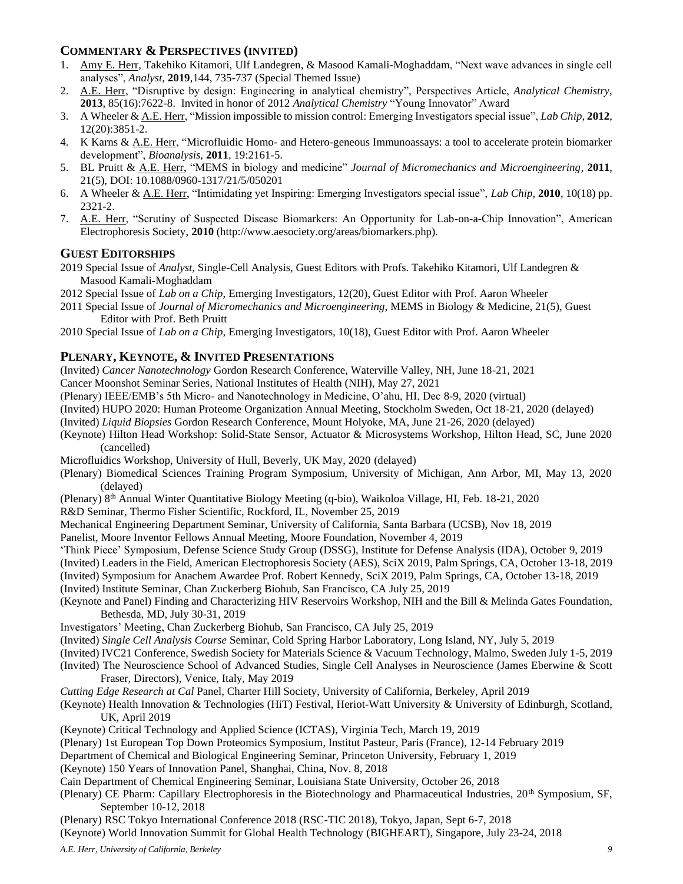## Commentary & Perspectives (Invited)

1. Amy E. Herr, Takehiko Kitamori, Ulf Landegren, & Masood Kamali-Moghaddam, "Next wave advances in single cell analyses", *Analyst*, **2019**,144, 735-737 (Special Themed Issue)
2. A.E. Herr, "Disruptive by design: Engineering in analytical chemistry", Perspectives Article, *Analytical Chemistry*, **2013**, 85(16):7622-8. Invited in honor of 2012 *Analytical Chemistry* "Young Innovator" Award
3. A Wheeler & A.E. Herr, "Mission impossible to mission control: Emerging Investigators special issue", *Lab Chip*, **2012**, 12(20):3851-2.
4. K Karns & A.E. Herr, "Microfluidic Homo- and Hetero-geneous Immunoassays: a tool to accelerate protein biomarker development", *Bioanalysis*, **2011**, 19:2161-5.
5. BL Pruitt & A.E. Herr, "MEMS in biology and medicine" *Journal of Micromechanics and Microengineering*, **2011**, 21(5), DOI: 10.1088/0960-1317/21/5/050201
6. A Wheeler & A.E. Herr, "Intimidating yet Inspiring: Emerging Investigators special issue", *Lab Chip*, **2010**, 10(18) pp. 2321-2.
7. A.E. Herr, "Scrutiny of Suspected Disease Biomarkers: An Opportunity for Lab-on-a-Chip Innovation", American Electrophoresis Society, **2010** (http://www.aesociety.org/areas/biomarkers.php).

## Guest Editorships

2019 Special Issue of *Analyst*, Single-Cell Analysis, Guest Editors with Profs. Takehiko Kitamori, Ulf Landegren & Masood Kamali-Moghaddam

2012 Special Issue of *Lab on a Chip*, Emerging Investigators, 12(20), Guest Editor with Prof. Aaron Wheeler

2011 Special Issue of *Journal of Micromechanics and Microengineering*, MEMS in Biology & Medicine, 21(5), Guest Editor with Prof. Beth Pruitt

2010 Special Issue of *Lab on a Chip*, Emerging Investigators, 10(18), Guest Editor with Prof. Aaron Wheeler

## Plenary, Keynote, & Invited Presentations

(Invited) *Cancer Nanotechnology* Gordon Research Conference, Waterville Valley, NH, June 18-21, 2021

Cancer Moonshot Seminar Series, National Institutes of Health (NIH), May 27, 2021

(Plenary) IEEE/EMB's 5th Micro- and Nanotechnology in Medicine, O'ahu, HI, Dec 8-9, 2020 (virtual)

(Invited) HUPO 2020: Human Proteome Organization Annual Meeting, Stockholm Sweden, Oct 18-21, 2020 (delayed)

(Invited) *Liquid Biopsies* Gordon Research Conference, Mount Holyoke, MA, June 21-26, 2020 (delayed)

(Keynote) Hilton Head Workshop: Solid-State Sensor, Actuator & Microsystems Workshop, Hilton Head, SC, June 2020 (cancelled)

Microfluidics Workshop, University of Hull, Beverly, UK May, 2020 (delayed)

(Plenary) Biomedical Sciences Training Program Symposium, University of Michigan, Ann Arbor, MI, May 13, 2020 (delayed)

(Plenary) 8th Annual Winter Quantitative Biology Meeting (q-bio), Waikoloa Village, HI, Feb. 18-21, 2020

R&D Seminar, Thermo Fisher Scientific, Rockford, IL, November 25, 2019

Mechanical Engineering Department Seminar, University of California, Santa Barbara (UCSB), Nov 18, 2019

Panelist, Moore Inventor Fellows Annual Meeting, Moore Foundation, November 4, 2019

'Think Piece' Symposium, Defense Science Study Group (DSSG), Institute for Defense Analysis (IDA), October 9, 2019

(Invited) Leaders in the Field, American Electrophoresis Society (AES), SciX 2019, Palm Springs, CA, October 13-18, 2019

(Invited) Symposium for Anachem Awardee Prof. Robert Kennedy, SciX 2019, Palm Springs, CA, October 13-18, 2019

(Invited) Institute Seminar, Chan Zuckerberg Biohub, San Francisco, CA July 25, 2019

(Keynote and Panel) Finding and Characterizing HIV Reservoirs Workshop, NIH and the Bill & Melinda Gates Foundation, Bethesda, MD, July 30-31, 2019

Investigators' Meeting, Chan Zuckerberg Biohub, San Francisco, CA July 25, 2019

(Invited) *Single Cell Analysis Course* Seminar, Cold Spring Harbor Laboratory, Long Island, NY, July 5, 2019

(Invited) IVC21 Conference, Swedish Society for Materials Science & Vacuum Technology, Malmo, Sweden July 1-5, 2019

(Invited) The Neuroscience School of Advanced Studies, Single Cell Analyses in Neuroscience (James Eberwine & Scott Fraser, Directors), Venice, Italy, May 2019

*Cutting Edge Research at Cal* Panel, Charter Hill Society, University of California, Berkeley, April 2019

(Keynote) Health Innovation & Technologies (HiT) Festival, Heriot-Watt University & University of Edinburgh, Scotland, UK, April 2019

(Keynote) Critical Technology and Applied Science (ICTAS), Virginia Tech, March 19, 2019

(Plenary) 1st European Top Down Proteomics Symposium, Institut Pasteur, Paris (France), 12-14 February 2019

Department of Chemical and Biological Engineering Seminar, Princeton University, February 1, 2019

(Keynote) 150 Years of Innovation Panel, Shanghai, China, Nov. 8, 2018

Cain Department of Chemical Engineering Seminar, Louisiana State University, October 26, 2018

(Plenary) CE Pharm: Capillary Electrophoresis in the Biotechnology and Pharmaceutical Industries, 20th Symposium, SF, September 10-12, 2018

(Plenary) RSC Tokyo International Conference 2018 (RSC-TIC 2018), Tokyo, Japan, Sept 6-7, 2018

(Keynote) World Innovation Summit for Global Health Technology (BIGHEART), Singapore, July 23-24, 2018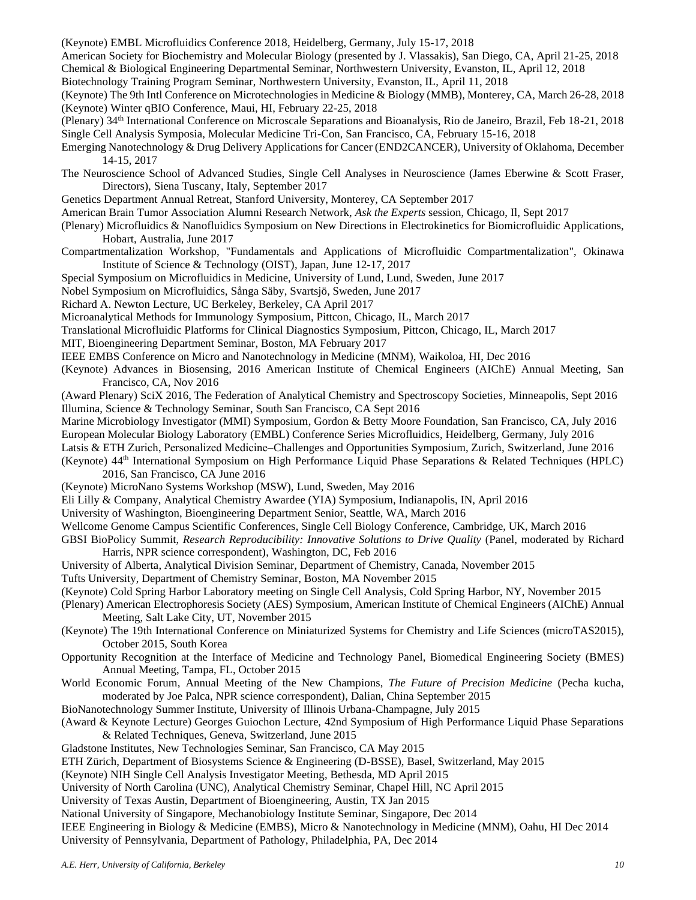(Keynote) EMBL Microfluidics Conference 2018, Heidelberg, Germany, July 15-17, 2018

American Society for Biochemistry and Molecular Biology (presented by J. Vlassakis), San Diego, CA, April 21-25, 2018

Chemical & Biological Engineering Departmental Seminar, Northwestern University, Evanston, IL, April 12, 2018

Biotechnology Training Program Seminar, Northwestern University, Evanston, IL, April 11, 2018

(Keynote) The 9th Intl Conference on Microtechnologies in Medicine & Biology (MMB), Monterey, CA, March 26-28, 2018

(Keynote) Winter qBIO Conference, Maui, HI, February 22-25, 2018

(Plenary) 34th International Conference on Microscale Separations and Bioanalysis, Rio de Janeiro, Brazil, Feb 18-21, 2018

Single Cell Analysis Symposia, Molecular Medicine Tri-Con, San Francisco, CA, February 15-16, 2018

Emerging Nanotechnology & Drug Delivery Applications for Cancer (END2CANCER), University of Oklahoma, December 14-15, 2017

The Neuroscience School of Advanced Studies, Single Cell Analyses in Neuroscience (James Eberwine & Scott Fraser, Directors), Siena Tuscany, Italy, September 2017

Genetics Department Annual Retreat, Stanford University, Monterey, CA September 2017

American Brain Tumor Association Alumni Research Network, *Ask the Experts* session, Chicago, Il, Sept 2017

(Plenary) Microfluidics & Nanofluidics Symposium on New Directions in Electrokinetics for Biomicrofluidic Applications, Hobart, Australia, June 2017

Compartmentalization Workshop, "Fundamentals and Applications of Microfluidic Compartmentalization", Okinawa Institute of Science & Technology (OIST), Japan, June 12-17, 2017

Special Symposium on Microfluidics in Medicine, University of Lund, Lund, Sweden, June 2017

Nobel Symposium on Microfluidics, Sånga Säby, Svartsjö, Sweden, June 2017

Richard A. Newton Lecture, UC Berkeley, Berkeley, CA April 2017

Microanalytical Methods for Immunology Symposium, Pittcon, Chicago, IL, March 2017

Translational Microfluidic Platforms for Clinical Diagnostics Symposium, Pittcon, Chicago, IL, March 2017

MIT, Bioengineering Department Seminar, Boston, MA February 2017

IEEE EMBS Conference on Micro and Nanotechnology in Medicine (MNM), Waikoloa, HI, Dec 2016

(Keynote) Advances in Biosensing, 2016 American Institute of Chemical Engineers (AIChE) Annual Meeting, San Francisco, CA, Nov 2016

(Award Plenary) SciX 2016, The Federation of Analytical Chemistry and Spectroscopy Societies, Minneapolis, Sept 2016

Illumina, Science & Technology Seminar, South San Francisco, CA Sept 2016

Marine Microbiology Investigator (MMI) Symposium, Gordon & Betty Moore Foundation, San Francisco, CA, July 2016

European Molecular Biology Laboratory (EMBL) Conference Series Microfluidics, Heidelberg, Germany, July 2016

Latsis & ETH Zurich, Personalized Medicine–Challenges and Opportunities Symposium, Zurich, Switzerland, June 2016

(Keynote) 44th International Symposium on High Performance Liquid Phase Separations & Related Techniques (HPLC) 2016, San Francisco, CA June 2016

(Keynote) MicroNano Systems Workshop (MSW), Lund, Sweden, May 2016

Eli Lilly & Company, Analytical Chemistry Awardee (YIA) Symposium, Indianapolis, IN, April 2016

University of Washington, Bioengineering Department Senior, Seattle, WA, March 2016

Wellcome Genome Campus Scientific Conferences, Single Cell Biology Conference, Cambridge, UK, March 2016

GBSI BioPolicy Summit, *Research Reproducibility: Innovative Solutions to Drive Quality* (Panel, moderated by Richard Harris, NPR science correspondent), Washington, DC, Feb 2016

University of Alberta, Analytical Division Seminar, Department of Chemistry, Canada, November 2015

Tufts University, Department of Chemistry Seminar, Boston, MA November 2015

(Keynote) Cold Spring Harbor Laboratory meeting on Single Cell Analysis, Cold Spring Harbor, NY, November 2015

(Plenary) American Electrophoresis Society (AES) Symposium, American Institute of Chemical Engineers (AIChE) Annual Meeting, Salt Lake City, UT, November 2015

(Keynote) The 19th International Conference on Miniaturized Systems for Chemistry and Life Sciences (microTAS2015), October 2015, South Korea

Opportunity Recognition at the Interface of Medicine and Technology Panel, Biomedical Engineering Society (BMES) Annual Meeting, Tampa, FL, October 2015

World Economic Forum, Annual Meeting of the New Champions, *The Future of Precision Medicine* (Pecha kucha, moderated by Joe Palca, NPR science correspondent), Dalian, China September 2015

BioNanotechnology Summer Institute, University of Illinois Urbana-Champagne, July 2015

(Award & Keynote Lecture) Georges Guiochon Lecture, 42nd Symposium of High Performance Liquid Phase Separations & Related Techniques, Geneva, Switzerland, June 2015

Gladstone Institutes, New Technologies Seminar, San Francisco, CA May 2015

ETH Zürich, Department of Biosystems Science & Engineering (D-BSSE), Basel, Switzerland, May 2015

(Keynote) NIH Single Cell Analysis Investigator Meeting, Bethesda, MD April 2015

University of North Carolina (UNC), Analytical Chemistry Seminar, Chapel Hill, NC April 2015

University of Texas Austin, Department of Bioengineering, Austin, TX Jan 2015

National University of Singapore, Mechanobiology Institute Seminar, Singapore, Dec 2014

IEEE Engineering in Biology & Medicine (EMBS), Micro & Nanotechnology in Medicine (MNM), Oahu, HI Dec 2014

University of Pennsylvania, Department of Pathology, Philadelphia, PA, Dec 2014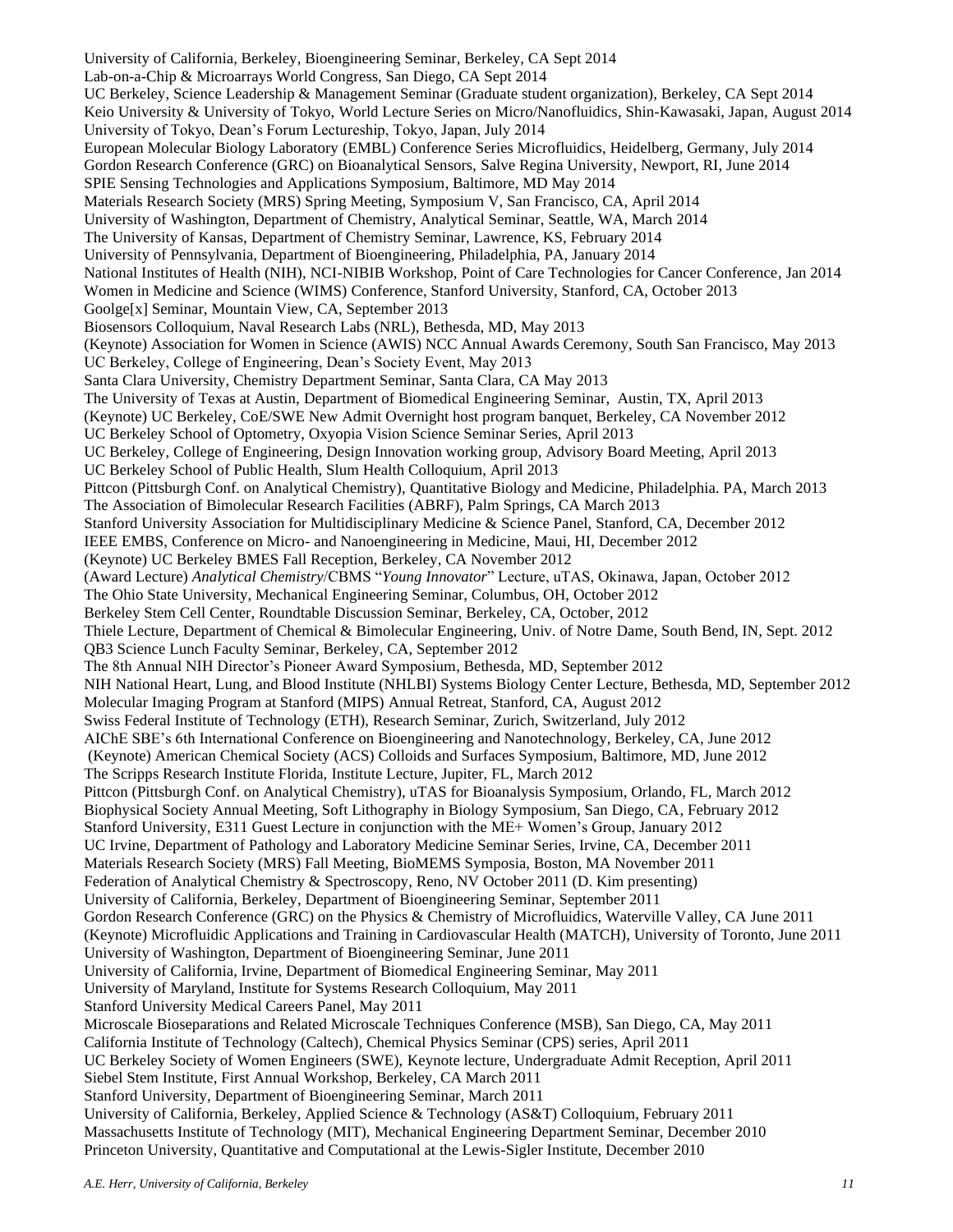University of California, Berkeley, Bioengineering Seminar, Berkeley, CA Sept 2014
Lab-on-a-Chip & Microarrays World Congress, San Diego, CA Sept 2014
UC Berkeley, Science Leadership & Management Seminar (Graduate student organization), Berkeley, CA Sept 2014
Keio University & University of Tokyo, World Lecture Series on Micro/Nanofluidics, Shin-Kawasaki, Japan, August 2014
University of Tokyo, Dean's Forum Lectureship, Tokyo, Japan, July 2014
European Molecular Biology Laboratory (EMBL) Conference Series Microfluidics, Heidelberg, Germany, July 2014
Gordon Research Conference (GRC) on Bioanalytical Sensors, Salve Regina University, Newport, RI, June 2014
SPIE Sensing Technologies and Applications Symposium, Baltimore, MD May 2014
Materials Research Society (MRS) Spring Meeting, Symposium V, San Francisco, CA, April 2014
University of Washington, Department of Chemistry, Analytical Seminar, Seattle, WA, March 2014
The University of Kansas, Department of Chemistry Seminar, Lawrence, KS, February 2014
University of Pennsylvania, Department of Bioengineering, Philadelphia, PA, January 2014
National Institutes of Health (NIH), NCI-NIBIB Workshop, Point of Care Technologies for Cancer Conference, Jan 2014
Women in Medicine and Science (WIMS) Conference, Stanford University, Stanford, CA, October 2013
Goolge[x] Seminar, Mountain View, CA, September 2013
Biosensors Colloquium, Naval Research Labs (NRL), Bethesda, MD, May 2013
(Keynote) Association for Women in Science (AWIS) NCC Annual Awards Ceremony, South San Francisco, May 2013
UC Berkeley, College of Engineering, Dean's Society Event, May 2013
Santa Clara University, Chemistry Department Seminar, Santa Clara, CA May 2013
The University of Texas at Austin, Department of Biomedical Engineering Seminar, Austin, TX, April 2013
(Keynote) UC Berkeley, CoE/SWE New Admit Overnight host program banquet, Berkeley, CA November 2012
UC Berkeley School of Optometry, Oxyopia Vision Science Seminar Series, April 2013
UC Berkeley, College of Engineering, Design Innovation working group, Advisory Board Meeting, April 2013
UC Berkeley School of Public Health, Slum Health Colloquium, April 2013
Pittcon (Pittsburgh Conf. on Analytical Chemistry), Quantitative Biology and Medicine, Philadelphia. PA, March 2013
The Association of Bimolecular Research Facilities (ABRF), Palm Springs, CA March 2013
Stanford University Association for Multidisciplinary Medicine & Science Panel, Stanford, CA, December 2012
IEEE EMBS, Conference on Micro- and Nanoengineering in Medicine, Maui, HI, December 2012
(Keynote) UC Berkeley BMES Fall Reception, Berkeley, CA November 2012
(Award Lecture) *Analytical Chemistry*/CBMS "*Young Innovator*" Lecture, uTAS, Okinawa, Japan, October 2012
The Ohio State University, Mechanical Engineering Seminar, Columbus, OH, October 2012
Berkeley Stem Cell Center, Roundtable Discussion Seminar, Berkeley, CA, October, 2012
Thiele Lecture, Department of Chemical & Bimolecular Engineering, Univ. of Notre Dame, South Bend, IN, Sept. 2012
QB3 Science Lunch Faculty Seminar, Berkeley, CA, September 2012
The 8th Annual NIH Director's Pioneer Award Symposium, Bethesda, MD, September 2012
NIH National Heart, Lung, and Blood Institute (NHLBI) Systems Biology Center Lecture, Bethesda, MD, September 2012
Molecular Imaging Program at Stanford (MIPS) Annual Retreat, Stanford, CA, August 2012
Swiss Federal Institute of Technology (ETH), Research Seminar, Zurich, Switzerland, July 2012
AIChE SBE's 6th International Conference on Bioengineering and Nanotechnology, Berkeley, CA, June 2012
(Keynote) American Chemical Society (ACS) Colloids and Surfaces Symposium, Baltimore, MD, June 2012
The Scripps Research Institute Florida, Institute Lecture, Jupiter, FL, March 2012
Pittcon (Pittsburgh Conf. on Analytical Chemistry), uTAS for Bioanalysis Symposium, Orlando, FL, March 2012
Biophysical Society Annual Meeting, Soft Lithography in Biology Symposium, San Diego, CA, February 2012
Stanford University, E311 Guest Lecture in conjunction with the ME+ Women's Group, January 2012
UC Irvine, Department of Pathology and Laboratory Medicine Seminar Series, Irvine, CA, December 2011
Materials Research Society (MRS) Fall Meeting, BioMEMS Symposia, Boston, MA November 2011
Federation of Analytical Chemistry & Spectroscopy, Reno, NV October 2011 (D. Kim presenting)
University of California, Berkeley, Department of Bioengineering Seminar, September 2011
Gordon Research Conference (GRC) on the Physics & Chemistry of Microfluidics, Waterville Valley, CA June 2011
(Keynote) Microfluidic Applications and Training in Cardiovascular Health (MATCH), University of Toronto, June 2011
University of Washington, Department of Bioengineering Seminar, June 2011
University of California, Irvine, Department of Biomedical Engineering Seminar, May 2011
University of Maryland, Institute for Systems Research Colloquium, May 2011
Stanford University Medical Careers Panel, May 2011
Microscale Bioseparations and Related Microscale Techniques Conference (MSB), San Diego, CA, May 2011
California Institute of Technology (Caltech), Chemical Physics Seminar (CPS) series, April 2011
UC Berkeley Society of Women Engineers (SWE), Keynote lecture, Undergraduate Admit Reception, April 2011
Siebel Stem Institute, First Annual Workshop, Berkeley, CA March 2011
Stanford University, Department of Bioengineering Seminar, March 2011
University of California, Berkeley, Applied Science & Technology (AS&T) Colloquium, February 2011
Massachusetts Institute of Technology (MIT), Mechanical Engineering Department Seminar, December 2010
Princeton University, Quantitative and Computational at the Lewis-Sigler Institute, December 2010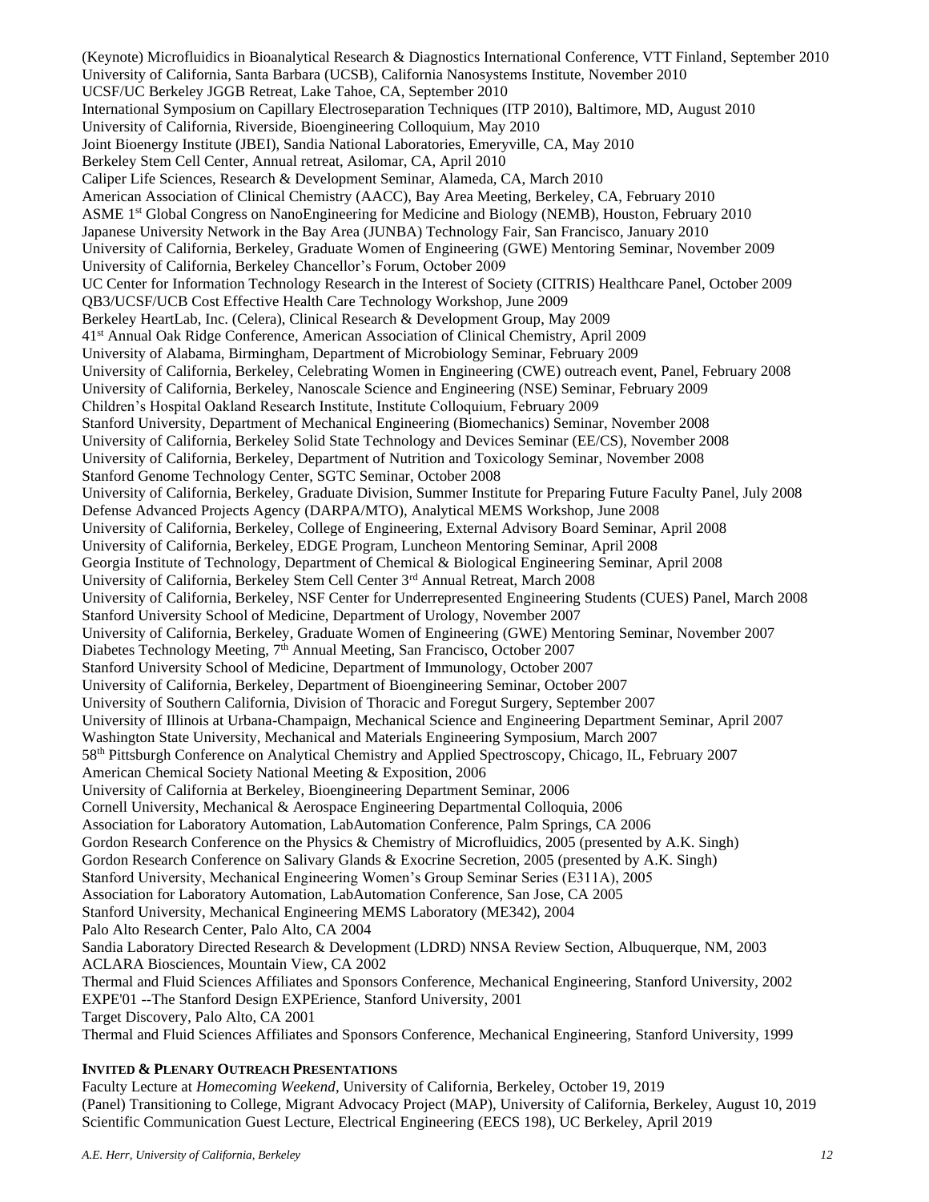(Keynote) Microfluidics in Bioanalytical Research & Diagnostics International Conference, VTT Finland, September 2010
University of California, Santa Barbara (UCSB), California Nanosystems Institute, November 2010
UCSF/UC Berkeley JGGB Retreat, Lake Tahoe, CA, September 2010
International Symposium on Capillary Electroseparation Techniques (ITP 2010), Baltimore, MD, August 2010
University of California, Riverside, Bioengineering Colloquium, May 2010
Joint Bioenergy Institute (JBEI), Sandia National Laboratories, Emeryville, CA, May 2010
Berkeley Stem Cell Center, Annual retreat, Asilomar, CA, April 2010
Caliper Life Sciences, Research & Development Seminar, Alameda, CA, March 2010
American Association of Clinical Chemistry (AACC), Bay Area Meeting, Berkeley, CA, February 2010
ASME 1st Global Congress on NanoEngineering for Medicine and Biology (NEMB), Houston, February 2010
Japanese University Network in the Bay Area (JUNBA) Technology Fair, San Francisco, January 2010
University of California, Berkeley, Graduate Women of Engineering (GWE) Mentoring Seminar, November 2009
University of California, Berkeley Chancellor's Forum, October 2009
UC Center for Information Technology Research in the Interest of Society (CITRIS) Healthcare Panel, October 2009
QB3/UCSF/UCB Cost Effective Health Care Technology Workshop, June 2009
Berkeley HeartLab, Inc. (Celera), Clinical Research & Development Group, May 2009
41st Annual Oak Ridge Conference, American Association of Clinical Chemistry, April 2009
University of Alabama, Birmingham, Department of Microbiology Seminar, February 2009
University of California, Berkeley, Celebrating Women in Engineering (CWE) outreach event, Panel, February 2008
University of California, Berkeley, Nanoscale Science and Engineering (NSE) Seminar, February 2009
Children's Hospital Oakland Research Institute, Institute Colloquium, February 2009
Stanford University, Department of Mechanical Engineering (Biomechanics) Seminar, November 2008
University of California, Berkeley Solid State Technology and Devices Seminar (EE/CS), November 2008
University of California, Berkeley, Department of Nutrition and Toxicology Seminar, November 2008
Stanford Genome Technology Center, SGTC Seminar, October 2008
University of California, Berkeley, Graduate Division, Summer Institute for Preparing Future Faculty Panel, July 2008
Defense Advanced Projects Agency (DARPA/MTO), Analytical MEMS Workshop, June 2008
University of California, Berkeley, College of Engineering, External Advisory Board Seminar, April 2008
University of California, Berkeley, EDGE Program, Luncheon Mentoring Seminar, April 2008
Georgia Institute of Technology, Department of Chemical & Biological Engineering Seminar, April 2008
University of California, Berkeley Stem Cell Center 3rd Annual Retreat, March 2008
University of California, Berkeley, NSF Center for Underrepresented Engineering Students (CUES) Panel, March 2008
Stanford University School of Medicine, Department of Urology, November 2007
University of California, Berkeley, Graduate Women of Engineering (GWE) Mentoring Seminar, November 2007
Diabetes Technology Meeting, 7th Annual Meeting, San Francisco, October 2007
Stanford University School of Medicine, Department of Immunology, October 2007
University of California, Berkeley, Department of Bioengineering Seminar, October 2007
University of Southern California, Division of Thoracic and Foregut Surgery, September 2007
University of Illinois at Urbana-Champaign, Mechanical Science and Engineering Department Seminar, April 2007
Washington State University, Mechanical and Materials Engineering Symposium, March 2007
58th Pittsburgh Conference on Analytical Chemistry and Applied Spectroscopy, Chicago, IL, February 2007
American Chemical Society National Meeting & Exposition, 2006
University of California at Berkeley, Bioengineering Department Seminar, 2006
Cornell University, Mechanical & Aerospace Engineering Departmental Colloquia, 2006
Association for Laboratory Automation, LabAutomation Conference, Palm Springs, CA 2006
Gordon Research Conference on the Physics & Chemistry of Microfluidics, 2005 (presented by A.K. Singh)
Gordon Research Conference on Salivary Glands & Exocrine Secretion, 2005 (presented by A.K. Singh)
Stanford University, Mechanical Engineering Women's Group Seminar Series (E311A), 2005
Association for Laboratory Automation, LabAutomation Conference, San Jose, CA 2005
Stanford University, Mechanical Engineering MEMS Laboratory (ME342), 2004
Palo Alto Research Center, Palo Alto, CA 2004
Sandia Laboratory Directed Research & Development (LDRD) NNSA Review Section, Albuquerque, NM, 2003
ACLARA Biosciences, Mountain View, CA 2002
Thermal and Fluid Sciences Affiliates and Sponsors Conference, Mechanical Engineering, Stanford University, 2002
EXPE'01 --The Stanford Design EXPErience, Stanford University, 2001
Target Discovery, Palo Alto, CA 2001
Thermal and Fluid Sciences Affiliates and Sponsors Conference, Mechanical Engineering, Stanford University, 1999

**INVITED & PLENARY OUTREACH PRESENTATIONS**

Faculty Lecture at *Homecoming Weekend*, University of California, Berkeley, October 19, 2019
(Panel) Transitioning to College, Migrant Advocacy Project (MAP), University of California, Berkeley, August 10, 2019
Scientific Communication Guest Lecture, Electrical Engineering (EECS 198), UC Berkeley, April 2019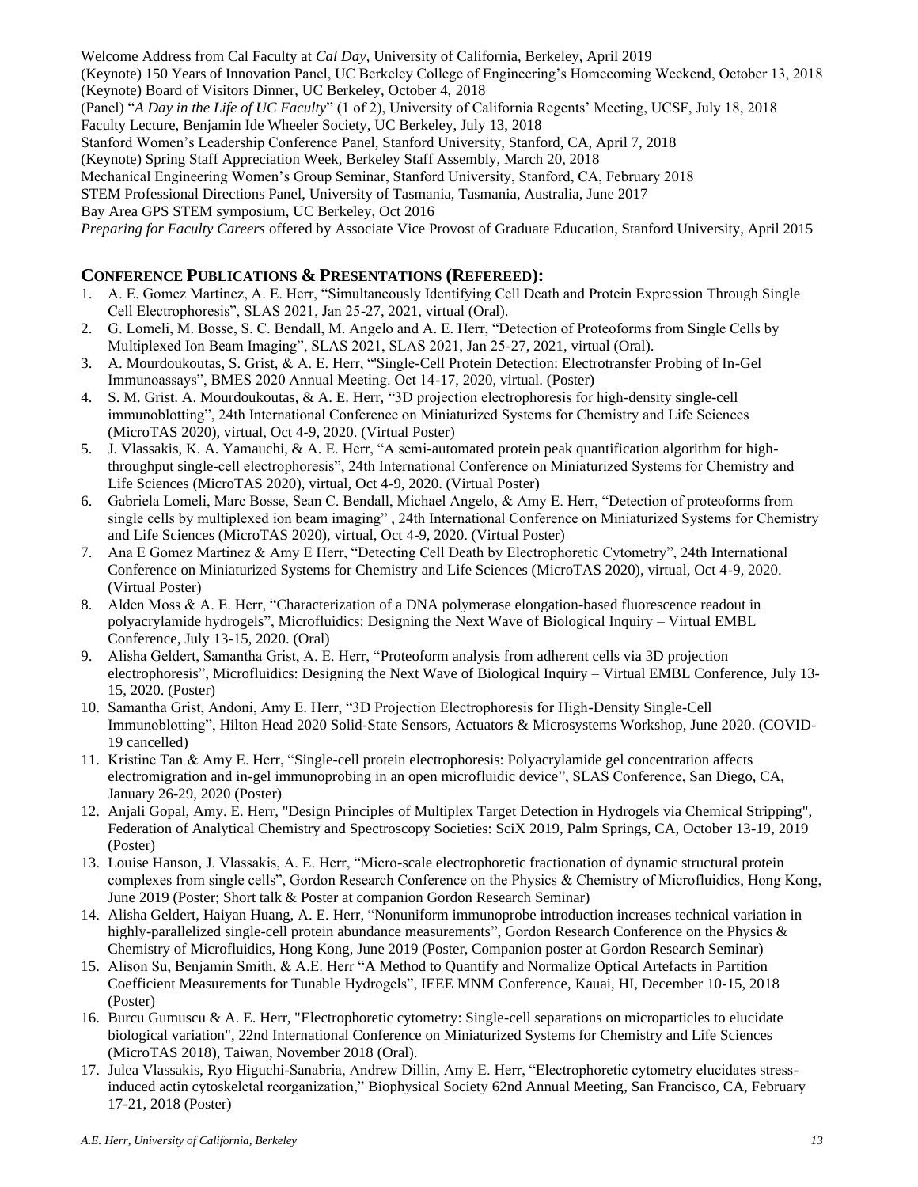Welcome Address from Cal Faculty at *Cal Day*, University of California, Berkeley, April 2019
(Keynote) 150 Years of Innovation Panel, UC Berkeley College of Engineering's Homecoming Weekend, October 13, 2018
(Keynote) Board of Visitors Dinner, UC Berkeley, October 4, 2018
(Panel) "*A Day in the Life of UC Faculty*" (1 of 2), University of California Regents' Meeting, UCSF, July 18, 2018
Faculty Lecture, Benjamin Ide Wheeler Society, UC Berkeley, July 13, 2018
Stanford Women's Leadership Conference Panel, Stanford University, Stanford, CA, April 7, 2018
(Keynote) Spring Staff Appreciation Week, Berkeley Staff Assembly, March 20, 2018
Mechanical Engineering Women's Group Seminar, Stanford University, Stanford, CA, February 2018
STEM Professional Directions Panel, University of Tasmania, Tasmania, Australia, June 2017
Bay Area GPS STEM symposium, UC Berkeley, Oct 2016
*Preparing for Faculty Careers* offered by Associate Vice Provost of Graduate Education, Stanford University, April 2015

## CONFERENCE PUBLICATIONS & PRESENTATIONS (REFEREED):

1. A. E. Gomez Martinez, A. E. Herr, "Simultaneously Identifying Cell Death and Protein Expression Through Single Cell Electrophoresis", SLAS 2021, Jan 25-27, 2021, virtual (Oral).
2. G. Lomeli, M. Bosse, S. C. Bendall, M. Angelo and A. E. Herr, "Detection of Proteoforms from Single Cells by Multiplexed Ion Beam Imaging", SLAS 2021, SLAS 2021, Jan 25-27, 2021, virtual (Oral).
3. A. Mourdoukoutas, S. Grist, & A. E. Herr, "'Single-Cell Protein Detection: Electrotransfer Probing of In-Gel Immunoassays", BMES 2020 Annual Meeting. Oct 14-17, 2020, virtual. (Poster)
4. S. M. Grist. A. Mourdoukoutas, & A. E. Herr, "3D projection electrophoresis for high-density single-cell immunoblotting", 24th International Conference on Miniaturized Systems for Chemistry and Life Sciences (MicroTAS 2020), virtual, Oct 4-9, 2020. (Virtual Poster)
5. J. Vlassakis, K. A. Yamauchi, & A. E. Herr, "A semi-automated protein peak quantification algorithm for high-throughput single-cell electrophoresis", 24th International Conference on Miniaturized Systems for Chemistry and Life Sciences (MicroTAS 2020), virtual, Oct 4-9, 2020. (Virtual Poster)
6. Gabriela Lomeli, Marc Bosse, Sean C. Bendall, Michael Angelo, & Amy E. Herr, "Detection of proteoforms from single cells by multiplexed ion beam imaging" , 24th International Conference on Miniaturized Systems for Chemistry and Life Sciences (MicroTAS 2020), virtual, Oct 4-9, 2020. (Virtual Poster)
7. Ana E Gomez Martinez & Amy E Herr, "Detecting Cell Death by Electrophoretic Cytometry", 24th International Conference on Miniaturized Systems for Chemistry and Life Sciences (MicroTAS 2020), virtual, Oct 4-9, 2020. (Virtual Poster)
8. Alden Moss & A. E. Herr, "Characterization of a DNA polymerase elongation-based fluorescence readout in polyacrylamide hydrogels", Microfluidics: Designing the Next Wave of Biological Inquiry – Virtual EMBL Conference, July 13-15, 2020. (Oral)
9. Alisha Geldert, Samantha Grist, A. E. Herr, "Proteoform analysis from adherent cells via 3D projection electrophoresis", Microfluidics: Designing the Next Wave of Biological Inquiry – Virtual EMBL Conference, July 13-15, 2020. (Poster)
10. Samantha Grist, Andoni, Amy E. Herr, "3D Projection Electrophoresis for High-Density Single-Cell Immunoblotting", Hilton Head 2020 Solid-State Sensors, Actuators & Microsystems Workshop, June 2020. (COVID-19 cancelled)
11. Kristine Tan & Amy E. Herr, "Single-cell protein electrophoresis: Polyacrylamide gel concentration affects electromigration and in-gel immunoprobing in an open microfluidic device", SLAS Conference, San Diego, CA, January 26-29, 2020 (Poster)
12. Anjali Gopal, Amy. E. Herr, "Design Principles of Multiplex Target Detection in Hydrogels via Chemical Stripping", Federation of Analytical Chemistry and Spectroscopy Societies: SciX 2019, Palm Springs, CA, October 13-19, 2019 (Poster)
13. Louise Hanson, J. Vlassakis, A. E. Herr, "Micro-scale electrophoretic fractionation of dynamic structural protein complexes from single cells", Gordon Research Conference on the Physics & Chemistry of Microfluidics, Hong Kong, June 2019 (Poster; Short talk & Poster at companion Gordon Research Seminar)
14. Alisha Geldert, Haiyan Huang, A. E. Herr, "Nonuniform immunoprobe introduction increases technical variation in highly-parallelized single-cell protein abundance measurements", Gordon Research Conference on the Physics & Chemistry of Microfluidics, Hong Kong, June 2019 (Poster, Companion poster at Gordon Research Seminar)
15. Alison Su, Benjamin Smith, & A.E. Herr "A Method to Quantify and Normalize Optical Artefacts in Partition Coefficient Measurements for Tunable Hydrogels", IEEE MNM Conference, Kauai, HI, December 10-15, 2018 (Poster)
16. Burcu Gumuscu & A. E. Herr, "Electrophoretic cytometry: Single-cell separations on microparticles to elucidate biological variation", 22nd International Conference on Miniaturized Systems for Chemistry and Life Sciences (MicroTAS 2018), Taiwan, November 2018 (Oral).
17. Julea Vlassakis, Ryo Higuchi-Sanabria, Andrew Dillin, Amy E. Herr, "Electrophoretic cytometry elucidates stress-induced actin cytoskeletal reorganization," Biophysical Society 62nd Annual Meeting, San Francisco, CA, February 17-21, 2018 (Poster)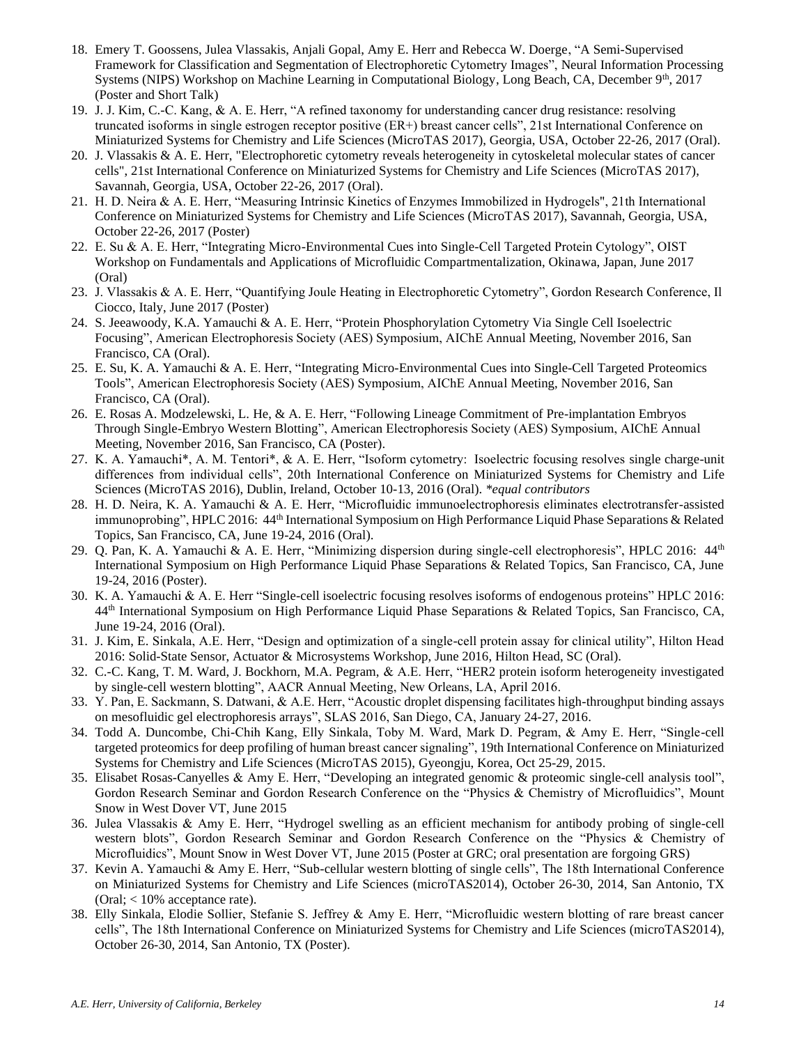18. Emery T. Goossens, Julea Vlassakis, Anjali Gopal, Amy E. Herr and Rebecca W. Doerge, “A Semi-Supervised Framework for Classification and Segmentation of Electrophoretic Cytometry Images”, Neural Information Processing Systems (NIPS) Workshop on Machine Learning in Computational Biology, Long Beach, CA, December 9th, 2017 (Poster and Short Talk)
19. J. J. Kim, C.-C. Kang, & A. E. Herr, “A refined taxonomy for understanding cancer drug resistance: resolving truncated isoforms in single estrogen receptor positive (ER+) breast cancer cells”, 21st International Conference on Miniaturized Systems for Chemistry and Life Sciences (MicroTAS 2017), Georgia, USA, October 22-26, 2017 (Oral).
20. J. Vlassakis & A. E. Herr, "Electrophoretic cytometry reveals heterogeneity in cytoskeletal molecular states of cancer cells", 21st International Conference on Miniaturized Systems for Chemistry and Life Sciences (MicroTAS 2017), Savannah, Georgia, USA, October 22-26, 2017 (Oral).
21. H. D. Neira & A. E. Herr, “Measuring Intrinsic Kinetics of Enzymes Immobilized in Hydrogels", 21th International Conference on Miniaturized Systems for Chemistry and Life Sciences (MicroTAS 2017), Savannah, Georgia, USA, October 22-26, 2017 (Poster)
22. E. Su & A. E. Herr, “Integrating Micro-Environmental Cues into Single-Cell Targeted Protein Cytology”, OIST Workshop on Fundamentals and Applications of Microfluidic Compartmentalization, Okinawa, Japan, June 2017 (Oral)
23. J. Vlassakis & A. E. Herr, “Quantifying Joule Heating in Electrophoretic Cytometry”, Gordon Research Conference, Il Ciocco, Italy, June 2017 (Poster)
24. S. Jeeawoody, K.A. Yamauchi & A. E. Herr, “Protein Phosphorylation Cytometry Via Single Cell Isoelectric Focusing”, American Electrophoresis Society (AES) Symposium, AIChE Annual Meeting, November 2016, San Francisco, CA (Oral).
25. E. Su, K. A. Yamauchi & A. E. Herr, “Integrating Micro-Environmental Cues into Single-Cell Targeted Proteomics Tools”, American Electrophoresis Society (AES) Symposium, AIChE Annual Meeting, November 2016, San Francisco, CA (Oral).
26. E. Rosas A. Modzelewski, L. He, & A. E. Herr, “Following Lineage Commitment of Pre-implantation Embryos Through Single-Embryo Western Blotting”, American Electrophoresis Society (AES) Symposium, AIChE Annual Meeting, November 2016, San Francisco, CA (Poster).
27. K. A. Yamauchi*, A. M. Tentori*, & A. E. Herr, “Isoform cytometry: Isoelectric focusing resolves single charge-unit differences from individual cells”, 20th International Conference on Miniaturized Systems for Chemistry and Life Sciences (MicroTAS 2016), Dublin, Ireland, October 10-13, 2016 (Oral). *\*equal contributors*
28. H. D. Neira, K. A. Yamauchi & A. E. Herr, “Microfluidic immunoelectrophoresis eliminates electrotransfer-assisted immunoprobing”, HPLC 2016: 44th International Symposium on High Performance Liquid Phase Separations & Related Topics, San Francisco, CA, June 19-24, 2016 (Oral).
29. Q. Pan, K. A. Yamauchi & A. E. Herr, “Minimizing dispersion during single-cell electrophoresis”, HPLC 2016: 44th International Symposium on High Performance Liquid Phase Separations & Related Topics, San Francisco, CA, June 19-24, 2016 (Poster).
30. K. A. Yamauchi & A. E. Herr “Single-cell isoelectric focusing resolves isoforms of endogenous proteins” HPLC 2016: 44th International Symposium on High Performance Liquid Phase Separations & Related Topics, San Francisco, CA, June 19-24, 2016 (Oral).
31. J. Kim, E. Sinkala, A.E. Herr, “Design and optimization of a single-cell protein assay for clinical utility”, Hilton Head 2016: Solid-State Sensor, Actuator & Microsystems Workshop, June 2016, Hilton Head, SC (Oral).
32. C.-C. Kang, T. M. Ward, J. Bockhorn, M.A. Pegram, & A.E. Herr, “HER2 protein isoform heterogeneity investigated by single-cell western blotting”, AACR Annual Meeting, New Orleans, LA, April 2016.
33. Y. Pan, E. Sackmann, S. Datwani, & A.E. Herr, “Acoustic droplet dispensing facilitates high-throughput binding assays on mesofluidic gel electrophoresis arrays”, SLAS 2016, San Diego, CA, January 24-27, 2016.
34. Todd A. Duncombe, Chi-Chih Kang, Elly Sinkala, Toby M. Ward, Mark D. Pegram, & Amy E. Herr, “Single-cell targeted proteomics for deep profiling of human breast cancer signaling”, 19th International Conference on Miniaturized Systems for Chemistry and Life Sciences (MicroTAS 2015), Gyeongju, Korea, Oct 25-29, 2015.
35. Elisabet Rosas-Canyelles & Amy E. Herr, “Developing an integrated genomic & proteomic single-cell analysis tool”, Gordon Research Seminar and Gordon Research Conference on the “Physics & Chemistry of Microfluidics”, Mount Snow in West Dover VT, June 2015
36. Julea Vlassakis & Amy E. Herr, “Hydrogel swelling as an efficient mechanism for antibody probing of single-cell western blots”, Gordon Research Seminar and Gordon Research Conference on the “Physics & Chemistry of Microfluidics”, Mount Snow in West Dover VT, June 2015 (Poster at GRC; oral presentation are forgoing GRS)
37. Kevin A. Yamauchi & Amy E. Herr, “Sub-cellular western blotting of single cells”, The 18th International Conference on Miniaturized Systems for Chemistry and Life Sciences (microTAS2014), October 26-30, 2014, San Antonio, TX (Oral; < 10% acceptance rate).
38. Elly Sinkala, Elodie Sollier, Stefanie S. Jeffrey & Amy E. Herr, “Microfluidic western blotting of rare breast cancer cells”, The 18th International Conference on Miniaturized Systems for Chemistry and Life Sciences (microTAS2014), October 26-30, 2014, San Antonio, TX (Poster).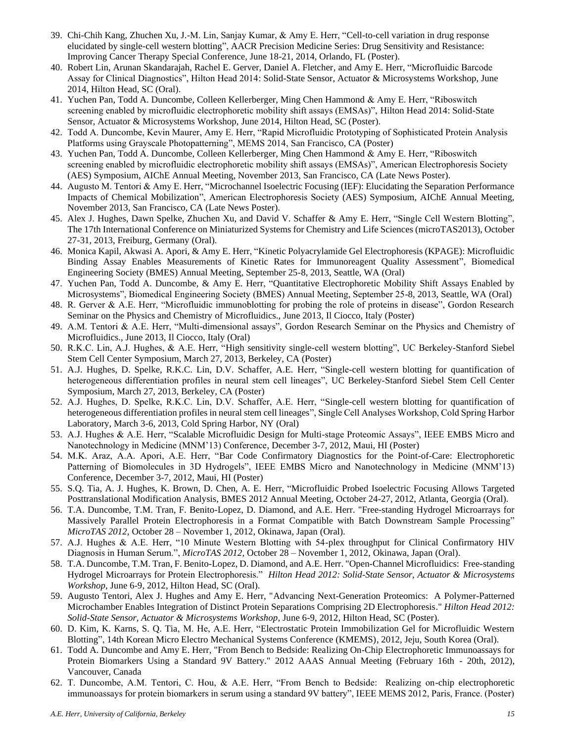39. Chi-Chih Kang, Zhuchen Xu, J.-M. Lin, Sanjay Kumar, & Amy E. Herr, "Cell-to-cell variation in drug response elucidated by single-cell western blotting", AACR Precision Medicine Series: Drug Sensitivity and Resistance: Improving Cancer Therapy Special Conference, June 18-21, 2014, Orlando, FL (Poster).
40. Robert Lin, Arunan Skandarajah, Rachel E. Gerver, Daniel A. Fletcher, and Amy E. Herr, "Microfluidic Barcode Assay for Clinical Diagnostics", Hilton Head 2014: Solid-State Sensor, Actuator & Microsystems Workshop, June 2014, Hilton Head, SC (Oral).
41. Yuchen Pan, Todd A. Duncombe, Colleen Kellerberger, Ming Chen Hammond & Amy E. Herr, "Riboswitch screening enabled by microfluidic electrophoretic mobility shift assays (EMSAs)", Hilton Head 2014: Solid-State Sensor, Actuator & Microsystems Workshop, June 2014, Hilton Head, SC (Poster).
42. Todd A. Duncombe, Kevin Maurer, Amy E. Herr, "Rapid Microfluidic Prototyping of Sophisticated Protein Analysis Platforms using Grayscale Photopatterning", MEMS 2014, San Francisco, CA (Poster)
43. Yuchen Pan, Todd A. Duncombe, Colleen Kellerberger, Ming Chen Hammond & Amy E. Herr, "Riboswitch screening enabled by microfluidic electrophoretic mobility shift assays (EMSAs)", American Electrophoresis Society (AES) Symposium, AIChE Annual Meeting, November 2013, San Francisco, CA (Late News Poster).
44. Augusto M. Tentori & Amy E. Herr, "Microchannel Isoelectric Focusing (IEF): Elucidating the Separation Performance Impacts of Chemical Mobilization", American Electrophoresis Society (AES) Symposium, AIChE Annual Meeting, November 2013, San Francisco, CA (Late News Poster).
45. Alex J. Hughes, Dawn Spelke, Zhuchen Xu, and David V. Schaffer & Amy E. Herr, "Single Cell Western Blotting", The 17th International Conference on Miniaturized Systems for Chemistry and Life Sciences (microTAS2013), October 27-31, 2013, Freiburg, Germany (Oral).
46. Monica Kapil, Akwasi A. Apori, & Amy E. Herr, "Kinetic Polyacrylamide Gel Electrophoresis (KPAGE): Microfluidic Binding Assay Enables Measurements of Kinetic Rates for Immunoreagent Quality Assessment", Biomedical Engineering Society (BMES) Annual Meeting, September 25-8, 2013, Seattle, WA (Oral)
47. Yuchen Pan, Todd A. Duncombe, & Amy E. Herr, "Quantitative Electrophoretic Mobility Shift Assays Enabled by Microsystems", Biomedical Engineering Society (BMES) Annual Meeting, September 25-8, 2013, Seattle, WA (Oral)
48. R. Gerver & A.E. Herr, "Microfluidic immunoblotting for probing the role of proteins in disease", Gordon Research Seminar on the Physics and Chemistry of Microfluidics., June 2013, Il Ciocco, Italy (Poster)
49. A.M. Tentori & A.E. Herr, "Multi-dimensional assays", Gordon Research Seminar on the Physics and Chemistry of Microfluidics., June 2013, Il Ciocco, Italy (Oral)
50. R.K.C. Lin, A.J. Hughes, & A.E. Herr, "High sensitivity single-cell western blotting", UC Berkeley-Stanford Siebel Stem Cell Center Symposium, March 27, 2013, Berkeley, CA (Poster)
51. A.J. Hughes, D. Spelke, R.K.C. Lin, D.V. Schaffer, A.E. Herr, "Single-cell western blotting for quantification of heterogeneous differentiation profiles in neural stem cell lineages", UC Berkeley-Stanford Siebel Stem Cell Center Symposium, March 27, 2013, Berkeley, CA (Poster)
52. A.J. Hughes, D. Spelke, R.K.C. Lin, D.V. Schaffer, A.E. Herr, "Single-cell western blotting for quantification of heterogeneous differentiation profiles in neural stem cell lineages", Single Cell Analyses Workshop, Cold Spring Harbor Laboratory, March 3-6, 2013, Cold Spring Harbor, NY (Oral)
53. A.J. Hughes & A.E. Herr, "Scalable Microfluidic Design for Multi-stage Proteomic Assays", IEEE EMBS Micro and Nanotechnology in Medicine (MNM'13) Conference, December 3-7, 2012, Maui, HI (Poster)
54. M.K. Araz, A.A. Apori, A.E. Herr, "Bar Code Confirmatory Diagnostics for the Point-of-Care: Electrophoretic Patterning of Biomolecules in 3D Hydrogels", IEEE EMBS Micro and Nanotechnology in Medicine (MNM'13) Conference, December 3-7, 2012, Maui, HI (Poster)
55. S.Q. Tia, A. J. Hughes, K. Brown, D. Chen, A. E. Herr, "Microfluidic Probed Isoelectric Focusing Allows Targeted Posttranslational Modification Analysis, BMES 2012 Annual Meeting, October 24-27, 2012, Atlanta, Georgia (Oral).
56. T.A. Duncombe, T.M. Tran, F. Benito-Lopez, D. Diamond, and A.E. Herr. "Free-standing Hydrogel Microarrays for Massively Parallel Protein Electrophoresis in a Format Compatible with Batch Downstream Sample Processing" *MicroTAS 2012*, October 28 – November 1, 2012, Okinawa, Japan (Oral).
57. A.J. Hughes & A.E. Herr, "10 Minute Western Blotting with 54-plex throughput for Clinical Confirmatory HIV Diagnosis in Human Serum.", *MicroTAS 2012*, October 28 – November 1, 2012, Okinawa, Japan (Oral).
58. T.A. Duncombe, T.M. Tran, F. Benito-Lopez, D. Diamond, and A.E. Herr. "Open-Channel Microfluidics: Free-standing Hydrogel Microarrays for Protein Electrophoresis." *Hilton Head 2012: Solid-State Sensor, Actuator & Microsystems Workshop*, June 6-9, 2012, Hilton Head, SC (Oral).
59. Augusto Tentori, Alex J. Hughes and Amy E. Herr, "Advancing Next-Generation Proteomics: A Polymer-Patterned Microchamber Enables Integration of Distinct Protein Separations Comprising 2D Electrophoresis." *Hilton Head 2012: Solid-State Sensor, Actuator & Microsystems Workshop*, June 6-9, 2012, Hilton Head, SC (Poster).
60. D. Kim, K. Karns, S. Q. Tia, M. He, A.E. Herr, "Electrostatic Protein Immobilization Gel for Microfluidic Western Blotting", 14th Korean Micro Electro Mechanical Systems Conference (KMEMS), 2012, Jeju, South Korea (Oral).
61. Todd A. Duncombe and Amy E. Herr, "From Bench to Bedside: Realizing On-Chip Electrophoretic Immunoassays for Protein Biomarkers Using a Standard 9V Battery." 2012 AAAS Annual Meeting (February 16th - 20th, 2012), Vancouver, Canada
62. T. Duncombe, A.M. Tentori, C. Hou, & A.E. Herr, "From Bench to Bedside: Realizing on-chip electrophoretic immunoassays for protein biomarkers in serum using a standard 9V battery", IEEE MEMS 2012, Paris, France. (Poster)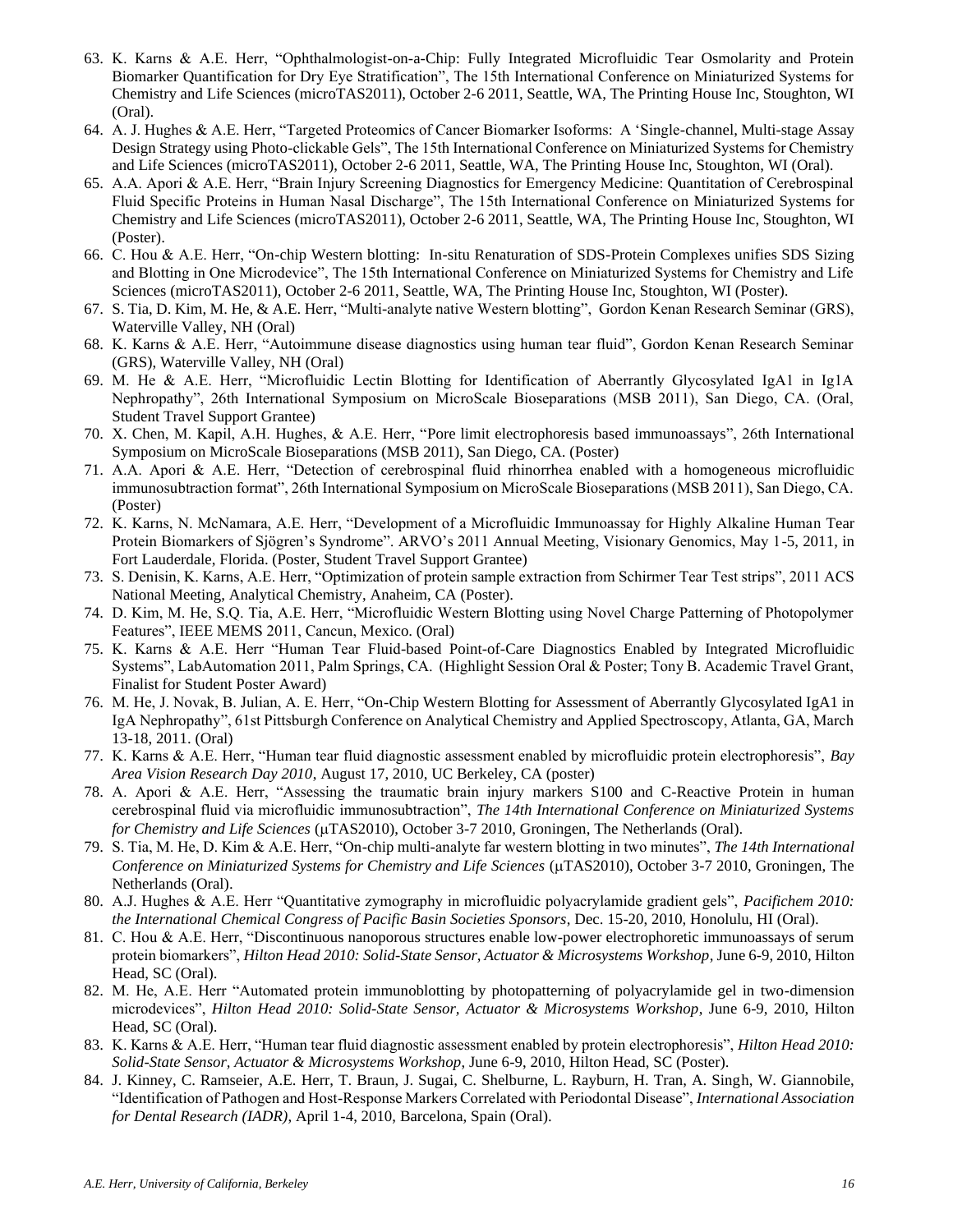63. K. Karns & A.E. Herr, "Ophthalmologist-on-a-Chip: Fully Integrated Microfluidic Tear Osmolarity and Protein Biomarker Quantification for Dry Eye Stratification", The 15th International Conference on Miniaturized Systems for Chemistry and Life Sciences (microTAS2011), October 2-6 2011, Seattle, WA, The Printing House Inc, Stoughton, WI (Oral).
64. A. J. Hughes & A.E. Herr, "Targeted Proteomics of Cancer Biomarker Isoforms: A 'Single-channel, Multi-stage Assay Design Strategy using Photo-clickable Gels", The 15th International Conference on Miniaturized Systems for Chemistry and Life Sciences (microTAS2011), October 2-6 2011, Seattle, WA, The Printing House Inc, Stoughton, WI (Oral).
65. A.A. Apori & A.E. Herr, "Brain Injury Screening Diagnostics for Emergency Medicine: Quantitation of Cerebrospinal Fluid Specific Proteins in Human Nasal Discharge", The 15th International Conference on Miniaturized Systems for Chemistry and Life Sciences (microTAS2011), October 2-6 2011, Seattle, WA, The Printing House Inc, Stoughton, WI (Poster).
66. C. Hou & A.E. Herr, "On-chip Western blotting: In-situ Renaturation of SDS-Protein Complexes unifies SDS Sizing and Blotting in One Microdevice", The 15th International Conference on Miniaturized Systems for Chemistry and Life Sciences (microTAS2011), October 2-6 2011, Seattle, WA, The Printing House Inc, Stoughton, WI (Poster).
67. S. Tia, D. Kim, M. He, & A.E. Herr, "Multi-analyte native Western blotting", Gordon Kenan Research Seminar (GRS), Waterville Valley, NH (Oral)
68. K. Karns & A.E. Herr, "Autoimmune disease diagnostics using human tear fluid", Gordon Kenan Research Seminar (GRS), Waterville Valley, NH (Oral)
69. M. He & A.E. Herr, "Microfluidic Lectin Blotting for Identification of Aberrantly Glycosylated IgA1 in Ig1A Nephropathy", 26th International Symposium on MicroScale Bioseparations (MSB 2011), San Diego, CA. (Oral, Student Travel Support Grantee)
70. X. Chen, M. Kapil, A.H. Hughes, & A.E. Herr, "Pore limit electrophoresis based immunoassays", 26th International Symposium on MicroScale Bioseparations (MSB 2011), San Diego, CA. (Poster)
71. A.A. Apori & A.E. Herr, "Detection of cerebrospinal fluid rhinorrhea enabled with a homogeneous microfluidic immunosubtraction format", 26th International Symposium on MicroScale Bioseparations (MSB 2011), San Diego, CA. (Poster)
72. K. Karns, N. McNamara, A.E. Herr, "Development of a Microfluidic Immunoassay for Highly Alkaline Human Tear Protein Biomarkers of Sjögren's Syndrome". ARVO's 2011 Annual Meeting, Visionary Genomics, May 1-5, 2011, in Fort Lauderdale, Florida. (Poster, Student Travel Support Grantee)
73. S. Denisin, K. Karns, A.E. Herr, "Optimization of protein sample extraction from Schirmer Tear Test strips", 2011 ACS National Meeting, Analytical Chemistry, Anaheim, CA (Poster).
74. D. Kim, M. He, S.Q. Tia, A.E. Herr, "Microfluidic Western Blotting using Novel Charge Patterning of Photopolymer Features", IEEE MEMS 2011, Cancun, Mexico. (Oral)
75. K. Karns & A.E. Herr "Human Tear Fluid-based Point-of-Care Diagnostics Enabled by Integrated Microfluidic Systems", LabAutomation 2011, Palm Springs, CA. (Highlight Session Oral & Poster; Tony B. Academic Travel Grant, Finalist for Student Poster Award)
76. M. He, J. Novak, B. Julian, A. E. Herr, "On-Chip Western Blotting for Assessment of Aberrantly Glycosylated IgA1 in IgA Nephropathy", 61st Pittsburgh Conference on Analytical Chemistry and Applied Spectroscopy, Atlanta, GA, March 13-18, 2011. (Oral)
77. K. Karns & A.E. Herr, "Human tear fluid diagnostic assessment enabled by microfluidic protein electrophoresis", *Bay Area Vision Research Day 2010*, August 17, 2010, UC Berkeley, CA (poster)
78. A. Apori & A.E. Herr, "Assessing the traumatic brain injury markers S100 and C-Reactive Protein in human cerebrospinal fluid via microfluidic immunosubtraction", *The 14th International Conference on Miniaturized Systems for Chemistry and Life Sciences* (μTAS2010), October 3-7 2010, Groningen, The Netherlands (Oral).
79. S. Tia, M. He, D. Kim & A.E. Herr, "On-chip multi-analyte far western blotting in two minutes", *The 14th International Conference on Miniaturized Systems for Chemistry and Life Sciences* (μTAS2010), October 3-7 2010, Groningen, The Netherlands (Oral).
80. A.J. Hughes & A.E. Herr "Quantitative zymography in microfluidic polyacrylamide gradient gels", *Pacifichem 2010: the International Chemical Congress of Pacific Basin Societies Sponsors*, Dec. 15-20, 2010, Honolulu, HI (Oral).
81. C. Hou & A.E. Herr, "Discontinuous nanoporous structures enable low-power electrophoretic immunoassays of serum protein biomarkers", *Hilton Head 2010: Solid-State Sensor, Actuator & Microsystems Workshop*, June 6-9, 2010, Hilton Head, SC (Oral).
82. M. He, A.E. Herr "Automated protein immunoblotting by photopatterning of polyacrylamide gel in two-dimension microdevices", *Hilton Head 2010: Solid-State Sensor, Actuator & Microsystems Workshop*, June 6-9, 2010, Hilton Head, SC (Oral).
83. K. Karns & A.E. Herr, "Human tear fluid diagnostic assessment enabled by protein electrophoresis", *Hilton Head 2010: Solid-State Sensor, Actuator & Microsystems Workshop*, June 6-9, 2010, Hilton Head, SC (Poster).
84. J. Kinney, C. Ramseier, A.E. Herr, T. Braun, J. Sugai, C. Shelburne, L. Rayburn, H. Tran, A. Singh, W. Giannobile, "Identification of Pathogen and Host-Response Markers Correlated with Periodontal Disease", *International Association for Dental Research (IADR)*, April 1-4, 2010, Barcelona, Spain (Oral).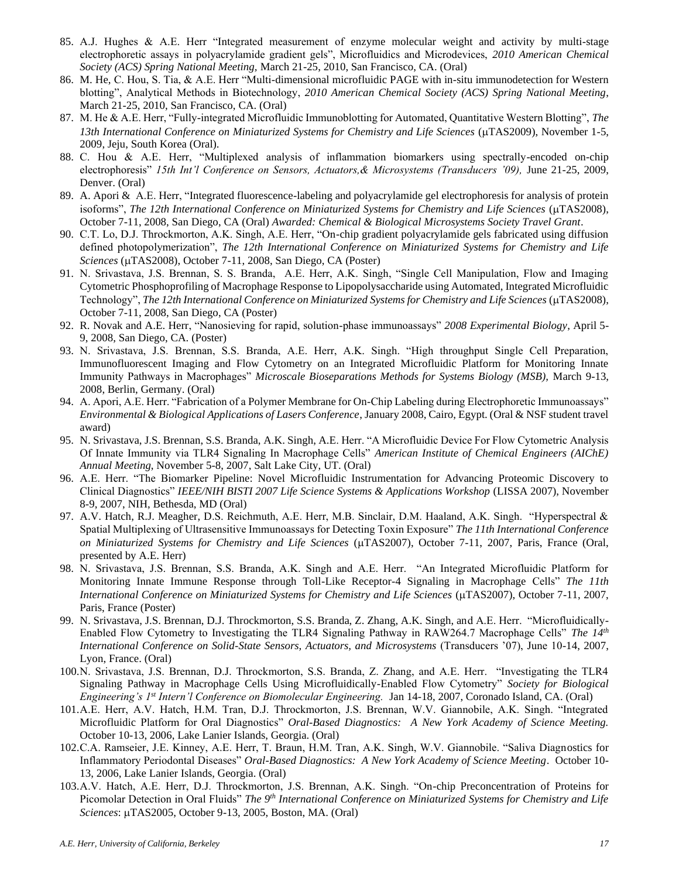85. A.J. Hughes & A.E. Herr "Integrated measurement of enzyme molecular weight and activity by multi-stage electrophoretic assays in polyacrylamide gradient gels", Microfluidics and Microdevices, *2010 American Chemical Society (ACS) Spring National Meeting*, March 21-25, 2010, San Francisco, CA. (Oral)
86. M. He, C. Hou, S. Tia, & A.E. Herr "Multi-dimensional microfluidic PAGE with in-situ immunodetection for Western blotting", Analytical Methods in Biotechnology, *2010 American Chemical Society (ACS) Spring National Meeting*, March 21-25, 2010, San Francisco, CA. (Oral)
87. M. He & A.E. Herr, "Fully-integrated Microfluidic Immunoblotting for Automated, Quantitative Western Blotting", *The 13th International Conference on Miniaturized Systems for Chemistry and Life Sciences* (μTAS2009), November 1-5, 2009, Jeju, South Korea (Oral).
88. C. Hou & A.E. Herr, "Multiplexed analysis of inflammation biomarkers using spectrally-encoded on-chip electrophoresis" *15th Int'l Conference on Sensors, Actuators,& Microsystems (Transducers '09),* June 21-25, 2009, Denver. (Oral)
89. A. Apori & A.E. Herr, "Integrated fluorescence-labeling and polyacrylamide gel electrophoresis for analysis of protein isoforms", *The 12th International Conference on Miniaturized Systems for Chemistry and Life Sciences* (μTAS2008), October 7-11, 2008, San Diego, CA (Oral) *Awarded: Chemical & Biological Microsystems Society Travel Grant*.
90. C.T. Lo, D.J. Throckmorton, A.K. Singh, A.E. Herr, "On-chip gradient polyacrylamide gels fabricated using diffusion defined photopolymerization", *The 12th International Conference on Miniaturized Systems for Chemistry and Life Sciences* (μTAS2008), October 7-11, 2008, San Diego, CA (Poster)
91. N. Srivastava, J.S. Brennan, S. S. Branda, A.E. Herr, A.K. Singh, "Single Cell Manipulation, Flow and Imaging Cytometric Phosphoprofiling of Macrophage Response to Lipopolysaccharide using Automated, Integrated Microfluidic Technology", *The 12th International Conference on Miniaturized Systems for Chemistry and Life Sciences* (μTAS2008), October 7-11, 2008, San Diego, CA (Poster)
92. R. Novak and A.E. Herr, "Nanosieving for rapid, solution-phase immunoassays" *2008 Experimental Biology*, April 5-9, 2008, San Diego, CA. (Poster)
93. N. Srivastava, J.S. Brennan, S.S. Branda, A.E. Herr, A.K. Singh. "High throughput Single Cell Preparation, Immunofluorescent Imaging and Flow Cytometry on an Integrated Microfluidic Platform for Monitoring Innate Immunity Pathways in Macrophages" *Microscale Bioseparations Methods for Systems Biology (MSB),* March 9-13, 2008, Berlin, Germany. (Oral)
94. A. Apori, A.E. Herr. "Fabrication of a Polymer Membrane for On-Chip Labeling during Electrophoretic Immunoassays" *Environmental & Biological Applications of Lasers Conference*, January 2008, Cairo, Egypt. (Oral & NSF student travel award)
95. N. Srivastava, J.S. Brennan, S.S. Branda, A.K. Singh, A.E. Herr. "A Microfluidic Device For Flow Cytometric Analysis Of Innate Immunity via TLR4 Signaling In Macrophage Cells" *American Institute of Chemical Engineers (AIChE) Annual Meeting*, November 5-8, 2007, Salt Lake City, UT. (Oral)
96. A.E. Herr. "The Biomarker Pipeline: Novel Microfluidic Instrumentation for Advancing Proteomic Discovery to Clinical Diagnostics" *IEEE/NIH BISTI 2007 Life Science Systems & Applications Workshop* (LISSA 2007), November 8-9, 2007, NIH, Bethesda, MD (Oral)
97. A.V. Hatch, R.J. Meagher, D.S. Reichmuth, A.E. Herr, M.B. Sinclair, D.M. Haaland, A.K. Singh. "Hyperspectral & Spatial Multiplexing of Ultrasensitive Immunoassays for Detecting Toxin Exposure" *The 11th International Conference on Miniaturized Systems for Chemistry and Life Sciences* (μTAS2007), October 7-11, 2007, Paris, France (Oral, presented by A.E. Herr)
98. N. Srivastava, J.S. Brennan, S.S. Branda, A.K. Singh and A.E. Herr. "An Integrated Microfluidic Platform for Monitoring Innate Immune Response through Toll-Like Receptor-4 Signaling in Macrophage Cells" *The 11th International Conference on Miniaturized Systems for Chemistry and Life Sciences* (μTAS2007), October 7-11, 2007, Paris, France (Poster)
99. N. Srivastava, J.S. Brennan, D.J. Throckmorton, S.S. Branda, Z. Zhang, A.K. Singh, and A.E. Herr. "Microfluidically-Enabled Flow Cytometry to Investigating the TLR4 Signaling Pathway in RAW264.7 Macrophage Cells" *The 14th International Conference on Solid-State Sensors, Actuators, and Microsystems* (Transducers '07), June 10-14, 2007, Lyon, France. (Oral)
100. N. Srivastava, J.S. Brennan, D.J. Throckmorton, S.S. Branda, Z. Zhang, and A.E. Herr. "Investigating the TLR4 Signaling Pathway in Macrophage Cells Using Microfluidically-Enabled Flow Cytometry" *Society for Biological Engineering's 1st Intern'l Conference on Biomolecular Engineering.* Jan 14-18, 2007, Coronado Island, CA. (Oral)
101. A.E. Herr, A.V. Hatch, H.M. Tran, D.J. Throckmorton, J.S. Brennan, W.V. Giannobile, A.K. Singh. "Integrated Microfluidic Platform for Oral Diagnostics" *Oral-Based Diagnostics: A New York Academy of Science Meeting.* October 10-13, 2006, Lake Lanier Islands, Georgia. (Oral)
102. C.A. Ramseier, J.E. Kinney, A.E. Herr, T. Braun, H.M. Tran, A.K. Singh, W.V. Giannobile. "Saliva Diagnostics for Inflammatory Periodontal Diseases" *Oral-Based Diagnostics: A New York Academy of Science Meeting*. October 10-13, 2006, Lake Lanier Islands, Georgia. (Oral)
103. A.V. Hatch, A.E. Herr, D.J. Throckmorton, J.S. Brennan, A.K. Singh. "On-chip Preconcentration of Proteins for Picomolar Detection in Oral Fluids" *The 9th International Conference on Miniaturized Systems for Chemistry and Life Sciences*: μTAS2005, October 9-13, 2005, Boston, MA. (Oral)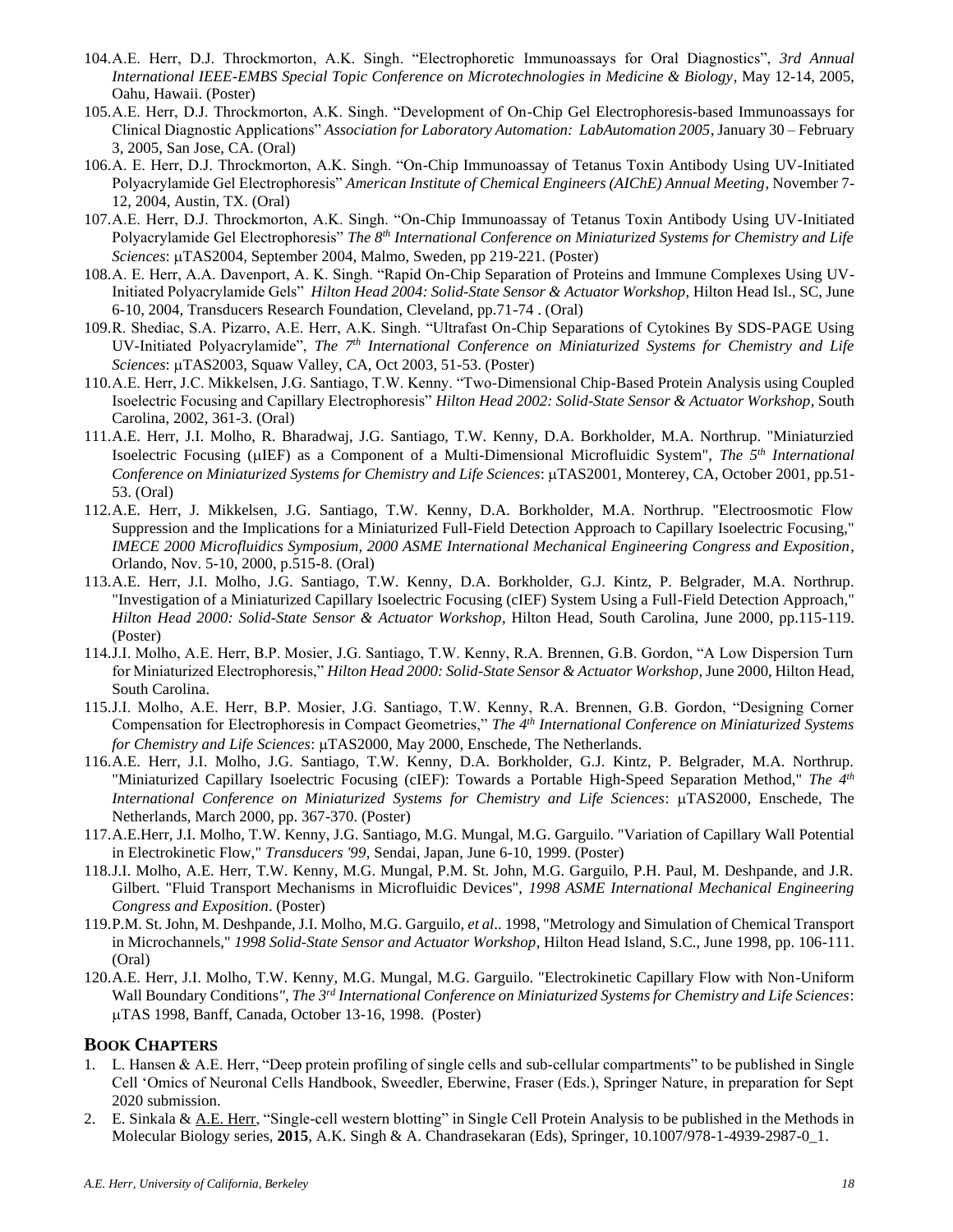104. A.E. Herr, D.J. Throckmorton, A.K. Singh. "Electrophoretic Immunoassays for Oral Diagnostics", *3rd Annual International IEEE-EMBS Special Topic Conference on Microtechnologies in Medicine & Biology*, May 12-14, 2005, Oahu, Hawaii. (Poster)
105. A.E. Herr, D.J. Throckmorton, A.K. Singh. "Development of On-Chip Gel Electrophoresis-based Immunoassays for Clinical Diagnostic Applications" *Association for Laboratory Automation: LabAutomation 2005*, January 30 – February 3, 2005, San Jose, CA. (Oral)
106. A. E. Herr, D.J. Throckmorton, A.K. Singh. "On-Chip Immunoassay of Tetanus Toxin Antibody Using UV-Initiated Polyacrylamide Gel Electrophoresis" *American Institute of Chemical Engineers (AIChE) Annual Meeting*, November 7-12, 2004, Austin, TX. (Oral)
107. A.E. Herr, D.J. Throckmorton, A.K. Singh. "On-Chip Immunoassay of Tetanus Toxin Antibody Using UV-Initiated Polyacrylamide Gel Electrophoresis" *The 8th International Conference on Miniaturized Systems for Chemistry and Life Sciences*: μTAS2004, September 2004, Malmo, Sweden, pp 219-221. (Poster)
108. A. E. Herr, A.A. Davenport, A. K. Singh. "Rapid On-Chip Separation of Proteins and Immune Complexes Using UV-Initiated Polyacrylamide Gels" *Hilton Head 2004: Solid-State Sensor & Actuator Workshop*, Hilton Head Isl., SC, June 6-10, 2004, Transducers Research Foundation, Cleveland, pp.71-74 . (Oral)
109. R. Shediac, S.A. Pizarro, A.E. Herr, A.K. Singh. "Ultrafast On-Chip Separations of Cytokines By SDS-PAGE Using UV-Initiated Polyacrylamide", *The 7th International Conference on Miniaturized Systems for Chemistry and Life Sciences*: μTAS2003, Squaw Valley, CA, Oct 2003, 51-53. (Poster)
110. A.E. Herr, J.C. Mikkelsen, J.G. Santiago, T.W. Kenny. "Two-Dimensional Chip-Based Protein Analysis using Coupled Isoelectric Focusing and Capillary Electrophoresis" *Hilton Head 2002: Solid-State Sensor & Actuator Workshop*, South Carolina, 2002, 361-3. (Oral)
111. A.E. Herr, J.I. Molho, R. Bharadwaj, J.G. Santiago, T.W. Kenny, D.A. Borkholder, M.A. Northrup. "Miniaturzied Isoelectric Focusing (μIEF) as a Component of a Multi-Dimensional Microfluidic System", *The 5th International Conference on Miniaturized Systems for Chemistry and Life Sciences*: μTAS2001, Monterey, CA, October 2001, pp.51-53. (Oral)
112. A.E. Herr, J. Mikkelsen, J.G. Santiago, T.W. Kenny, D.A. Borkholder, M.A. Northrup. "Electroosmotic Flow Suppression and the Implications for a Miniaturized Full-Field Detection Approach to Capillary Isoelectric Focusing," *IMECE 2000 Microfluidics Symposium, 2000 ASME International Mechanical Engineering Congress and Exposition*, Orlando, Nov. 5-10, 2000, p.515-8. (Oral)
113. A.E. Herr, J.I. Molho, J.G. Santiago, T.W. Kenny, D.A. Borkholder, G.J. Kintz, P. Belgrader, M.A. Northrup. "Investigation of a Miniaturized Capillary Isoelectric Focusing (cIEF) System Using a Full-Field Detection Approach," *Hilton Head 2000: Solid-State Sensor & Actuator Workshop*, Hilton Head, South Carolina, June 2000, pp.115-119. (Poster)
114. J.I. Molho, A.E. Herr, B.P. Mosier, J.G. Santiago, T.W. Kenny, R.A. Brennen, G.B. Gordon, "A Low Dispersion Turn for Miniaturized Electrophoresis," *Hilton Head 2000: Solid-State Sensor & Actuator Workshop*, June 2000, Hilton Head, South Carolina.
115. J.I. Molho, A.E. Herr, B.P. Mosier, J.G. Santiago, T.W. Kenny, R.A. Brennen, G.B. Gordon, "Designing Corner Compensation for Electrophoresis in Compact Geometries," *The 4th International Conference on Miniaturized Systems for Chemistry and Life Sciences*: μTAS2000, May 2000, Enschede, The Netherlands.
116. A.E. Herr, J.I. Molho, J.G. Santiago, T.W. Kenny, D.A. Borkholder, G.J. Kintz, P. Belgrader, M.A. Northrup. "Miniaturized Capillary Isoelectric Focusing (cIEF): Towards a Portable High-Speed Separation Method," *The 4th International Conference on Miniaturized Systems for Chemistry and Life Sciences*: μTAS2000, Enschede, The Netherlands, March 2000, pp. 367-370. (Poster)
117. A.E.Herr, J.I. Molho, T.W. Kenny, J.G. Santiago, M.G. Mungal, M.G. Garguilo. "Variation of Capillary Wall Potential in Electrokinetic Flow," *Transducers '99*, Sendai, Japan, June 6-10, 1999. (Poster)
118. J.I. Molho, A.E. Herr, T.W. Kenny, M.G. Mungal, P.M. St. John, M.G. Garguilo, P.H. Paul, M. Deshpande, and J.R. Gilbert. "Fluid Transport Mechanisms in Microfluidic Devices", *1998 ASME International Mechanical Engineering Congress and Exposition*. (Poster)
119. P.M. St. John, M. Deshpande, J.I. Molho, M.G. Garguilo, *et al*.. 1998, "Metrology and Simulation of Chemical Transport in Microchannels," *1998 Solid-State Sensor and Actuator Workshop*, Hilton Head Island, S.C., June 1998, pp. 106-111. (Oral)
120. A.E. Herr, J.I. Molho, T.W. Kenny, M.G. Mungal, M.G. Garguilo. "Electrokinetic Capillary Flow with Non-Uniform Wall Boundary Conditions", *The 3rd International Conference on Miniaturized Systems for Chemistry and Life Sciences*: μTAS 1998, Banff, Canada, October 13-16, 1998. (Poster)

## BOOK CHAPTERS

1. L. Hansen & A.E. Herr, "Deep protein profiling of single cells and sub-cellular compartments" to be published in Single Cell 'Omics of Neuronal Cells Handbook, Sweedler, Eberwine, Fraser (Eds.), Springer Nature, in preparation for Sept 2020 submission.
2. E. Sinkala & A.E. Herr, "Single-cell western blotting" in Single Cell Protein Analysis to be published in the Methods in Molecular Biology series, **2015**, A.K. Singh & A. Chandrasekaran (Eds), Springer, 10.1007/978-1-4939-2987-0_1.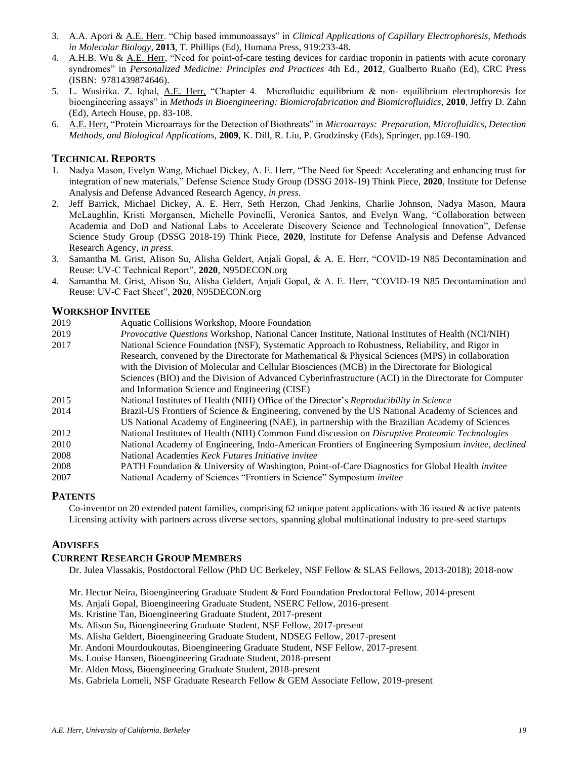3. A.A. Apori & A.E. Herr. "Chip based immunoassays" in *Clinical Applications of Capillary Electrophoresis, Methods in Molecular Biology*, **2013**, T. Phillips (Ed), Humana Press, 919:233-48.
4. A.H.B. Wu & A.E. Herr, "Need for point-of-care testing devices for cardiac troponin in patients with acute coronary syndromes" in *Personalized Medicine: Principles and Practices* 4th Ed., **2012**, Gualberto Ruaño (Ed), CRC Press (ISBN: 9781439874646).
5. L. Wusirika. Z. Iqbal, A.E. Herr, "Chapter 4. Microfluidic equilibrium & non- equilibrium electrophoresis for bioengineering assays" in *Methods in Bioengineering: Biomicrofabrication and Biomicrofluidics*, **2010**, Jeffry D. Zahn (Ed), Artech House, pp. 83-108.
6. A.E. Herr, "Protein Microarrays for the Detection of Biothreats" in *Microarrays: Preparation, Microfluidics, Detection Methods, and Biological Applications*, **2009**, K. Dill, R. Liu, P. Grodzinsky (Eds), Springer, pp.169-190.

## TECHNICAL REPORTS

1. Nadya Mason, Evelyn Wang, Michael Dickey, A. E. Herr, "The Need for Speed: Accelerating and enhancing trust for integration of new materials," Defense Science Study Group (DSSG 2018-19) Think Piece, **2020**, Institute for Defense Analysis and Defense Advanced Research Agency, *in press.*
2. Jeff Barrick, Michael Dickey, A. E. Herr, Seth Herzon, Chad Jenkins, Charlie Johnson, Nadya Mason, Maura McLaughlin, Kristi Morgansen, Michelle Povinelli, Veronica Santos, and Evelyn Wang, "Collaboration between Academia and DoD and National Labs to Accelerate Discovery Science and Technological Innovation", Defense Science Study Group (DSSG 2018-19) Think Piece, **2020**, Institute for Defense Analysis and Defense Advanced Research Agency, *in press.*
3. Samantha M. Grist, Alison Su, Alisha Geldert, Anjali Gopal, & A. E. Herr, "COVID-19 N85 Decontamination and Reuse: UV-C Technical Report", **2020**, N95DECON.org
4. Samantha M. Grist, Alison Su, Alisha Geldert, Anjali Gopal, & A. E. Herr, "COVID-19 N85 Decontamination and Reuse: UV-C Fact Sheet", **2020**, N95DECON.org

## WORKSHOP INVITEE

2019 Aquatic Collisions Workshop, Moore Foundation

2019 *Provocative Questions* Workshop, National Cancer Institute, National Institutes of Health (NCI/NIH)

2017 National Science Foundation (NSF), Systematic Approach to Robustness, Reliability, and Rigor in Research, convened by the Directorate for Mathematical & Physical Sciences (MPS) in collaboration with the Division of Molecular and Cellular Biosciences (MCB) in the Directorate for Biological Sciences (BIO) and the Division of Advanced Cyberinfrastructure (ACI) in the Directorate for Computer and Information Science and Engineering (CISE)

2015 National Institutes of Health (NIH) Office of the Director's *Reproducibility in Science*

2014 Brazil-US Frontiers of Science & Engineering, convened by the US National Academy of Sciences and US National Academy of Engineering (NAE), in partnership with the Brazilian Academy of Sciences

2012 National Institutes of Health (NIH) Common Fund discussion on *Disruptive Proteomic Technologies*

2010 National Academy of Engineering, Indo-American Frontiers of Engineering Symposium *invitee, declined*

2008 National Academies *Keck Futures Initiative invitee*

2008 PATH Foundation & University of Washington, Point-of-Care Diagnostics for Global Health *invitee*

2007 National Academy of Sciences "Frontiers in Science" Symposium *invitee*

## PATENTS

Co-inventor on 20 extended patent families, comprising 62 unique patent applications with 36 issued & active patents
Licensing activity with partners across diverse sectors, spanning global multinational industry to pre-seed startups

## ADVISEES

## CURRENT RESEARCH GROUP MEMBERS

Dr. Julea Vlassakis, Postdoctoral Fellow (PhD UC Berkeley, NSF Fellow & SLAS Fellows, 2013-2018); 2018-now

Mr. Hector Neira, Bioengineering Graduate Student & Ford Foundation Predoctoral Fellow, 2014-present
Ms. Anjali Gopal, Bioengineering Graduate Student, NSERC Fellow, 2016-present
Ms. Kristine Tan, Bioengineering Graduate Student, 2017-present
Ms. Alison Su, Bioengineering Graduate Student, NSF Fellow, 2017-present
Ms. Alisha Geldert, Bioengineering Graduate Student, NDSEG Fellow, 2017-present
Mr. Andoni Mourdoukoutas, Bioengineering Graduate Student, NSF Fellow, 2017-present
Ms. Louise Hansen, Bioengineering Graduate Student, 2018-present
Mr. Alden Moss, Bioengineering Graduate Student, 2018-present
Ms. Gabriela Lomeli, NSF Graduate Research Fellow & GEM Associate Fellow, 2019-present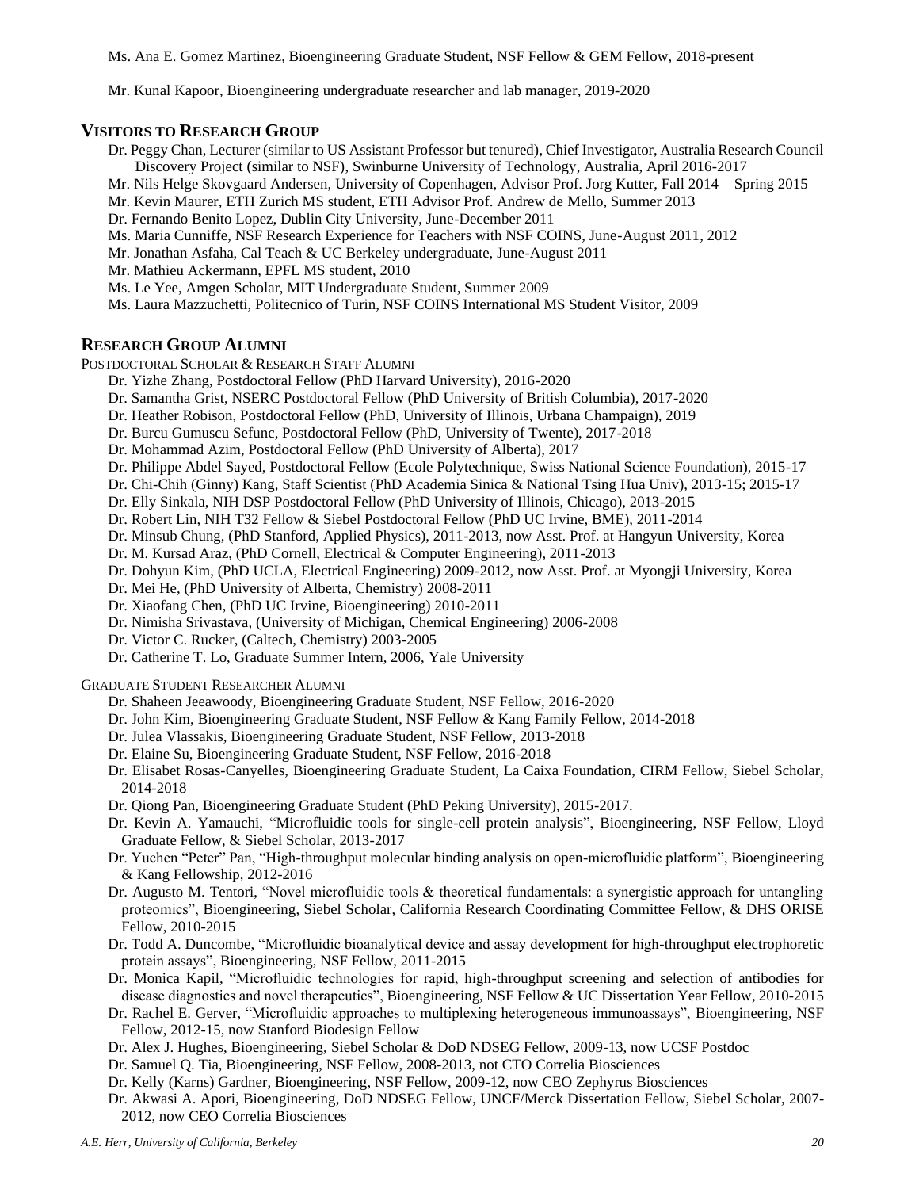Ms. Ana E. Gomez Martinez, Bioengineering Graduate Student, NSF Fellow & GEM Fellow, 2018-present

Mr. Kunal Kapoor, Bioengineering undergraduate researcher and lab manager, 2019-2020

## VISITORS TO RESEARCH GROUP

- Dr. Peggy Chan, Lecturer (similar to US Assistant Professor but tenured), Chief Investigator, Australia Research Council Discovery Project (similar to NSF), Swinburne University of Technology, Australia, April 2016-2017
- Mr. Nils Helge Skovgaard Andersen, University of Copenhagen, Advisor Prof. Jorg Kutter, Fall 2014 – Spring 2015
- Mr. Kevin Maurer, ETH Zurich MS student, ETH Advisor Prof. Andrew de Mello, Summer 2013
- Dr. Fernando Benito Lopez, Dublin City University, June-December 2011
- Ms. Maria Cunniffe, NSF Research Experience for Teachers with NSF COINS, June-August 2011, 2012
- Mr. Jonathan Asfaha, Cal Teach & UC Berkeley undergraduate, June-August 2011
- Mr. Mathieu Ackermann, EPFL MS student, 2010
- Ms. Le Yee, Amgen Scholar, MIT Undergraduate Student, Summer 2009
- Ms. Laura Mazzuchetti, Politecnico of Turin, NSF COINS International MS Student Visitor, 2009

## RESEARCH GROUP ALUMNI

### POSTDOCTORAL SCHOLAR & RESEARCH STAFF ALUMNI

- Dr. Yizhe Zhang, Postdoctoral Fellow (PhD Harvard University), 2016-2020
- Dr. Samantha Grist, NSERC Postdoctoral Fellow (PhD University of British Columbia), 2017-2020
- Dr. Heather Robison, Postdoctoral Fellow (PhD, University of Illinois, Urbana Champaign), 2019
- Dr. Burcu Gumuscu Sefunc, Postdoctoral Fellow (PhD, University of Twente), 2017-2018
- Dr. Mohammad Azim, Postdoctoral Fellow (PhD University of Alberta), 2017
- Dr. Philippe Abdel Sayed, Postdoctoral Fellow (Ecole Polytechnique, Swiss National Science Foundation), 2015-17
- Dr. Chi-Chih (Ginny) Kang, Staff Scientist (PhD Academia Sinica & National Tsing Hua Univ), 2013-15; 2015-17
- Dr. Elly Sinkala, NIH DSP Postdoctoral Fellow (PhD University of Illinois, Chicago), 2013-2015
- Dr. Robert Lin, NIH T32 Fellow & Siebel Postdoctoral Fellow (PhD UC Irvine, BME), 2011-2014
- Dr. Minsub Chung, (PhD Stanford, Applied Physics), 2011-2013, now Asst. Prof. at Hangyun University, Korea
- Dr. M. Kursad Araz, (PhD Cornell, Electrical & Computer Engineering), 2011-2013
- Dr. Dohyun Kim, (PhD UCLA, Electrical Engineering) 2009-2012, now Asst. Prof. at Myongji University, Korea
- Dr. Mei He, (PhD University of Alberta, Chemistry) 2008-2011
- Dr. Xiaofang Chen, (PhD UC Irvine, Bioengineering) 2010-2011
- Dr. Nimisha Srivastava, (University of Michigan, Chemical Engineering) 2006-2008
- Dr. Victor C. Rucker, (Caltech, Chemistry) 2003-2005
- Dr. Catherine T. Lo, Graduate Summer Intern, 2006, Yale University

### GRADUATE STUDENT RESEARCHER ALUMNI

- Dr. Shaheen Jeeawoody, Bioengineering Graduate Student, NSF Fellow, 2016-2020
- Dr. John Kim, Bioengineering Graduate Student, NSF Fellow & Kang Family Fellow, 2014-2018
- Dr. Julea Vlassakis, Bioengineering Graduate Student, NSF Fellow, 2013-2018
- Dr. Elaine Su, Bioengineering Graduate Student, NSF Fellow, 2016-2018
- Dr. Elisabet Rosas-Canyelles, Bioengineering Graduate Student, La Caixa Foundation, CIRM Fellow, Siebel Scholar, 2014-2018
- Dr. Qiong Pan, Bioengineering Graduate Student (PhD Peking University), 2015-2017.
- Dr. Kevin A. Yamauchi, "Microfluidic tools for single-cell protein analysis", Bioengineering, NSF Fellow, Lloyd Graduate Fellow, & Siebel Scholar, 2013-2017
- Dr. Yuchen "Peter" Pan, "High-throughput molecular binding analysis on open-microfluidic platform", Bioengineering & Kang Fellowship, 2012-2016
- Dr. Augusto M. Tentori, "Novel microfluidic tools & theoretical fundamentals: a synergistic approach for untangling proteomics", Bioengineering, Siebel Scholar, California Research Coordinating Committee Fellow, & DHS ORISE Fellow, 2010-2015
- Dr. Todd A. Duncombe, "Microfluidic bioanalytical device and assay development for high-throughput electrophoretic protein assays", Bioengineering, NSF Fellow, 2011-2015
- Dr. Monica Kapil, "Microfluidic technologies for rapid, high-throughput screening and selection of antibodies for disease diagnostics and novel therapeutics", Bioengineering, NSF Fellow & UC Dissertation Year Fellow, 2010-2015
- Dr. Rachel E. Gerver, "Microfluidic approaches to multiplexing heterogeneous immunoassays", Bioengineering, NSF Fellow, 2012-15, now Stanford Biodesign Fellow
- Dr. Alex J. Hughes, Bioengineering, Siebel Scholar & DoD NDSEG Fellow, 2009-13, now UCSF Postdoc
- Dr. Samuel Q. Tia, Bioengineering, NSF Fellow, 2008-2013, not CTO Correlia Biosciences
- Dr. Kelly (Karns) Gardner, Bioengineering, NSF Fellow, 2009-12, now CEO Zephyrus Biosciences
- Dr. Akwasi A. Apori, Bioengineering, DoD NDSEG Fellow, UNCF/Merck Dissertation Fellow, Siebel Scholar, 2007-2012, now CEO Correlia Biosciences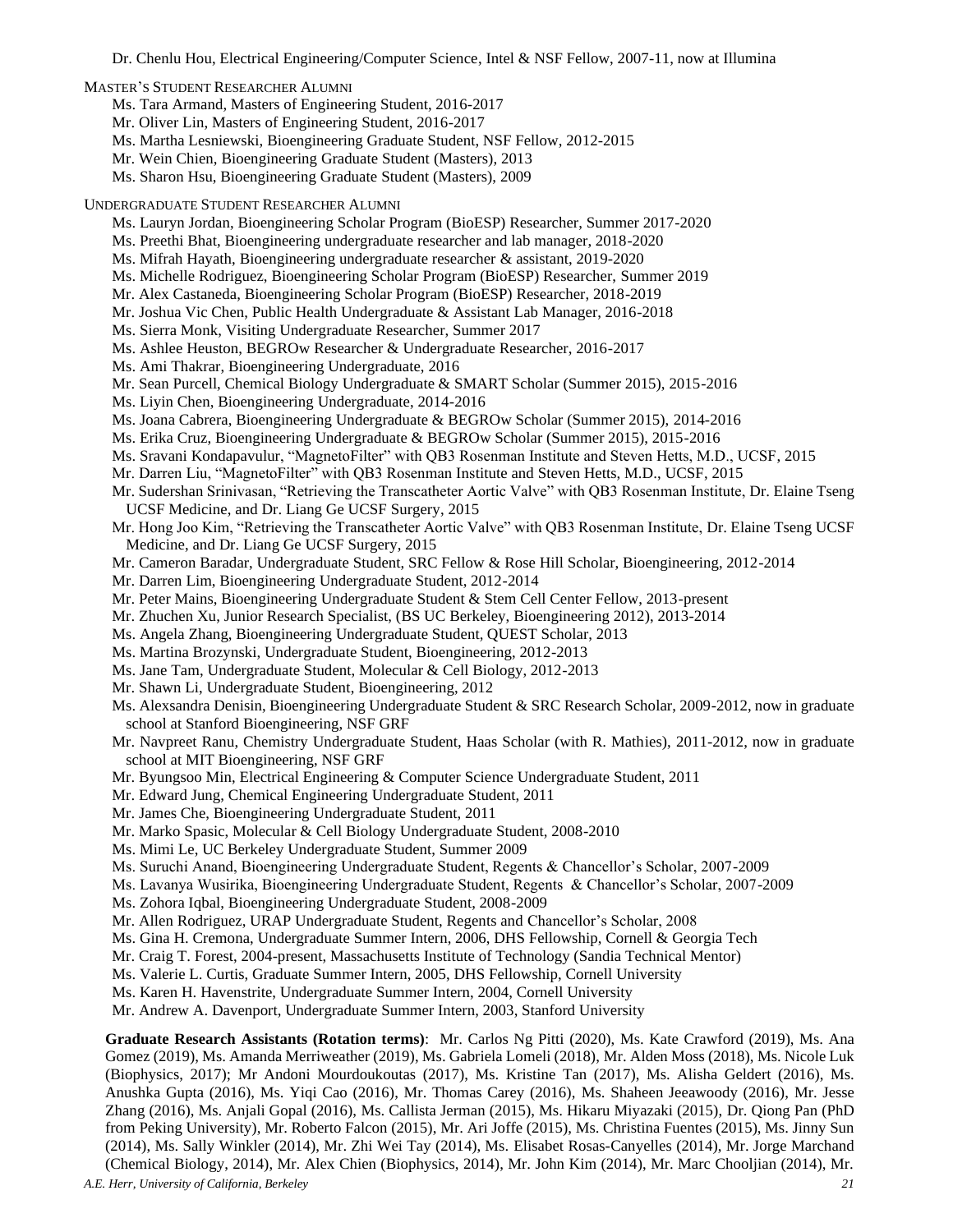Dr. Chenlu Hou, Electrical Engineering/Computer Science, Intel & NSF Fellow, 2007-11, now at Illumina

MASTER'S STUDENT RESEARCHER ALUMNI

- Ms. Tara Armand, Masters of Engineering Student, 2016-2017
- Mr. Oliver Lin, Masters of Engineering Student, 2016-2017
- Ms. Martha Lesniewski, Bioengineering Graduate Student, NSF Fellow, 2012-2015
- Mr. Wein Chien, Bioengineering Graduate Student (Masters), 2013
- Ms. Sharon Hsu, Bioengineering Graduate Student (Masters), 2009

UNDERGRADUATE STUDENT RESEARCHER ALUMNI

- Ms. Lauryn Jordan, Bioengineering Scholar Program (BioESP) Researcher, Summer 2017-2020
- Ms. Preethi Bhat, Bioengineering undergraduate researcher and lab manager, 2018-2020
- Ms. Mifrah Hayath, Bioengineering undergraduate researcher & assistant, 2019-2020
- Ms. Michelle Rodriguez, Bioengineering Scholar Program (BioESP) Researcher, Summer 2019
- Mr. Alex Castaneda, Bioengineering Scholar Program (BioESP) Researcher, 2018-2019
- Mr. Joshua Vic Chen, Public Health Undergraduate & Assistant Lab Manager, 2016-2018
- Ms. Sierra Monk, Visiting Undergraduate Researcher, Summer 2017
- Ms. Ashlee Heuston, BEGROw Researcher & Undergraduate Researcher, 2016-2017
- Ms. Ami Thakrar, Bioengineering Undergraduate, 2016
- Mr. Sean Purcell, Chemical Biology Undergraduate & SMART Scholar (Summer 2015), 2015-2016
- Ms. Liyin Chen, Bioengineering Undergraduate, 2014-2016
- Ms. Joana Cabrera, Bioengineering Undergraduate & BEGROw Scholar (Summer 2015), 2014-2016
- Ms. Erika Cruz, Bioengineering Undergraduate & BEGROw Scholar (Summer 2015), 2015-2016
- Ms. Sravani Kondapavulur, "MagnetoFilter" with QB3 Rosenman Institute and Steven Hetts, M.D., UCSF, 2015
- Mr. Darren Liu, "MagnetoFilter" with QB3 Rosenman Institute and Steven Hetts, M.D., UCSF, 2015
- Mr. Sudershan Srinivasan, "Retrieving the Transcatheter Aortic Valve" with QB3 Rosenman Institute, Dr. Elaine Tseng UCSF Medicine, and Dr. Liang Ge UCSF Surgery, 2015
- Mr. Hong Joo Kim, "Retrieving the Transcatheter Aortic Valve" with QB3 Rosenman Institute, Dr. Elaine Tseng UCSF Medicine, and Dr. Liang Ge UCSF Surgery, 2015
- Mr. Cameron Baradar, Undergraduate Student, SRC Fellow & Rose Hill Scholar, Bioengineering, 2012-2014
- Mr. Darren Lim, Bioengineering Undergraduate Student, 2012-2014
- Mr. Peter Mains, Bioengineering Undergraduate Student & Stem Cell Center Fellow, 2013-present
- Mr. Zhuchen Xu, Junior Research Specialist, (BS UC Berkeley, Bioengineering 2012), 2013-2014
- Ms. Angela Zhang, Bioengineering Undergraduate Student, QUEST Scholar, 2013
- Ms. Martina Brozynski, Undergraduate Student, Bioengineering, 2012-2013
- Ms. Jane Tam, Undergraduate Student, Molecular & Cell Biology, 2012-2013
- Mr. Shawn Li, Undergraduate Student, Bioengineering, 2012
- Ms. Alexsandra Denisin, Bioengineering Undergraduate Student & SRC Research Scholar, 2009-2012, now in graduate school at Stanford Bioengineering, NSF GRF
- Mr. Navpreet Ranu, Chemistry Undergraduate Student, Haas Scholar (with R. Mathies), 2011-2012, now in graduate school at MIT Bioengineering, NSF GRF
- Mr. Byungsoo Min, Electrical Engineering & Computer Science Undergraduate Student, 2011
- Mr. Edward Jung, Chemical Engineering Undergraduate Student, 2011
- Mr. James Che, Bioengineering Undergraduate Student, 2011
- Mr. Marko Spasic, Molecular & Cell Biology Undergraduate Student, 2008-2010
- Ms. Mimi Le, UC Berkeley Undergraduate Student, Summer 2009
- Ms. Suruchi Anand, Bioengineering Undergraduate Student, Regents & Chancellor's Scholar, 2007-2009
- Ms. Lavanya Wusirika, Bioengineering Undergraduate Student, Regents & Chancellor's Scholar, 2007-2009
- Ms. Zohora Iqbal, Bioengineering Undergraduate Student, 2008-2009
- Mr. Allen Rodriguez, URAP Undergraduate Student, Regents and Chancellor's Scholar, 2008
- Ms. Gina H. Cremona, Undergraduate Summer Intern, 2006, DHS Fellowship, Cornell & Georgia Tech
- Mr. Craig T. Forest, 2004-present, Massachusetts Institute of Technology (Sandia Technical Mentor)
- Ms. Valerie L. Curtis, Graduate Summer Intern, 2005, DHS Fellowship, Cornell University
- Ms. Karen H. Havenstrite, Undergraduate Summer Intern, 2004, Cornell University
- Mr. Andrew A. Davenport, Undergraduate Summer Intern, 2003, Stanford University

**Graduate Research Assistants (Rotation terms)**: Mr. Carlos Ng Pitti (2020), Ms. Kate Crawford (2019), Ms. Ana Gomez (2019), Ms. Amanda Merriweather (2019), Ms. Gabriela Lomeli (2018), Mr. Alden Moss (2018), Ms. Nicole Luk (Biophysics, 2017); Mr Andoni Mourdoukoutas (2017), Ms. Kristine Tan (2017), Ms. Alisha Geldert (2016), Ms. Anushka Gupta (2016), Ms. Yiqi Cao (2016), Mr. Thomas Carey (2016), Ms. Shaheen Jeeawoody (2016), Mr. Jesse Zhang (2016), Ms. Anjali Gopal (2016), Ms. Callista Jerman (2015), Ms. Hikaru Miyazaki (2015), Dr. Qiong Pan (PhD from Peking University), Mr. Roberto Falcon (2015), Mr. Ari Joffe (2015), Ms. Christina Fuentes (2015), Ms. Jinny Sun (2014), Ms. Sally Winkler (2014), Mr. Zhi Wei Tay (2014), Ms. Elisabet Rosas-Canyelles (2014), Mr. Jorge Marchand (Chemical Biology, 2014), Mr. Alex Chien (Biophysics, 2014), Mr. John Kim (2014), Mr. Marc Chooljian (2014), Mr.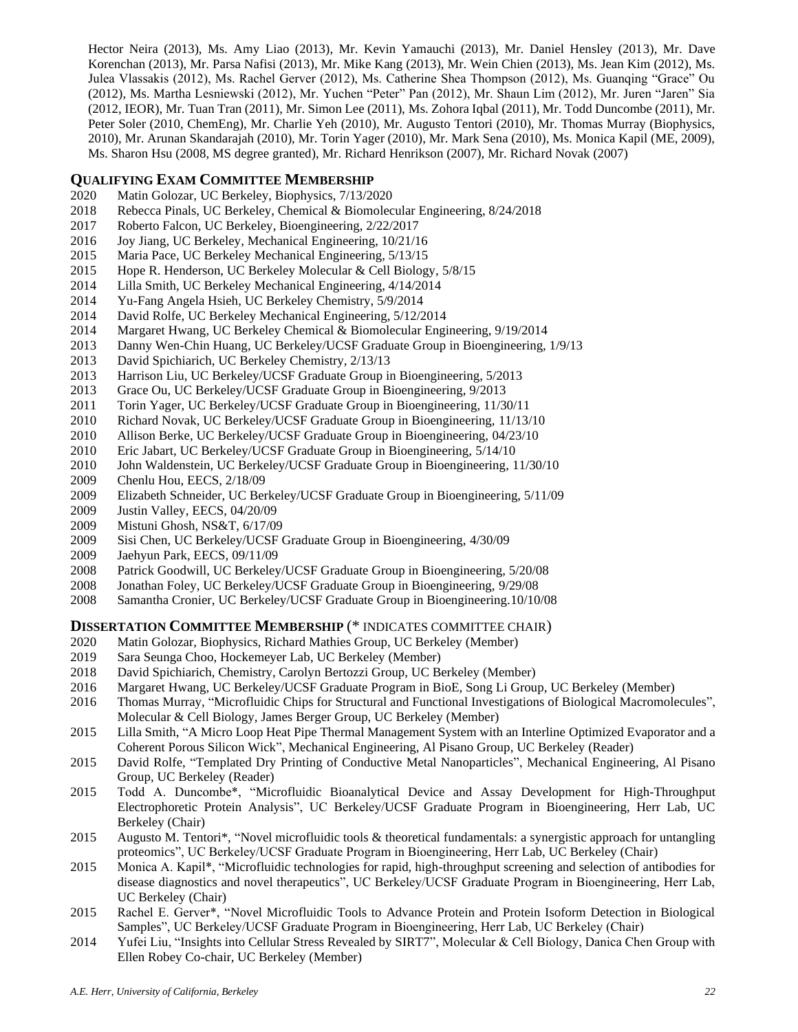Hector Neira (2013), Ms. Amy Liao (2013), Mr. Kevin Yamauchi (2013), Mr. Daniel Hensley (2013), Mr. Dave Korenchan (2013), Mr. Parsa Nafisi (2013), Mr. Mike Kang (2013), Mr. Wein Chien (2013), Ms. Jean Kim (2012), Ms. Julea Vlassakis (2012), Ms. Rachel Gerver (2012), Ms. Catherine Shea Thompson (2012), Ms. Guanqing "Grace" Ou (2012), Ms. Martha Lesniewski (2012), Mr. Yuchen "Peter" Pan (2012), Mr. Shaun Lim (2012), Mr. Juren "Jaren" Sia (2012, IEOR), Mr. Tuan Tran (2011), Mr. Simon Lee (2011), Ms. Zohora Iqbal (2011), Mr. Todd Duncombe (2011), Mr. Peter Soler (2010, ChemEng), Mr. Charlie Yeh (2010), Mr. Augusto Tentori (2010), Mr. Thomas Murray (Biophysics, 2010), Mr. Arunan Skandarajah (2010), Mr. Torin Yager (2010), Mr. Mark Sena (2010), Ms. Monica Kapil (ME, 2009), Ms. Sharon Hsu (2008, MS degree granted), Mr. Richard Henrikson (2007), Mr. Richard Novak (2007)

## QUALIFYING EXAM COMMITTEE MEMBERSHIP

2020 Matin Golozar, UC Berkeley, Biophysics, 7/13/2020
2018 Rebecca Pinals, UC Berkeley, Chemical & Biomolecular Engineering, 8/24/2018
2017 Roberto Falcon, UC Berkeley, Bioengineering, 2/22/2017
2016 Joy Jiang, UC Berkeley, Mechanical Engineering, 10/21/16
2015 Maria Pace, UC Berkeley Mechanical Engineering, 5/13/15
2015 Hope R. Henderson, UC Berkeley Molecular & Cell Biology, 5/8/15
2014 Lilla Smith, UC Berkeley Mechanical Engineering, 4/14/2014
2014 Yu-Fang Angela Hsieh, UC Berkeley Chemistry, 5/9/2014
2014 David Rolfe, UC Berkeley Mechanical Engineering, 5/12/2014
2014 Margaret Hwang, UC Berkeley Chemical & Biomolecular Engineering, 9/19/2014
2013 Danny Wen-Chin Huang, UC Berkeley/UCSF Graduate Group in Bioengineering, 1/9/13
2013 David Spichiarich, UC Berkeley Chemistry, 2/13/13
2013 Harrison Liu, UC Berkeley/UCSF Graduate Group in Bioengineering, 5/2013
2013 Grace Ou, UC Berkeley/UCSF Graduate Group in Bioengineering, 9/2013
2011 Torin Yager, UC Berkeley/UCSF Graduate Group in Bioengineering, 11/30/11
2010 Richard Novak, UC Berkeley/UCSF Graduate Group in Bioengineering, 11/13/10
2010 Allison Berke, UC Berkeley/UCSF Graduate Group in Bioengineering, 04/23/10
2010 Eric Jabart, UC Berkeley/UCSF Graduate Group in Bioengineering, 5/14/10
2010 John Waldenstein, UC Berkeley/UCSF Graduate Group in Bioengineering, 11/30/10
2009 Chenlu Hou, EECS, 2/18/09
2009 Elizabeth Schneider, UC Berkeley/UCSF Graduate Group in Bioengineering, 5/11/09
2009 Justin Valley, EECS, 04/20/09
2009 Mistuni Ghosh, NS&T, 6/17/09
2009 Sisi Chen, UC Berkeley/UCSF Graduate Group in Bioengineering, 4/30/09
2009 Jaehyun Park, EECS, 09/11/09
2008 Patrick Goodwill, UC Berkeley/UCSF Graduate Group in Bioengineering, 5/20/08
2008 Jonathan Foley, UC Berkeley/UCSF Graduate Group in Bioengineering, 9/29/08
2008 Samantha Cronier, UC Berkeley/UCSF Graduate Group in Bioengineering.10/10/08

## DISSERTATION COMMITTEE MEMBERSHIP (* INDICATES COMMITTEE CHAIR)

2020 Matin Golozar, Biophysics, Richard Mathies Group, UC Berkeley (Member)
2019 Sara Seunga Choo, Hockemeyer Lab, UC Berkeley (Member)
2018 David Spichiarich, Chemistry, Carolyn Bertozzi Group, UC Berkeley (Member)
2016 Margaret Hwang, UC Berkeley/UCSF Graduate Program in BioE, Song Li Group, UC Berkeley (Member)
2016 Thomas Murray, "Microfluidic Chips for Structural and Functional Investigations of Biological Macromolecules", Molecular & Cell Biology, James Berger Group, UC Berkeley (Member)
2015 Lilla Smith, "A Micro Loop Heat Pipe Thermal Management System with an Interline Optimized Evaporator and a Coherent Porous Silicon Wick", Mechanical Engineering, Al Pisano Group, UC Berkeley (Reader)
2015 David Rolfe, "Templated Dry Printing of Conductive Metal Nanoparticles", Mechanical Engineering, Al Pisano Group, UC Berkeley (Reader)
2015 Todd A. Duncombe*, "Microfluidic Bioanalytical Device and Assay Development for High-Throughput Electrophoretic Protein Analysis", UC Berkeley/UCSF Graduate Program in Bioengineering, Herr Lab, UC Berkeley (Chair)
2015 Augusto M. Tentori*, "Novel microfluidic tools & theoretical fundamentals: a synergistic approach for untangling proteomics", UC Berkeley/UCSF Graduate Program in Bioengineering, Herr Lab, UC Berkeley (Chair)
2015 Monica A. Kapil*, "Microfluidic technologies for rapid, high-throughput screening and selection of antibodies for disease diagnostics and novel therapeutics", UC Berkeley/UCSF Graduate Program in Bioengineering, Herr Lab, UC Berkeley (Chair)
2015 Rachel E. Gerver*, "Novel Microfluidic Tools to Advance Protein and Protein Isoform Detection in Biological Samples", UC Berkeley/UCSF Graduate Program in Bioengineering, Herr Lab, UC Berkeley (Chair)
2014 Yufei Liu, "Insights into Cellular Stress Revealed by SIRT7", Molecular & Cell Biology, Danica Chen Group with Ellen Robey Co-chair, UC Berkeley (Member)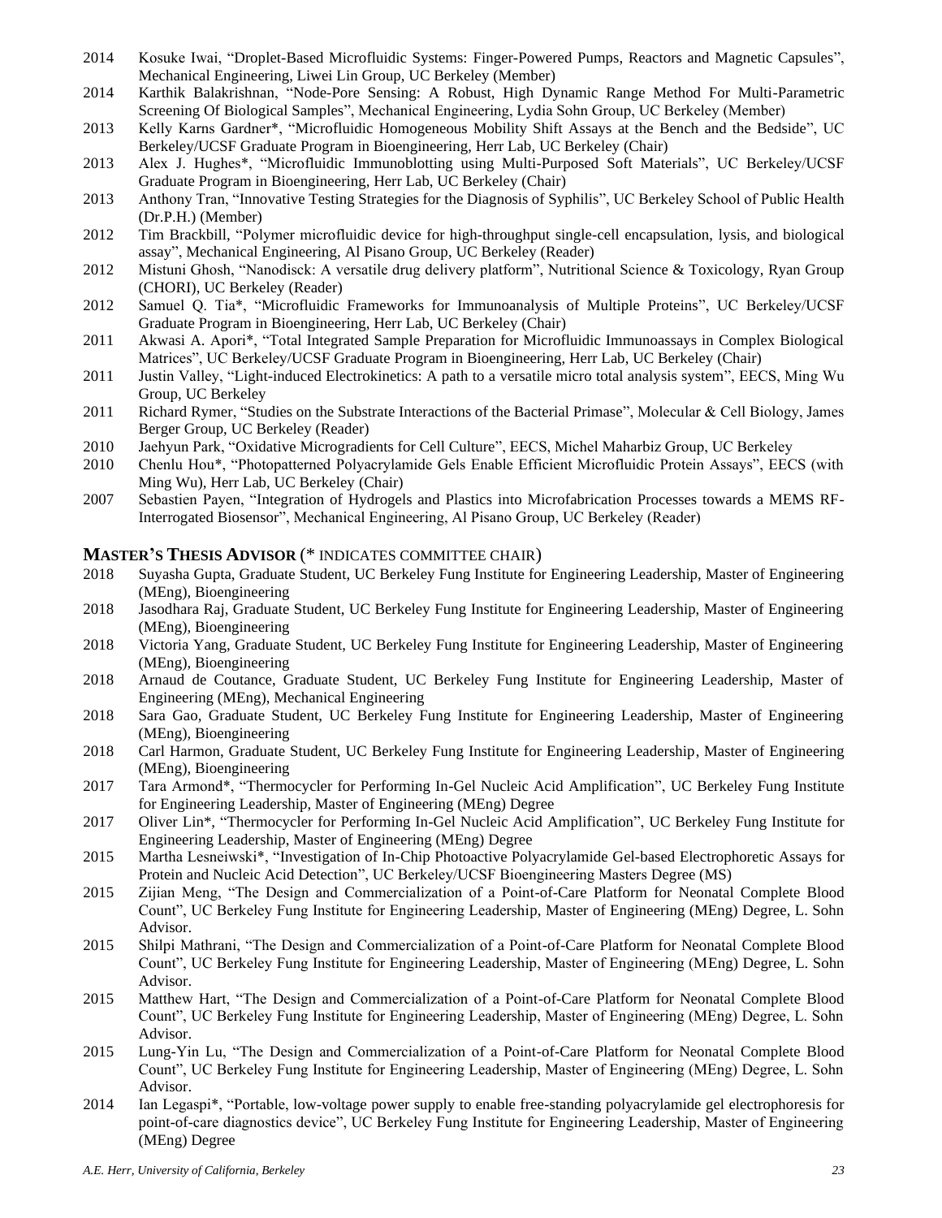2014 Kosuke Iwai, "Droplet-Based Microfluidic Systems: Finger-Powered Pumps, Reactors and Magnetic Capsules", Mechanical Engineering, Liwei Lin Group, UC Berkeley (Member)

2014 Karthik Balakrishnan, "Node-Pore Sensing: A Robust, High Dynamic Range Method For Multi-Parametric Screening Of Biological Samples", Mechanical Engineering, Lydia Sohn Group, UC Berkeley (Member)

2013 Kelly Karns Gardner*, "Microfluidic Homogeneous Mobility Shift Assays at the Bench and the Bedside", UC Berkeley/UCSF Graduate Program in Bioengineering, Herr Lab, UC Berkeley (Chair)

2013 Alex J. Hughes*, "Microfluidic Immunoblotting using Multi-Purposed Soft Materials", UC Berkeley/UCSF Graduate Program in Bioengineering, Herr Lab, UC Berkeley (Chair)

2013 Anthony Tran, "Innovative Testing Strategies for the Diagnosis of Syphilis", UC Berkeley School of Public Health (Dr.P.H.) (Member)

2012 Tim Brackbill, "Polymer microfluidic device for high-throughput single-cell encapsulation, lysis, and biological assay", Mechanical Engineering, Al Pisano Group, UC Berkeley (Reader)

2012 Mistuni Ghosh, "Nanodisck: A versatile drug delivery platform", Nutritional Science & Toxicology, Ryan Group (CHORI), UC Berkeley (Reader)

2012 Samuel Q. Tia*, "Microfluidic Frameworks for Immunoanalysis of Multiple Proteins", UC Berkeley/UCSF Graduate Program in Bioengineering, Herr Lab, UC Berkeley (Chair)

2011 Akwasi A. Apori*, "Total Integrated Sample Preparation for Microfluidic Immunoassays in Complex Biological Matrices", UC Berkeley/UCSF Graduate Program in Bioengineering, Herr Lab, UC Berkeley (Chair)

2011 Justin Valley, "Light-induced Electrokinetics: A path to a versatile micro total analysis system", EECS, Ming Wu Group, UC Berkeley

2011 Richard Rymer, "Studies on the Substrate Interactions of the Bacterial Primase", Molecular & Cell Biology, James Berger Group, UC Berkeley (Reader)

2010 Jaehyun Park, "Oxidative Microgradients for Cell Culture", EECS, Michel Maharbiz Group, UC Berkeley

2010 Chenlu Hou*, "Photopatterned Polyacrylamide Gels Enable Efficient Microfluidic Protein Assays", EECS (with Ming Wu), Herr Lab, UC Berkeley (Chair)

2007 Sebastien Payen, "Integration of Hydrogels and Plastics into Microfabrication Processes towards a MEMS RF-Interrogated Biosensor", Mechanical Engineering, Al Pisano Group, UC Berkeley (Reader)

## MASTER'S THESIS ADVISOR (* INDICATES COMMITTEE CHAIR)

2018 Suyasha Gupta, Graduate Student, UC Berkeley Fung Institute for Engineering Leadership, Master of Engineering (MEng), Bioengineering

2018 Jasodhara Raj, Graduate Student, UC Berkeley Fung Institute for Engineering Leadership, Master of Engineering (MEng), Bioengineering

2018 Victoria Yang, Graduate Student, UC Berkeley Fung Institute for Engineering Leadership, Master of Engineering (MEng), Bioengineering

2018 Arnaud de Coutance, Graduate Student, UC Berkeley Fung Institute for Engineering Leadership, Master of Engineering (MEng), Mechanical Engineering

2018 Sara Gao, Graduate Student, UC Berkeley Fung Institute for Engineering Leadership, Master of Engineering (MEng), Bioengineering

2018 Carl Harmon, Graduate Student, UC Berkeley Fung Institute for Engineering Leadership, Master of Engineering (MEng), Bioengineering

2017 Tara Armond*, "Thermocycler for Performing In-Gel Nucleic Acid Amplification", UC Berkeley Fung Institute for Engineering Leadership, Master of Engineering (MEng) Degree

2017 Oliver Lin*, "Thermocycler for Performing In-Gel Nucleic Acid Amplification", UC Berkeley Fung Institute for Engineering Leadership, Master of Engineering (MEng) Degree

2015 Martha Lesneiwski*, "Investigation of In-Chip Photoactive Polyacrylamide Gel-based Electrophoretic Assays for Protein and Nucleic Acid Detection", UC Berkeley/UCSF Bioengineering Masters Degree (MS)

2015 Zijian Meng, "The Design and Commercialization of a Point-of-Care Platform for Neonatal Complete Blood Count", UC Berkeley Fung Institute for Engineering Leadership, Master of Engineering (MEng) Degree, L. Sohn Advisor.

2015 Shilpi Mathrani, "The Design and Commercialization of a Point-of-Care Platform for Neonatal Complete Blood Count", UC Berkeley Fung Institute for Engineering Leadership, Master of Engineering (MEng) Degree, L. Sohn Advisor.

2015 Matthew Hart, "The Design and Commercialization of a Point-of-Care Platform for Neonatal Complete Blood Count", UC Berkeley Fung Institute for Engineering Leadership, Master of Engineering (MEng) Degree, L. Sohn Advisor.

2015 Lung-Yin Lu, "The Design and Commercialization of a Point-of-Care Platform for Neonatal Complete Blood Count", UC Berkeley Fung Institute for Engineering Leadership, Master of Engineering (MEng) Degree, L. Sohn Advisor.

2014 Ian Legaspi*, "Portable, low-voltage power supply to enable free-standing polyacrylamide gel electrophoresis for point-of-care diagnostics device", UC Berkeley Fung Institute for Engineering Leadership, Master of Engineering (MEng) Degree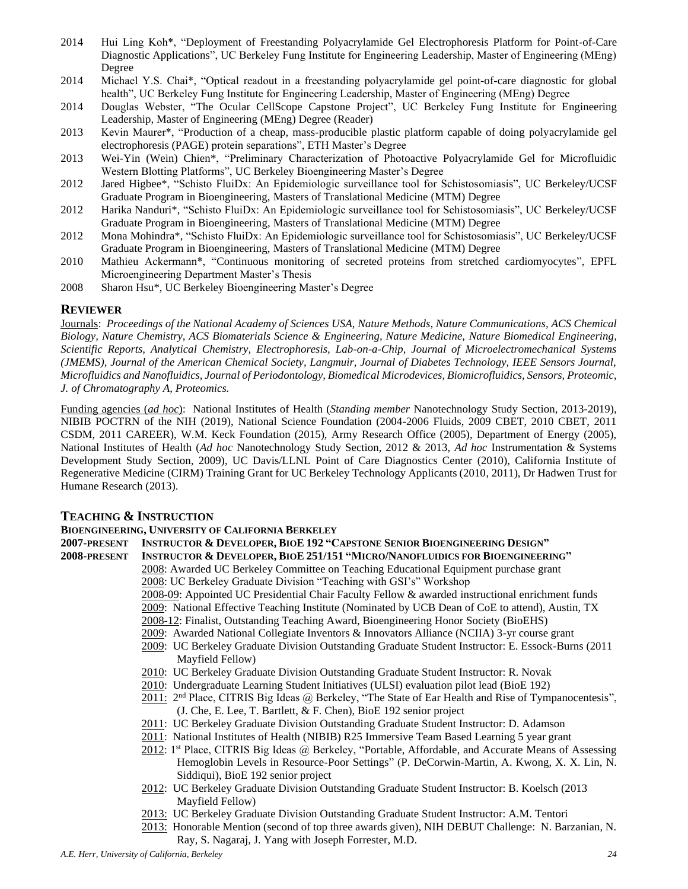2014 Hui Ling Koh*, "Deployment of Freestanding Polyacrylamide Gel Electrophoresis Platform for Point-of-Care Diagnostic Applications", UC Berkeley Fung Institute for Engineering Leadership, Master of Engineering (MEng) Degree

2014 Michael Y.S. Chai*, "Optical readout in a freestanding polyacrylamide gel point-of-care diagnostic for global health", UC Berkeley Fung Institute for Engineering Leadership, Master of Engineering (MEng) Degree

2014 Douglas Webster, "The Ocular CellScope Capstone Project", UC Berkeley Fung Institute for Engineering Leadership, Master of Engineering (MEng) Degree (Reader)

2013 Kevin Maurer*, "Production of a cheap, mass-producible plastic platform capable of doing polyacrylamide gel electrophoresis (PAGE) protein separations", ETH Master's Degree

2013 Wei-Yin (Wein) Chien*, "Preliminary Characterization of Photoactive Polyacrylamide Gel for Microfluidic Western Blotting Platforms", UC Berkeley Bioengineering Master's Degree

2012 Jared Higbee*, "Schisto FluiDx: An Epidemiologic surveillance tool for Schistosomiasis", UC Berkeley/UCSF Graduate Program in Bioengineering, Masters of Translational Medicine (MTM) Degree

2012 Harika Nanduri*, "Schisto FluiDx: An Epidemiologic surveillance tool for Schistosomiasis", UC Berkeley/UCSF Graduate Program in Bioengineering, Masters of Translational Medicine (MTM) Degree

2012 Mona Mohindra*, "Schisto FluiDx: An Epidemiologic surveillance tool for Schistosomiasis", UC Berkeley/UCSF Graduate Program in Bioengineering, Masters of Translational Medicine (MTM) Degree

2010 Mathieu Ackermann*, "Continuous monitoring of secreted proteins from stretched cardiomyocytes", EPFL Microengineering Department Master's Thesis

2008 Sharon Hsu*, UC Berkeley Bioengineering Master's Degree

## REVIEWER

Journals: *Proceedings of the National Academy of Sciences USA, Nature Methods, Nature Communications, ACS Chemical Biology, Nature Chemistry, ACS Biomaterials Science & Engineering, Nature Medicine, Nature Biomedical Engineering, Scientific Reports, Analytical Chemistry, Electrophoresis, Lab-on-a-Chip, Journal of Microelectromechanical Systems (JMEMS), Journal of the American Chemical Society, Langmuir, Journal of Diabetes Technology, IEEE Sensors Journal, Microfluidics and Nanofluidics, Journal of Periodontology, Biomedical Microdevices, Biomicrofluidics, Sensors, Proteomic, J. of Chromatography A, Proteomics.*

Funding agencies (*ad hoc*): National Institutes of Health (*Standing member* Nanotechnology Study Section, 2013-2019), NIBIB POCTRN of the NIH (2019), National Science Foundation (2004-2006 Fluids, 2009 CBET, 2010 CBET, 2011 CSDM, 2011 CAREER), W.M. Keck Foundation (2015), Army Research Office (2005), Department of Energy (2005), National Institutes of Health (*Ad hoc* Nanotechnology Study Section, 2012 & 2013, *Ad hoc* Instrumentation & Systems Development Study Section, 2009), UC Davis/LLNL Point of Care Diagnostics Center (2010), California Institute of Regenerative Medicine (CIRM) Training Grant for UC Berkeley Technology Applicants (2010, 2011), Dr Hadwen Trust for Humane Research (2013).

## TEACHING & INSTRUCTION

### BIOENGINEERING, UNIVERSITY OF CALIFORNIA BERKELEY

**2007-PRESENT INSTRUCTOR & DEVELOPER, BIOE 192 "CAPSTONE SENIOR BIOENGINEERING DESIGN"**

**2008-PRESENT INSTRUCTOR & DEVELOPER, BIOE 251/151 "MICRO/NANOFLUIDICS FOR BIOENGINEERING"**

- 2008: Awarded UC Berkeley Committee on Teaching Educational Equipment purchase grant
- 2008: UC Berkeley Graduate Division "Teaching with GSI's" Workshop
- 2008-09: Appointed UC Presidential Chair Faculty Fellow & awarded instructional enrichment funds
- 2009: National Effective Teaching Institute (Nominated by UCB Dean of CoE to attend), Austin, TX
- 2008-12: Finalist, Outstanding Teaching Award, Bioengineering Honor Society (BioEHS)
- 2009: Awarded National Collegiate Inventors & Innovators Alliance (NCIIA) 3-yr course grant
- 2009: UC Berkeley Graduate Division Outstanding Graduate Student Instructor: E. Essock-Burns (2011 Mayfield Fellow)
- 2010: UC Berkeley Graduate Division Outstanding Graduate Student Instructor: R. Novak
- 2010: Undergraduate Learning Student Initiatives (ULSI) evaluation pilot lead (BioE 192)
- 2011: 2nd Place, CITRIS Big Ideas @ Berkeley, "The State of Ear Health and Rise of Tympanocentesis", (J. Che, E. Lee, T. Bartlett, & F. Chen), BioE 192 senior project
- 2011: UC Berkeley Graduate Division Outstanding Graduate Student Instructor: D. Adamson
- 2011: National Institutes of Health (NIBIB) R25 Immersive Team Based Learning 5 year grant
- 2012: 1st Place, CITRIS Big Ideas @ Berkeley, "Portable, Affordable, and Accurate Means of Assessing Hemoglobin Levels in Resource-Poor Settings" (P. DeCorwin-Martin, A. Kwong, X. X. Lin, N. Siddiqui), BioE 192 senior project
- 2012: UC Berkeley Graduate Division Outstanding Graduate Student Instructor: B. Koelsch (2013 Mayfield Fellow)
- 2013: UC Berkeley Graduate Division Outstanding Graduate Student Instructor: A.M. Tentori
- 2013: Honorable Mention (second of top three awards given), NIH DEBUT Challenge: N. Barzanian, N. Ray, S. Nagaraj, J. Yang with Joseph Forrester, M.D.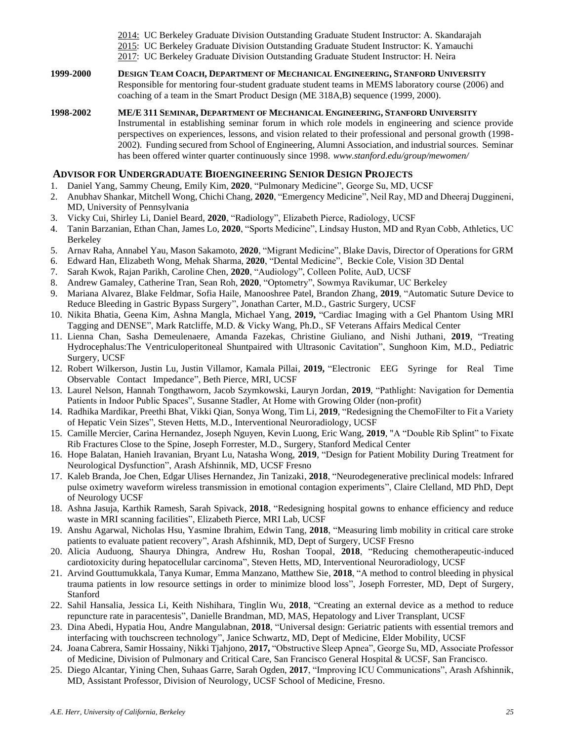2014: UC Berkeley Graduate Division Outstanding Graduate Student Instructor: A. Skandarajah
2015: UC Berkeley Graduate Division Outstanding Graduate Student Instructor: K. Yamauchi
2017: UC Berkeley Graduate Division Outstanding Graduate Student Instructor: H. Neira

**1999-2000** **DESIGN TEAM COACH, DEPARTMENT OF MECHANICAL ENGINEERING, STANFORD UNIVERSITY**
Responsible for mentoring four-student graduate student teams in MEMS laboratory course (2006) and coaching of a team in the Smart Product Design (ME 318A,B) sequence (1999, 2000).

**1998-2002** **ME/E 311 SEMINAR, DEPARTMENT OF MECHANICAL ENGINEERING, STANFORD UNIVERSITY**
Instrumental in establishing seminar forum in which role models in engineering and science provide perspectives on experiences, lessons, and vision related to their professional and personal growth (1998-2002). Funding secured from School of Engineering, Alumni Association, and industrial sources. Seminar has been offered winter quarter continuously since 1998. *www.stanford.edu/group/mewomen/*

## ADVISOR FOR UNDERGRADUATE BIOENGINEERING SENIOR DESIGN PROJECTS

1. Daniel Yang, Sammy Cheung, Emily Kim, **2020**, "Pulmonary Medicine", George Su, MD, UCSF
2. Anubhav Shankar, Mitchell Wong, Chichi Chang, **2020**, "Emergency Medicine", Neil Ray, MD and Dheeraj Duggineni, MD, University of Pennsylvania
3. Vicky Cui, Shirley Li, Daniel Beard, **2020**, "Radiology", Elizabeth Pierce, Radiology, UCSF
4. Tanin Barzanian, Ethan Chan, James Lo, **2020**, "Sports Medicine", Lindsay Huston, MD and Ryan Cobb, Athletics, UC Berkeley
5. Arnav Raha, Annabel Yau, Mason Sakamoto, **2020**, "Migrant Medicine", Blake Davis, Director of Operations for GRM
6. Edward Han, Elizabeth Wong, Mehak Sharma, **2020**, "Dental Medicine", Beckie Cole, Vision 3D Dental
7. Sarah Kwok, Rajan Parikh, Caroline Chen, **2020**, "Audiology", Colleen Polite, AuD, UCSF
8. Andrew Gamaley, Catherine Tran, Sean Roh, **2020**, "Optometry", Sowmya Ravikumar, UC Berkeley
9. Mariana Alvarez, Blake Feldmar, Sofia Haile, Manooshree Patel, Brandon Zhang, **2019**, "Automatic Suture Device to Reduce Bleeding in Gastric Bypass Surgery", Jonathan Carter, M.D., Gastric Surgery, UCSF
10. Nikita Bhatia, Geena Kim, Ashna Mangla, Michael Yang, **2019,** "Cardiac Imaging with a Gel Phantom Using MRI Tagging and DENSE", Mark Ratcliffe, M.D. & Vicky Wang, Ph.D., SF Veterans Affairs Medical Center
11. Lienna Chan, Sasha Demeulenaere, Amanda Fazekas, Christine Giuliano, and Nishi Juthani, **2019**, "Treating Hydrocephalus:The Ventriculoperitoneal Shuntpaired with Ultrasonic Cavitation", Sunghoon Kim, M.D., Pediatric Surgery, UCSF
12. Robert Wilkerson, Justin Lu, Justin Villamor, Kamala Pillai, **2019,** "Electronic EEG Syringe for Real Time Observable Contact Impedance", Beth Pierce, MRI, UCSF
13. Laurel Nelson, Hannah Tongthaworn, Jacob Szymkowski, Lauryn Jordan, **2019**, "Pathlight: Navigation for Dementia Patients in Indoor Public Spaces", Susanne Stadler, At Home with Growing Older (non-profit)
14. Radhika Mardikar, Preethi Bhat, Vikki Qian, Sonya Wong, Tim Li, **2019**, "Redesigning the ChemoFilter to Fit a Variety of Hepatic Vein Sizes", Steven Hetts, M.D., Interventional Neuroradiology, UCSF
15. Camille Mercier, Carina Hernandez, Joseph Nguyen, Kevin Luong, Eric Wang, **2019**, "A "Double Rib Splint" to Fixate Rib Fractures Close to the Spine, Joseph Forrester, M.D., Surgery, Stanford Medical Center
16. Hope Balatan, Hanieh Iravanian, Bryant Lu, Natasha Wong, **2019**, "Design for Patient Mobility During Treatment for Neurological Dysfunction", Arash Afshinnik, MD, UCSF Fresno
17. Kaleb Branda, Joe Chen, Edgar Ulises Hernandez, Jin Tanizaki, **2018**, "Neurodegenerative preclinical models: Infrared pulse oximetry waveform wireless transmission in emotional contagion experiments", Claire Clelland, MD PhD, Dept of Neurology UCSF
18. Ashna Jasuja, Karthik Ramesh, Sarah Spivack, **2018**, "Redesigning hospital gowns to enhance efficiency and reduce waste in MRI scanning facilities", Elizabeth Pierce, MRI Lab, UCSF
19. Anshu Agarwal, Nicholas Hsu, Yasmine Ibrahim, Edwin Tang, **2018**, "Measuring limb mobility in critical care stroke patients to evaluate patient recovery", Arash Afshinnik, MD, Dept of Surgery, UCSF Fresno
20. Alicia Auduong, Shaurya Dhingra, Andrew Hu, Roshan Toopal, **2018**, "Reducing chemotherapeutic-induced cardiotoxicity during hepatocellular carcinoma", Steven Hetts, MD, Interventional Neuroradiology, UCSF
21. Arvind Gouttumukkala, Tanya Kumar, Emma Manzano, Matthew Sie, **2018**, "A method to control bleeding in physical trauma patients in low resource settings in order to minimize blood loss", Joseph Forrester, MD, Dept of Surgery, Stanford
22. Sahil Hansalia, Jessica Li, Keith Nishihara, Tinglin Wu, **2018**, "Creating an external device as a method to reduce repuncture rate in paracentesis", Danielle Brandman, MD, MAS, Hepatology and Liver Transplant, UCSF
23. Dina Abedi, Hypatia Hou, Andre Mangulabnan, **2018**, "Universal design: Geriatric patients with essential tremors and interfacing with touchscreen technology", Janice Schwartz, MD, Dept of Medicine, Elder Mobility, UCSF
24. Joana Cabrera, Samir Hossainy, Nikki Tjahjono, **2017,** "Obstructive Sleep Apnea", George Su, MD, Associate Professor of Medicine, Division of Pulmonary and Critical Care, San Francisco General Hospital & UCSF, San Francisco.
25. Diego Alcantar, Yining Chen, Suhaas Garre, Sarah Ogden, **2017**, "Improving ICU Communications", Arash Afshinnik, MD, Assistant Professor, Division of Neurology, UCSF School of Medicine, Fresno.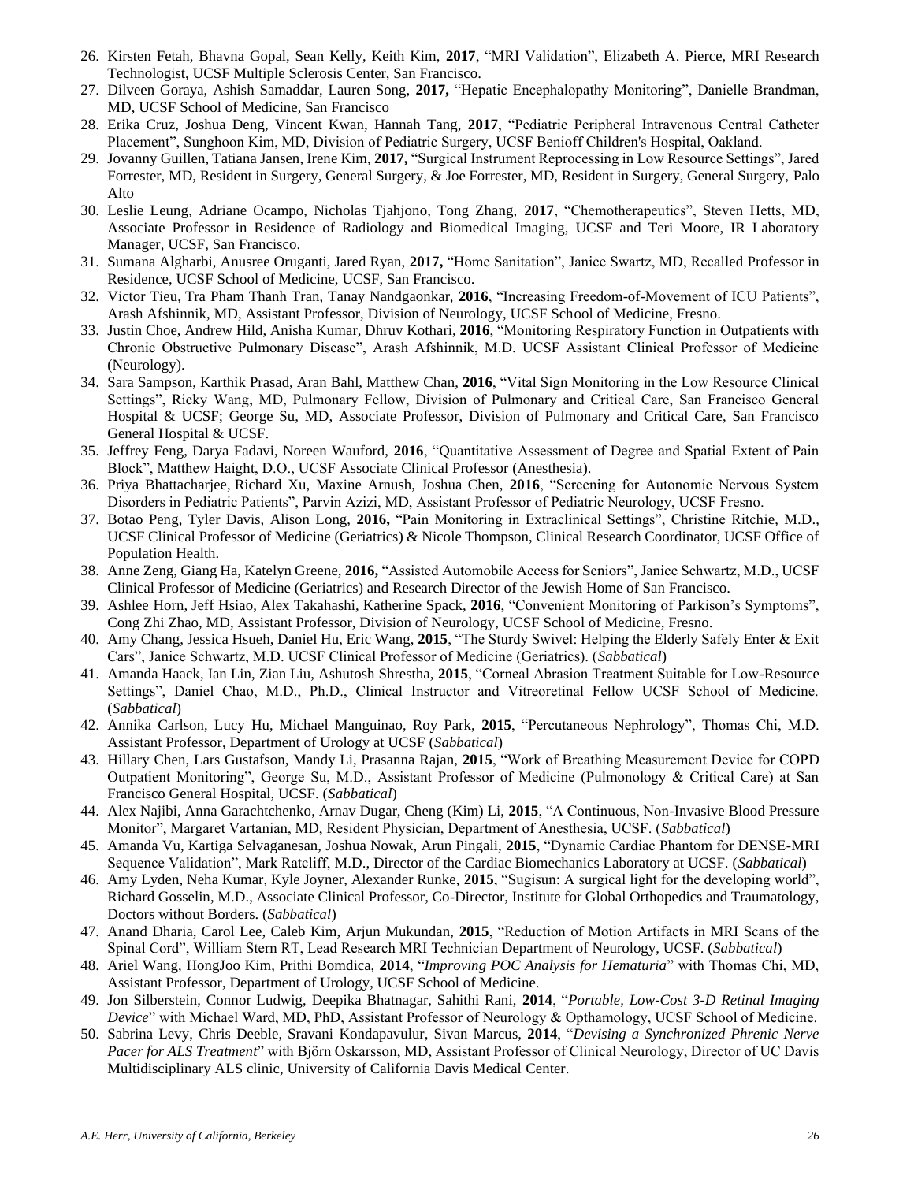26. Kirsten Fetah, Bhavna Gopal, Sean Kelly, Keith Kim, **2017**, "MRI Validation", Elizabeth A. Pierce, MRI Research Technologist, UCSF Multiple Sclerosis Center, San Francisco.
27. Dilveen Goraya, Ashish Samaddar, Lauren Song, **2017,** "Hepatic Encephalopathy Monitoring", Danielle Brandman, MD, UCSF School of Medicine, San Francisco
28. Erika Cruz, Joshua Deng, Vincent Kwan, Hannah Tang, **2017**, "Pediatric Peripheral Intravenous Central Catheter Placement", Sunghoon Kim, MD, Division of Pediatric Surgery, UCSF Benioff Children's Hospital, Oakland.
29. Jovanny Guillen, Tatiana Jansen, Irene Kim, **2017,** "Surgical Instrument Reprocessing in Low Resource Settings", Jared Forrester, MD, Resident in Surgery, General Surgery, & Joe Forrester, MD, Resident in Surgery, General Surgery, Palo Alto
30. Leslie Leung, Adriane Ocampo, Nicholas Tjahjono, Tong Zhang, **2017**, "Chemotherapeutics", Steven Hetts, MD, Associate Professor in Residence of Radiology and Biomedical Imaging, UCSF and Teri Moore, IR Laboratory Manager, UCSF, San Francisco.
31. Sumana Algharbi, Anusree Oruganti, Jared Ryan, **2017,** "Home Sanitation", Janice Swartz, MD, Recalled Professor in Residence, UCSF School of Medicine, UCSF, San Francisco.
32. Victor Tieu, Tra Pham Thanh Tran, Tanay Nandgaonkar, **2016**, "Increasing Freedom-of-Movement of ICU Patients", Arash Afshinnik, MD, Assistant Professor, Division of Neurology, UCSF School of Medicine, Fresno.
33. Justin Choe, Andrew Hild, Anisha Kumar, Dhruv Kothari, **2016**, "Monitoring Respiratory Function in Outpatients with Chronic Obstructive Pulmonary Disease", Arash Afshinnik, M.D. UCSF Assistant Clinical Professor of Medicine (Neurology).
34. Sara Sampson, Karthik Prasad, Aran Bahl, Matthew Chan, **2016**, "Vital Sign Monitoring in the Low Resource Clinical Settings", Ricky Wang, MD, Pulmonary Fellow, Division of Pulmonary and Critical Care, San Francisco General Hospital & UCSF; George Su, MD, Associate Professor, Division of Pulmonary and Critical Care, San Francisco General Hospital & UCSF.
35. Jeffrey Feng, Darya Fadavi, Noreen Wauford, **2016**, "Quantitative Assessment of Degree and Spatial Extent of Pain Block", Matthew Haight, D.O., UCSF Associate Clinical Professor (Anesthesia).
36. Priya Bhattacharjee, Richard Xu, Maxine Arnush, Joshua Chen, **2016**, "Screening for Autonomic Nervous System Disorders in Pediatric Patients", Parvin Azizi, MD, Assistant Professor of Pediatric Neurology, UCSF Fresno.
37. Botao Peng, Tyler Davis, Alison Long, **2016,** "Pain Monitoring in Extraclinical Settings", Christine Ritchie, M.D., UCSF Clinical Professor of Medicine (Geriatrics) & Nicole Thompson, Clinical Research Coordinator, UCSF Office of Population Health.
38. Anne Zeng, Giang Ha, Katelyn Greene, **2016,** "Assisted Automobile Access for Seniors", Janice Schwartz, M.D., UCSF Clinical Professor of Medicine (Geriatrics) and Research Director of the Jewish Home of San Francisco.
39. Ashlee Horn, Jeff Hsiao, Alex Takahashi, Katherine Spack, **2016**, "Convenient Monitoring of Parkison's Symptoms", Cong Zhi Zhao, MD, Assistant Professor, Division of Neurology, UCSF School of Medicine, Fresno.
40. Amy Chang, Jessica Hsueh, Daniel Hu, Eric Wang, **2015**, "The Sturdy Swivel: Helping the Elderly Safely Enter & Exit Cars", Janice Schwartz, M.D. UCSF Clinical Professor of Medicine (Geriatrics). (*Sabbatical*)
41. Amanda Haack, Ian Lin, Zian Liu, Ashutosh Shrestha, **2015**, "Corneal Abrasion Treatment Suitable for Low-Resource Settings", Daniel Chao, M.D., Ph.D., Clinical Instructor and Vitreoretinal Fellow UCSF School of Medicine. (*Sabbatical*)
42. Annika Carlson, Lucy Hu, Michael Manguinao, Roy Park, **2015**, "Percutaneous Nephrology", Thomas Chi, M.D. Assistant Professor, Department of Urology at UCSF (*Sabbatical*)
43. Hillary Chen, Lars Gustafson, Mandy Li, Prasanna Rajan, **2015**, "Work of Breathing Measurement Device for COPD Outpatient Monitoring", George Su, M.D., Assistant Professor of Medicine (Pulmonology & Critical Care) at San Francisco General Hospital, UCSF. (*Sabbatical*)
44. Alex Najibi, Anna Garachtchenko, Arnav Dugar, Cheng (Kim) Li, **2015**, "A Continuous, Non-Invasive Blood Pressure Monitor", Margaret Vartanian, MD, Resident Physician, Department of Anesthesia, UCSF. (*Sabbatical*)
45. Amanda Vu, Kartiga Selvaganesan, Joshua Nowak, Arun Pingali, **2015**, "Dynamic Cardiac Phantom for DENSE-MRI Sequence Validation", Mark Ratcliff, M.D., Director of the Cardiac Biomechanics Laboratory at UCSF. (*Sabbatical*)
46. Amy Lyden, Neha Kumar, Kyle Joyner, Alexander Runke, **2015**, "Sugisun: A surgical light for the developing world", Richard Gosselin, M.D., Associate Clinical Professor, Co-Director, Institute for Global Orthopedics and Traumatology, Doctors without Borders. (*Sabbatical*)
47. Anand Dharia, Carol Lee, Caleb Kim, Arjun Mukundan, **2015**, "Reduction of Motion Artifacts in MRI Scans of the Spinal Cord", William Stern RT, Lead Research MRI Technician Department of Neurology, UCSF. (*Sabbatical*)
48. Ariel Wang, HongJoo Kim, Prithi Bomdica, **2014**, "*Improving POC Analysis for Hematuria*" with Thomas Chi, MD, Assistant Professor, Department of Urology, UCSF School of Medicine.
49. Jon Silberstein, Connor Ludwig, Deepika Bhatnagar, Sahithi Rani, **2014**, "*Portable, Low-Cost 3-D Retinal Imaging Device*" with Michael Ward, MD, PhD, Assistant Professor of Neurology & Opthamology, UCSF School of Medicine.
50. Sabrina Levy, Chris Deeble, Sravani Kondapavulur, Sivan Marcus, **2014**, "*Devising a Synchronized Phrenic Nerve Pacer for ALS Treatment*" with Björn Oskarsson, MD, Assistant Professor of Clinical Neurology, Director of UC Davis Multidisciplinary ALS clinic, University of California Davis Medical Center.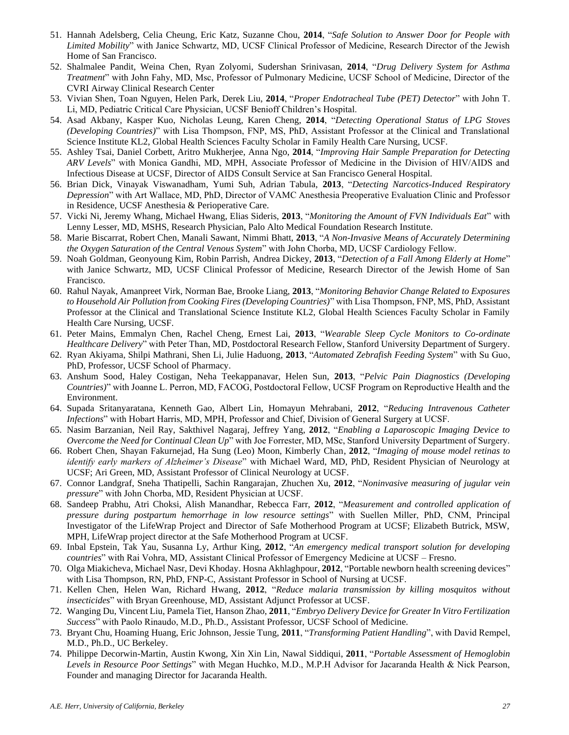51. Hannah Adelsberg, Celia Cheung, Eric Katz, Suzanne Chou, **2014**, "*Safe Solution to Answer Door for People with Limited Mobility*" with Janice Schwartz, MD, UCSF Clinical Professor of Medicine, Research Director of the Jewish Home of San Francisco.
52. Shalmalee Pandit, Weina Chen, Ryan Zolyomi, Sudershan Srinivasan, **2014**, "*Drug Delivery System for Asthma Treatment*" with John Fahy, MD, Msc, Professor of Pulmonary Medicine, UCSF School of Medicine, Director of the CVRI Airway Clinical Research Center
53. Vivian Shen, Toan Nguyen, Helen Park, Derek Liu, **2014**, "*Proper Endotracheal Tube (PET) Detector*" with John T. Li, MD, Pediatric Critical Care Physician, UCSF Benioff Children's Hospital.
54. Asad Akbany, Kasper Kuo, Nicholas Leung, Karen Cheng, **2014**, "*Detecting Operational Status of LPG Stoves (Developing Countries)*" with Lisa Thompson, FNP, MS, PhD, Assistant Professor at the Clinical and Translational Science Institute KL2, Global Health Sciences Faculty Scholar in Family Health Care Nursing, UCSF.
55. Ashley Tsai, Daniel Corbett, Aritro Mukherjee, Anna Ngo, **2014**, "*Improving Hair Sample Preparation for Detecting ARV Levels*" with Monica Gandhi, MD, MPH, Associate Professor of Medicine in the Division of HIV/AIDS and Infectious Disease at UCSF, Director of AIDS Consult Service at San Francisco General Hospital.
56. Brian Dick, Vinayak Viswanadham, Yumi Suh, Adrian Tabula, **2013**, "*Detecting Narcotics-Induced Respiratory Depression*" with Art Wallace, MD, PhD, Director of VAMC Anesthesia Preoperative Evaluation Clinic and Professor in Residence, UCSF Anesthesia & Perioperative Care.
57. Vicki Ni, Jeremy Whang, Michael Hwang, Elias Sideris, **2013**, "*Monitoring the Amount of FVN Individuals Eat*" with Lenny Lesser, MD, MSHS, Research Physician, Palo Alto Medical Foundation Research Institute.
58. Marie Biscarrat, Robert Chen, Manali Sawant, Nimmi Bhatt, **2013**, "*A Non-Invasive Means of Accurately Determining the Oxygen Saturation of the Central Venous System*" with John Chorba, MD, UCSF Cardiology Fellow.
59. Noah Goldman, Geonyoung Kim, Robin Parrish, Andrea Dickey, **2013**, "*Detection of a Fall Among Elderly at Home*" with Janice Schwartz, MD, UCSF Clinical Professor of Medicine, Research Director of the Jewish Home of San Francisco.
60. Rahul Nayak, Amanpreet Virk, Norman Bae, Brooke Liang, **2013**, "*Monitoring Behavior Change Related to Exposures to Household Air Pollution from Cooking Fires (Developing Countries)*" with Lisa Thompson, FNP, MS, PhD, Assistant Professor at the Clinical and Translational Science Institute KL2, Global Health Sciences Faculty Scholar in Family Health Care Nursing, UCSF.
61. Peter Mains, Emmalyn Chen, Rachel Cheng, Ernest Lai, **2013**, "*Wearable Sleep Cycle Monitors to Co-ordinate Healthcare Delivery*" with Peter Than, MD, Postdoctoral Research Fellow, Stanford University Department of Surgery.
62. Ryan Akiyama, Shilpi Mathrani, Shen Li, Julie Haduong, **2013**, "*Automated Zebrafish Feeding System*" with Su Guo, PhD, Professor, UCSF School of Pharmacy.
63. Anshum Sood, Haley Costigan, Neha Teekappanavar, Helen Sun, **2013**, "*Pelvic Pain Diagnostics (Developing Countries)*" with Joanne L. Perron, MD, FACOG, Postdoctoral Fellow, UCSF Program on Reproductive Health and the Environment.
64. Supada Sritanyaratana, Kenneth Gao, Albert Lin, Homayun Mehrabani, **2012**, "*Reducing Intravenous Catheter Infections*" with Hobart Harris, MD, MPH, Professor and Chief, Division of General Surgery at UCSF.
65. Nasim Barzanian, Neil Ray, Sakthivel Nagaraj, Jeffrey Yang, **2012**, "*Enabling a Laparoscopic Imaging Device to Overcome the Need for Continual Clean Up*" with Joe Forrester, MD, MSc, Stanford University Department of Surgery.
66. Robert Chen, Shayan Fakurnejad, Ha Sung (Leo) Moon, Kimberly Chan, **2012**, "*Imaging of mouse model retinas to identify early markers of Alzheimer's Disease*" with Michael Ward, MD, PhD, Resident Physician of Neurology at UCSF; Ari Green, MD, Assistant Professor of Clinical Neurology at UCSF.
67. Connor Landgraf, Sneha Thatipelli, Sachin Rangarajan, Zhuchen Xu, **2012**, "*Noninvasive measuring of jugular vein pressure*" with John Chorba, MD, Resident Physician at UCSF.
68. Sandeep Prabhu, Atri Choksi, Alish Manandhar, Rebecca Farr, **2012**, "*Measurement and controlled application of pressure during postpartum hemorrhage in low resource settings*" with Suellen Miller, PhD, CNM, Principal Investigator of the LifeWrap Project and Director of Safe Motherhood Program at UCSF; Elizabeth Butrick, MSW, MPH, LifeWrap project director at the Safe Motherhood Program at UCSF.
69. Inbal Epstein, Tak Yau, Susanna Ly, Arthur King, **2012**, "*An emergency medical transport solution for developing countries*" with Rai Vohra, MD, Assistant Clinical Professor of Emergency Medicine at UCSF – Fresno.
70. Olga Miakicheva, Michael Nasr, Devi Khoday. Hosna Akhlaghpour, **2012**, "Portable newborn health screening devices" with Lisa Thompson, RN, PhD, FNP-C, Assistant Professor in School of Nursing at UCSF.
71. Kellen Chen, Helen Wan, Richard Hwang, **2012**, "*Reduce malaria transmission by killing mosquitos without insecticides*" with Bryan Greenhouse, MD, Assistant Adjunct Professor at UCSF.
72. Wanging Du, Vincent Liu, Pamela Tiet, Hanson Zhao, **2011**, "*Embryo Delivery Device for Greater In Vitro Fertilization Success*" with Paolo Rinaudo, M.D., Ph.D., Assistant Professor, UCSF School of Medicine.
73. Bryant Chu, Hoaming Huang, Eric Johnson, Jessie Tung, **2011**, "*Transforming Patient Handling*", with David Rempel, M.D., Ph.D., UC Berkeley.
74. Philippe Decorwin-Martin, Austin Kwong, Xin Xin Lin, Nawal Siddiqui, **2011**, "*Portable Assessment of Hemoglobin Levels in Resource Poor Settings*" with Megan Huchko, M.D., M.P.H Advisor for Jacaranda Health & Nick Pearson, Founder and managing Director for Jacaranda Health.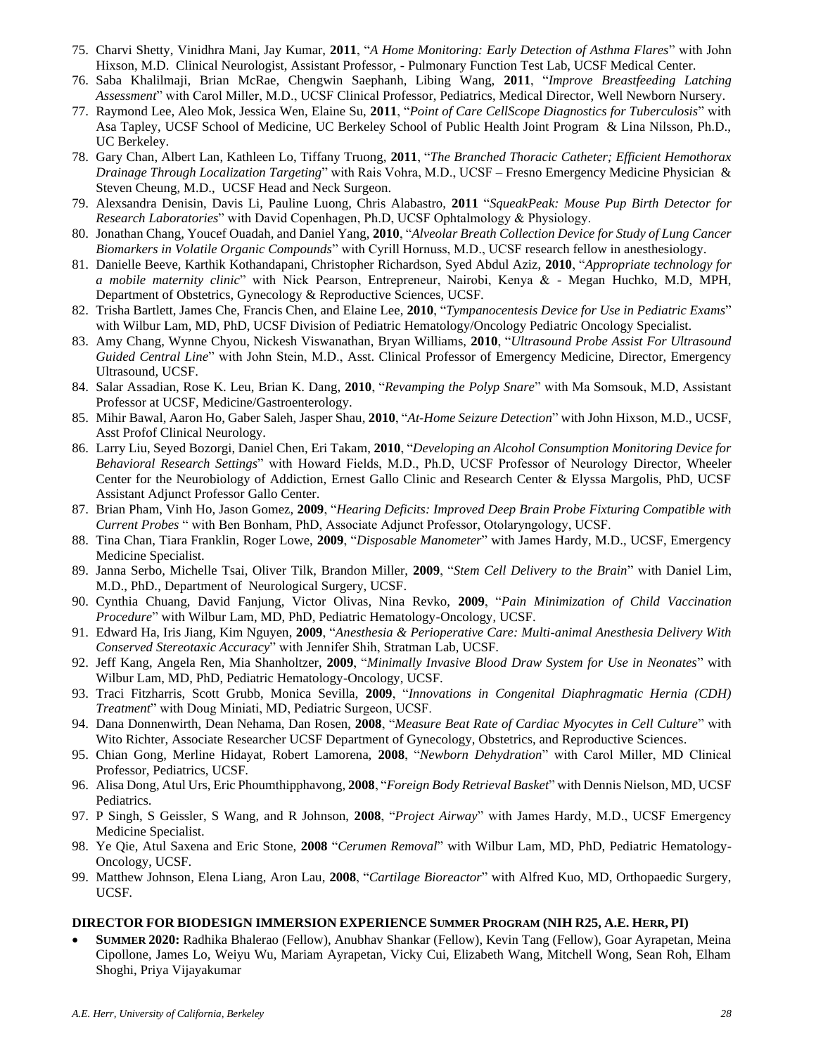75. Charvi Shetty, Vinidhra Mani, Jay Kumar, **2011**, "*A Home Monitoring: Early Detection of Asthma Flares*" with John Hixson, M.D. Clinical Neurologist, Assistant Professor, - Pulmonary Function Test Lab, UCSF Medical Center.
76. Saba Khalilmaji, Brian McRae, Chengwin Saephanh, Libing Wang, **2011**, "*Improve Breastfeeding Latching Assessment*" with Carol Miller, M.D., UCSF Clinical Professor, Pediatrics, Medical Director, Well Newborn Nursery.
77. Raymond Lee, Aleo Mok, Jessica Wen, Elaine Su, **2011**, "*Point of Care CellScope Diagnostics for Tuberculosis*" with Asa Tapley, UCSF School of Medicine, UC Berkeley School of Public Health Joint Program & Lina Nilsson, Ph.D., UC Berkeley.
78. Gary Chan, Albert Lan, Kathleen Lo, Tiffany Truong, **2011**, "*The Branched Thoracic Catheter; Efficient Hemothorax Drainage Through Localization Targeting*" with Rais Vohra, M.D., UCSF – Fresno Emergency Medicine Physician & Steven Cheung, M.D., UCSF Head and Neck Surgeon.
79. Alexsandra Denisin, Davis Li, Pauline Luong, Chris Alabastro, **2011** "*SqueakPeak: Mouse Pup Birth Detector for Research Laboratories*" with David Copenhagen, Ph.D, UCSF Ophtalmology & Physiology.
80. Jonathan Chang, Youcef Ouadah, and Daniel Yang, **2010**, "*Alveolar Breath Collection Device for Study of Lung Cancer Biomarkers in Volatile Organic Compounds*" with Cyrill Hornuss, M.D., UCSF research fellow in anesthesiology.
81. Danielle Beeve, Karthik Kothandapani, Christopher Richardson, Syed Abdul Aziz, **2010**, "*Appropriate technology for a mobile maternity clinic*" with Nick Pearson, Entrepreneur, Nairobi, Kenya & - Megan Huchko, M.D, MPH, Department of Obstetrics, Gynecology & Reproductive Sciences, UCSF.
82. Trisha Bartlett, James Che, Francis Chen, and Elaine Lee, **2010**, "*Tympanocentesis Device for Use in Pediatric Exams*" with Wilbur Lam, MD, PhD, UCSF Division of Pediatric Hematology/Oncology Pediatric Oncology Specialist.
83. Amy Chang, Wynne Chyou, Nickesh Viswanathan, Bryan Williams, **2010**, "*Ultrasound Probe Assist For Ultrasound Guided Central Line*" with John Stein, M.D., Asst. Clinical Professor of Emergency Medicine, Director, Emergency Ultrasound, UCSF.
84. Salar Assadian, Rose K. Leu, Brian K. Dang, **2010**, "*Revamping the Polyp Snare*" with Ma Somsouk, M.D, Assistant Professor at UCSF, Medicine/Gastroenterology.
85. Mihir Bawal, Aaron Ho, Gaber Saleh, Jasper Shau, **2010**, "*At-Home Seizure Detection*" with John Hixson, M.D., UCSF, Asst Profof Clinical Neurology.
86. Larry Liu, Seyed Bozorgi, Daniel Chen, Eri Takam, **2010**, "*Developing an Alcohol Consumption Monitoring Device for Behavioral Research Settings*" with Howard Fields, M.D., Ph.D, UCSF Professor of Neurology Director, Wheeler Center for the Neurobiology of Addiction, Ernest Gallo Clinic and Research Center & Elyssa Margolis, PhD, UCSF Assistant Adjunct Professor Gallo Center.
87. Brian Pham, Vinh Ho, Jason Gomez, **2009**, "*Hearing Deficits: Improved Deep Brain Probe Fixturing Compatible with Current Probes* " with Ben Bonham, PhD, Associate Adjunct Professor, Otolaryngology, UCSF.
88. Tina Chan, Tiara Franklin, Roger Lowe, **2009**, "*Disposable Manometer*" with James Hardy, M.D., UCSF, Emergency Medicine Specialist.
89. Janna Serbo, Michelle Tsai, Oliver Tilk, Brandon Miller, **2009**, "*Stem Cell Delivery to the Brain*" with Daniel Lim, M.D., PhD., Department of Neurological Surgery, UCSF.
90. Cynthia Chuang, David Fanjung, Victor Olivas, Nina Revko, **2009**, "*Pain Minimization of Child Vaccination Procedure*" with Wilbur Lam, MD, PhD, Pediatric Hematology-Oncology, UCSF.
91. Edward Ha, Iris Jiang, Kim Nguyen, **2009**, "*Anesthesia & Perioperative Care: Multi-animal Anesthesia Delivery With Conserved Stereotaxic Accuracy*" with Jennifer Shih, Stratman Lab, UCSF.
92. Jeff Kang, Angela Ren, Mia Shanholtzer, **2009**, "*Minimally Invasive Blood Draw System for Use in Neonates*" with Wilbur Lam, MD, PhD, Pediatric Hematology-Oncology, UCSF.
93. Traci Fitzharris, Scott Grubb, Monica Sevilla, **2009**, "*Innovations in Congenital Diaphragmatic Hernia (CDH) Treatment*" with Doug Miniati, MD, Pediatric Surgeon, UCSF.
94. Dana Donnenwirth, Dean Nehama, Dan Rosen, **2008**, "*Measure Beat Rate of Cardiac Myocytes in Cell Culture*" with Wito Richter, Associate Researcher UCSF Department of Gynecology, Obstetrics, and Reproductive Sciences.
95. Chian Gong, Merline Hidayat, Robert Lamorena, **2008**, "*Newborn Dehydration*" with Carol Miller, MD Clinical Professor, Pediatrics, UCSF.
96. Alisa Dong, Atul Urs, Eric Phoumthipphavong, **2008**, "*Foreign Body Retrieval Basket*" with Dennis Nielson, MD, UCSF Pediatrics.
97. P Singh, S Geissler, S Wang, and R Johnson, **2008**, "*Project Airway*" with James Hardy, M.D., UCSF Emergency Medicine Specialist.
98. Ye Qie, Atul Saxena and Eric Stone, **2008** "*Cerumen Removal*" with Wilbur Lam, MD, PhD, Pediatric Hematology-Oncology, UCSF.
99. Matthew Johnson, Elena Liang, Aron Lau, **2008**, "*Cartilage Bioreactor*" with Alfred Kuo, MD, Orthopaedic Surgery, UCSF.

**DIRECTOR FOR BIODESIGN IMMERSION EXPERIENCE SUMMER PROGRAM (NIH R25, A.E. HERR, PI)**

- **SUMMER 2020:** Radhika Bhalerao (Fellow), Anubhav Shankar (Fellow), Kevin Tang (Fellow), Goar Ayrapetan, Meina Cipollone, James Lo, Weiyu Wu, Mariam Ayrapetan, Vicky Cui, Elizabeth Wang, Mitchell Wong, Sean Roh, Elham Shoghi, Priya Vijayakumar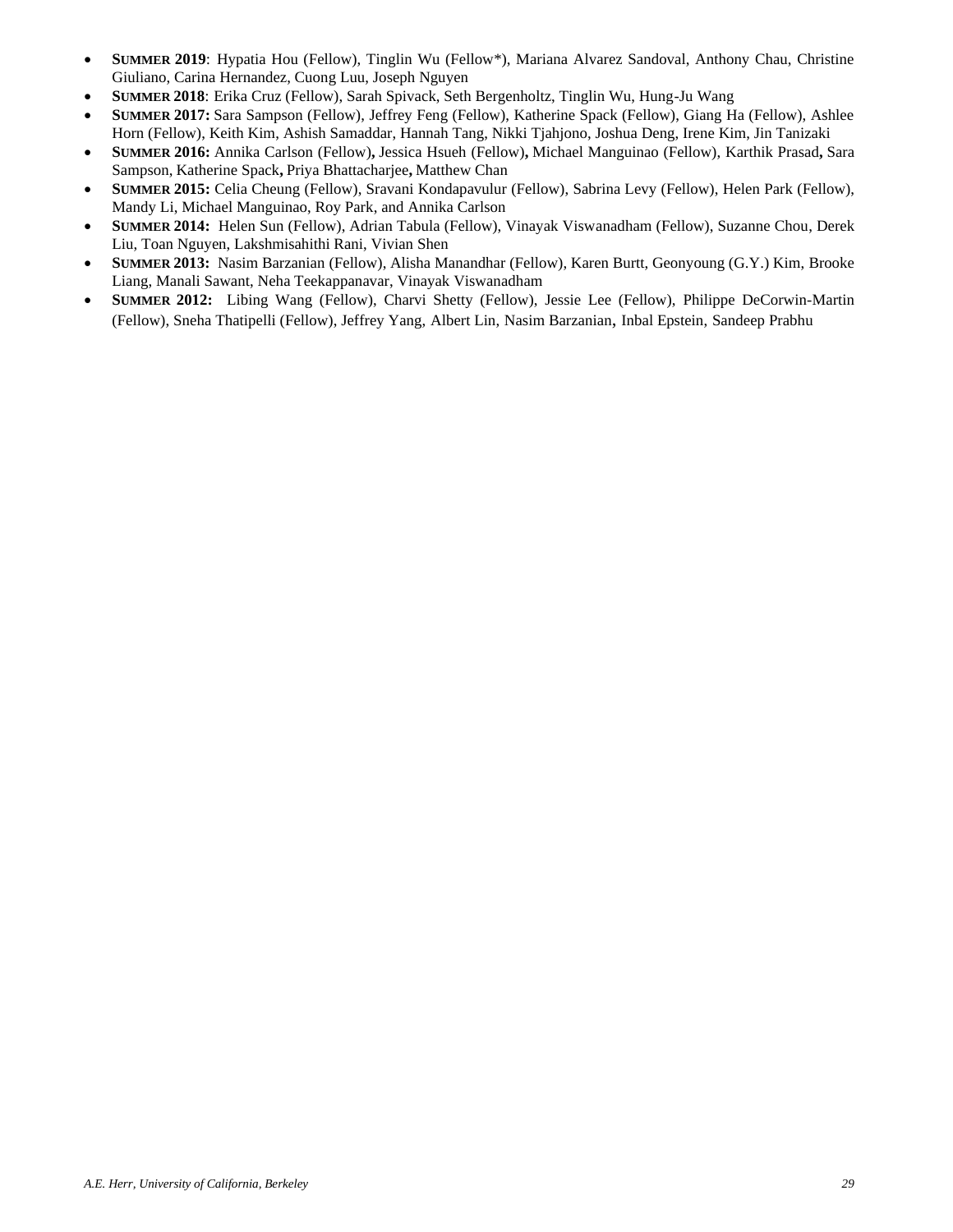- **SUMMER 2019**: Hypatia Hou (Fellow), Tinglin Wu (Fellow*), Mariana Alvarez Sandoval, Anthony Chau, Christine Giuliano, Carina Hernandez, Cuong Luu, Joseph Nguyen
- **SUMMER 2018**: Erika Cruz (Fellow), Sarah Spivack, Seth Bergenholtz, Tinglin Wu, Hung-Ju Wang
- **SUMMER 2017:** Sara Sampson (Fellow), Jeffrey Feng (Fellow), Katherine Spack (Fellow), Giang Ha (Fellow), Ashlee Horn (Fellow), Keith Kim, Ashish Samaddar, Hannah Tang, Nikki Tjahjono, Joshua Deng, Irene Kim, Jin Tanizaki
- **SUMMER 2016:** Annika Carlson (Fellow)**,** Jessica Hsueh (Fellow)**,** Michael Manguinao (Fellow), Karthik Prasad**,** Sara Sampson, Katherine Spack**,** Priya Bhattacharjee**,** Matthew Chan
- **SUMMER 2015:** Celia Cheung (Fellow), Sravani Kondapavulur (Fellow), Sabrina Levy (Fellow), Helen Park (Fellow), Mandy Li, Michael Manguinao, Roy Park, and Annika Carlson
- **SUMMER 2014:** Helen Sun (Fellow), Adrian Tabula (Fellow), Vinayak Viswanadham (Fellow), Suzanne Chou, Derek Liu, Toan Nguyen, Lakshmisahithi Rani, Vivian Shen
- **SUMMER 2013:** Nasim Barzanian (Fellow), Alisha Manandhar (Fellow), Karen Burtt, Geonyoung (G.Y.) Kim, Brooke Liang, Manali Sawant, Neha Teekappanavar, Vinayak Viswanadham
- **SUMMER 2012:** Libing Wang (Fellow), Charvi Shetty (Fellow), Jessie Lee (Fellow), Philippe DeCorwin-Martin (Fellow), Sneha Thatipelli (Fellow), Jeffrey Yang, Albert Lin, Nasim Barzanian**,** Inbal Epstein, Sandeep Prabhu